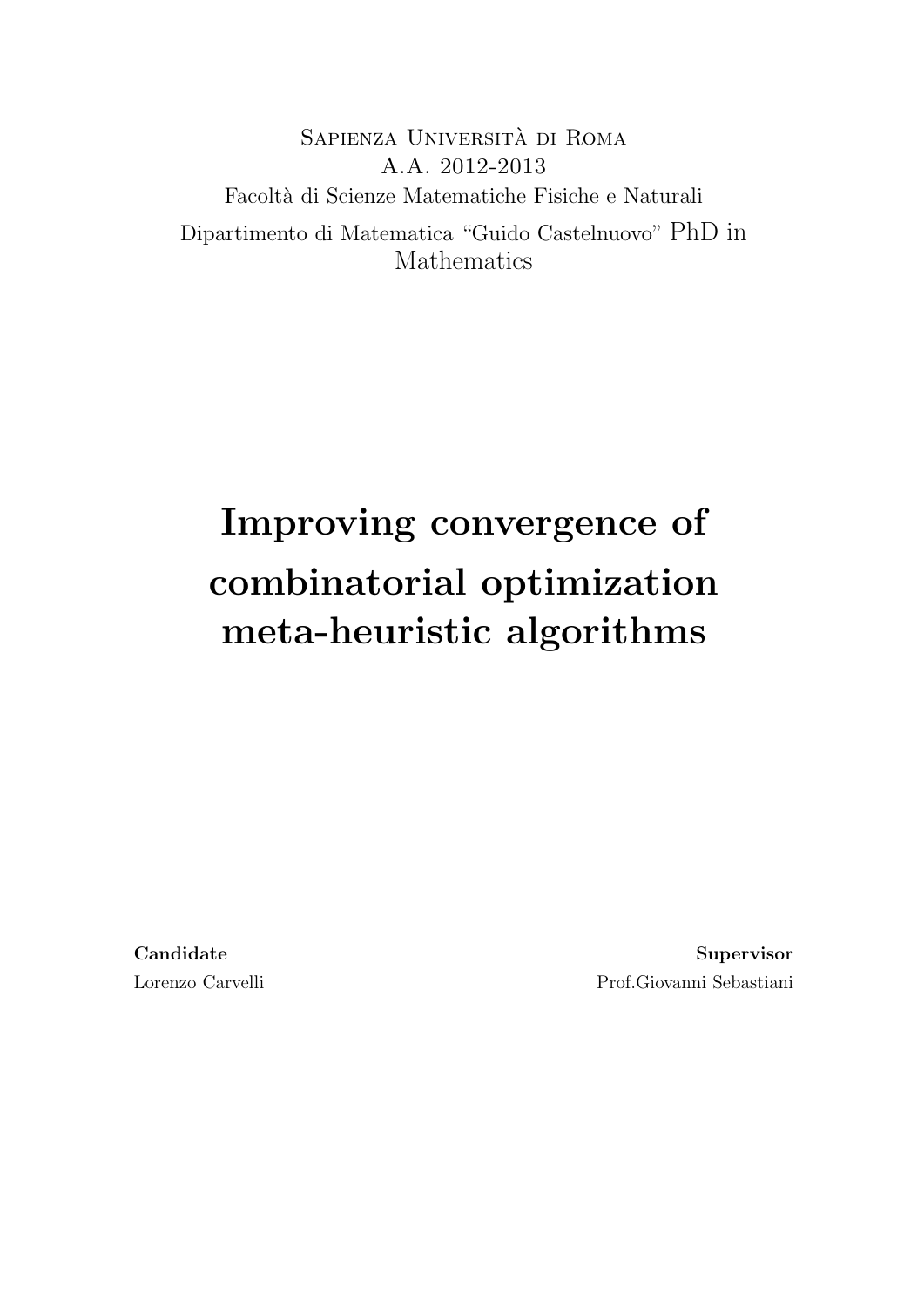Sapienza Università di Roma

A.A. 2012-2013

Facoltà di Scienze Matematiche Fisiche e Naturali

Dipartimento di Matematica "Guido Castelnuovo" PhD in Mathematics

# Improving convergence of combinatorial optimization meta-heuristic algorithms

**Candidate**

Lorenzo Carvelli

**Supervisor**

Prof.Giovanni Sebastiani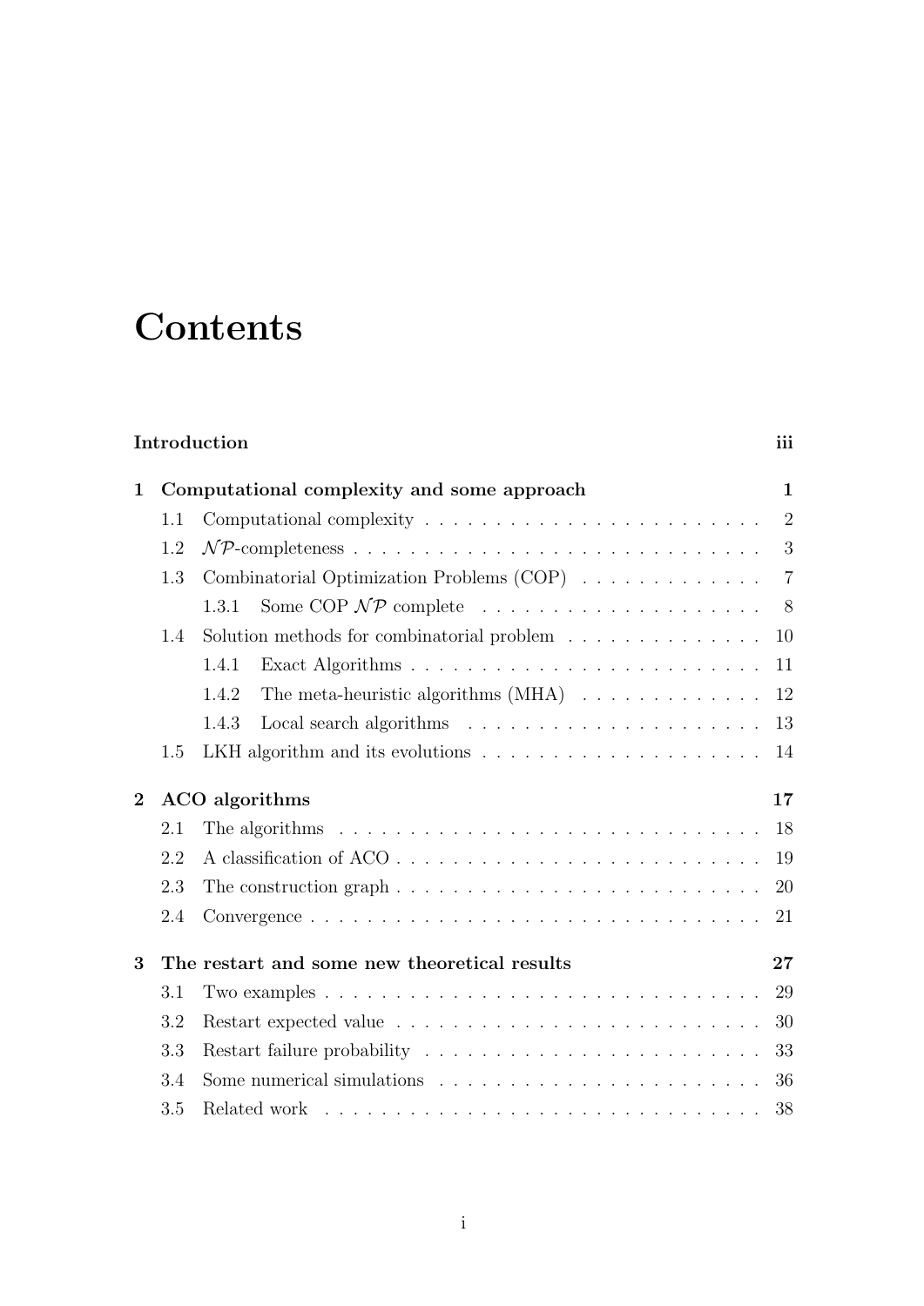# Contents

**Introduction** **iii**

**1 Computational complexity and some approach** **1**

- 1.1 Computational complexity . . . 2
- 1.2 $\mathcal{NP}$-completeness . . . 3
- 1.3 Combinatorial Optimization Problems (COP) . . . 7
  - 1.3.1 Some COP $\mathcal{NP}$ complete . . . 8
- 1.4 Solution methods for combinatorial problem . . . 10
  - 1.4.1 Exact Algorithms . . . 11
  - 1.4.2 The meta-heuristic algorithms (MHA) . . . 12
  - 1.4.3 Local search algorithms . . . 13
- 1.5 LKH algorithm and its evolutions . . . 14

**2 ACO algorithms** **17**

- 2.1 The algorithms . . . 18
- 2.2 A classification of ACO . . . 19
- 2.3 The construction graph . . . 20
- 2.4 Convergence . . . 21

**3 The restart and some new theoretical results** **27**

- 3.1 Two examples . . . 29
- 3.2 Restart expected value . . . 30
- 3.3 Restart failure probability . . . 33
- 3.4 Some numerical simulations . . . 36
- 3.5 Related work . . . 38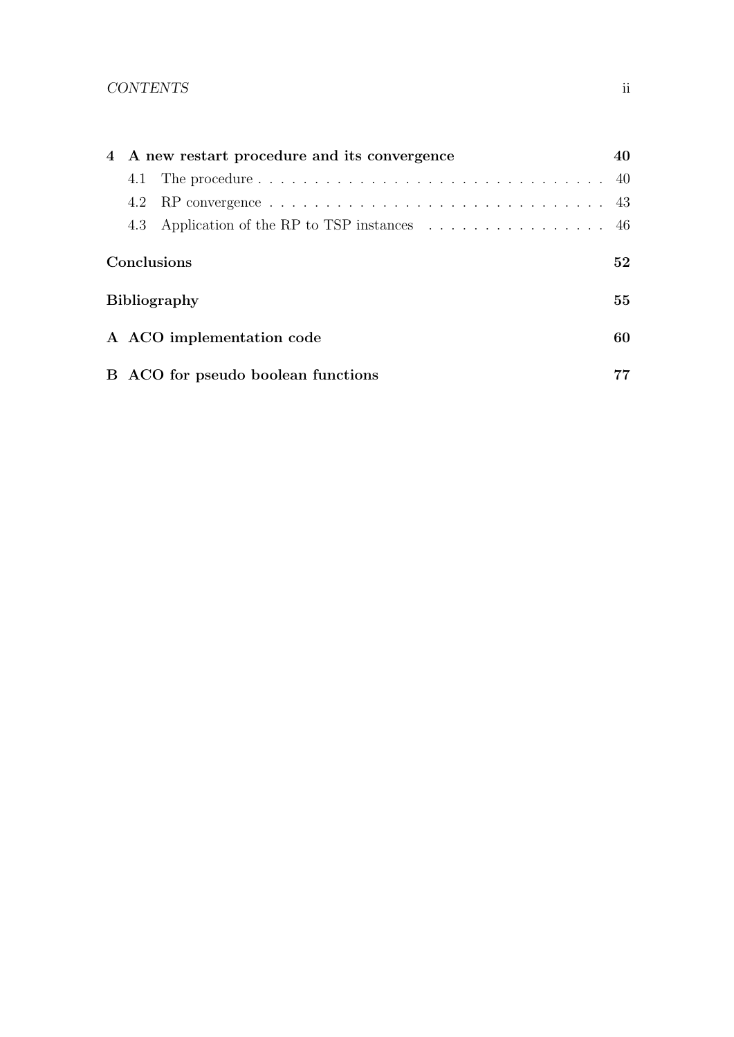**4 A new restart procedure and its convergence** **40**

4.1 The procedure . . . . . . . . . . . . . . . . . . . . . . . . . . . . . . 40

4.2 RP convergence . . . . . . . . . . . . . . . . . . . . . . . . . . . . . 43

4.3 Application of the RP to TSP instances . . . . . . . . . . . . . . . . 46

**Conclusions** **52**

**Bibliography** **55**

**A ACO implementation code** **60**

**B ACO for pseudo boolean functions** **77**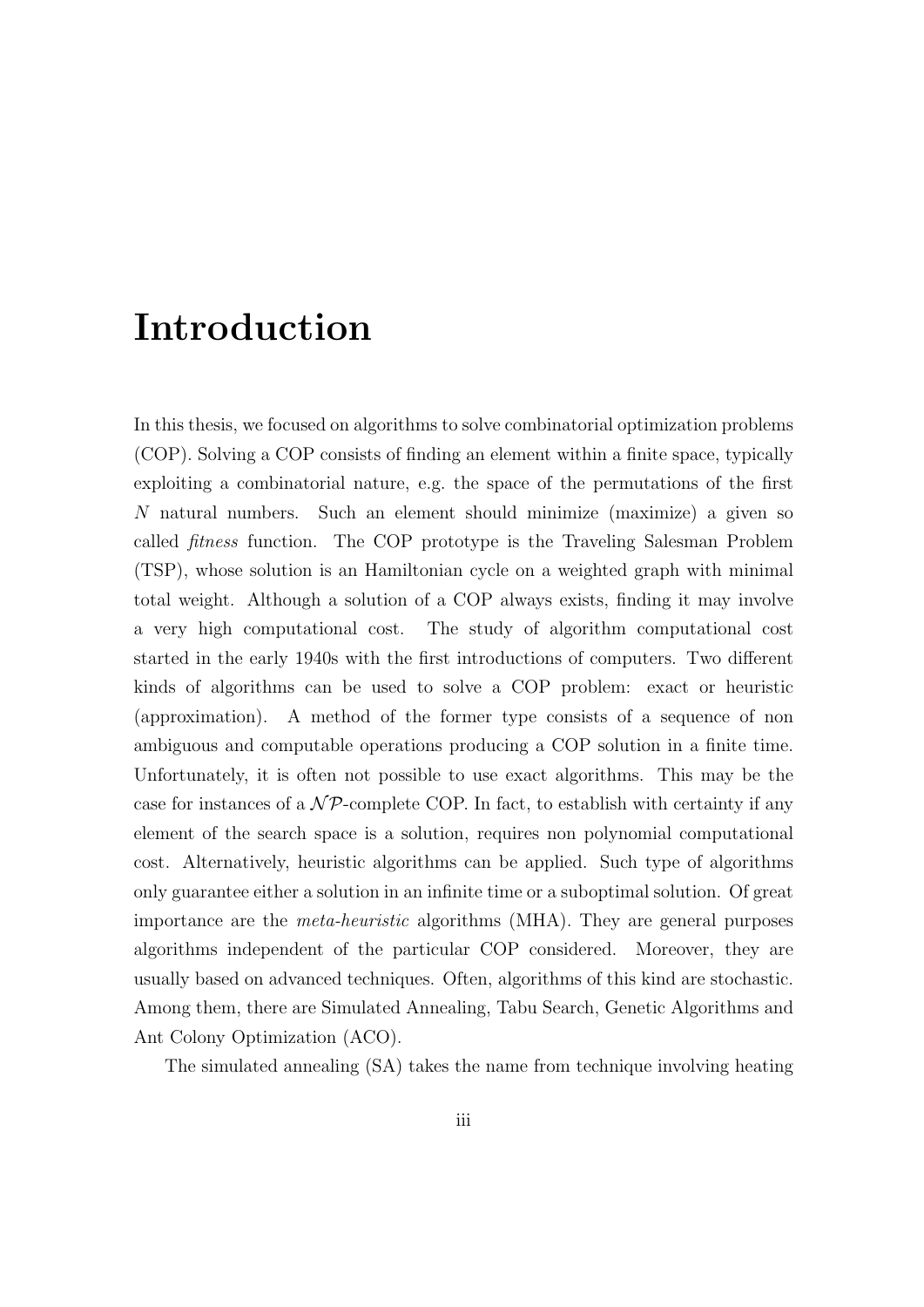# Introduction

In this thesis, we focused on algorithms to solve combinatorial optimization problems (COP). Solving a COP consists of finding an element within a finite space, typically exploiting a combinatorial nature, e.g. the space of the permutations of the first $N$ natural numbers. Such an element should minimize (maximize) a given so called *fitness* function. The COP prototype is the Traveling Salesman Problem (TSP), whose solution is an Hamiltonian cycle on a weighted graph with minimal total weight. Although a solution of a COP always exists, finding it may involve a very high computational cost. The study of algorithm computational cost started in the early 1940s with the first introductions of computers. Two different kinds of algorithms can be used to solve a COP problem: exact or heuristic (approximation). A method of the former type consists of a sequence of non ambiguous and computable operations producing a COP solution in a finite time. Unfortunately, it is often not possible to use exact algorithms. This may be the case for instances of a $\mathcal{NP}$-complete COP. In fact, to establish with certainty if any element of the search space is a solution, requires non polynomial computational cost. Alternatively, heuristic algorithms can be applied. Such type of algorithms only guarantee either a solution in an infinite time or a suboptimal solution. Of great importance are the *meta-heuristic* algorithms (MHA). They are general purposes algorithms independent of the particular COP considered. Moreover, they are usually based on advanced techniques. Often, algorithms of this kind are stochastic. Among them, there are Simulated Annealing, Tabu Search, Genetic Algorithms and Ant Colony Optimization (ACO).

The simulated annealing (SA) takes the name from technique involving heating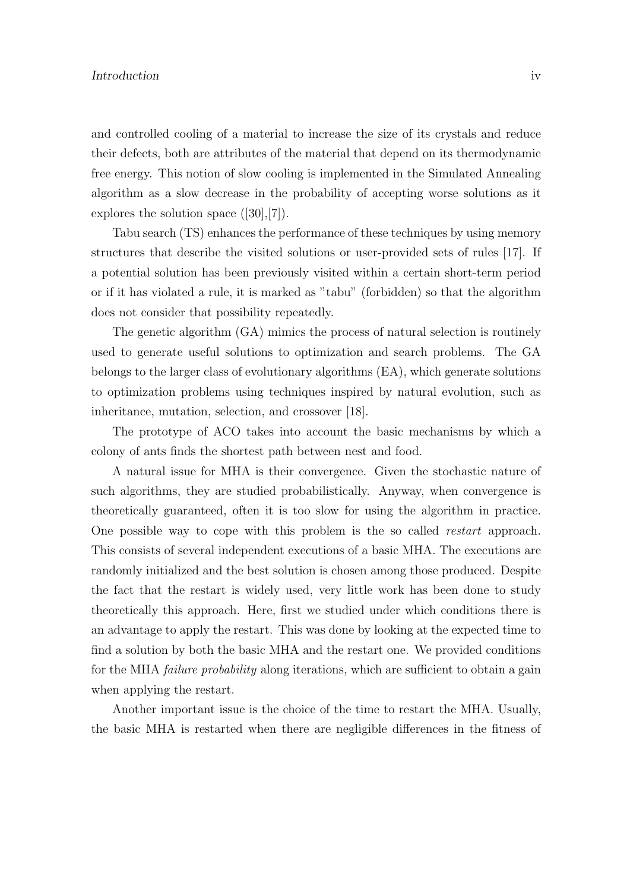and controlled cooling of a material to increase the size of its crystals and reduce their defects, both are attributes of the material that depend on its thermodynamic free energy. This notion of slow cooling is implemented in the Simulated Annealing algorithm as a slow decrease in the probability of accepting worse solutions as it explores the solution space ([30],[7]).

Tabu search (TS) enhances the performance of these techniques by using memory structures that describe the visited solutions or user-provided sets of rules [17]. If a potential solution has been previously visited within a certain short-term period or if it has violated a rule, it is marked as "tabu" (forbidden) so that the algorithm does not consider that possibility repeatedly.

The genetic algorithm (GA) mimics the process of natural selection is routinely used to generate useful solutions to optimization and search problems. The GA belongs to the larger class of evolutionary algorithms (EA), which generate solutions to optimization problems using techniques inspired by natural evolution, such as inheritance, mutation, selection, and crossover [18].

The prototype of ACO takes into account the basic mechanisms by which a colony of ants finds the shortest path between nest and food.

A natural issue for MHA is their convergence. Given the stochastic nature of such algorithms, they are studied probabilistically. Anyway, when convergence is theoretically guaranteed, often it is too slow for using the algorithm in practice. One possible way to cope with this problem is the so called *restart* approach. This consists of several independent executions of a basic MHA. The executions are randomly initialized and the best solution is chosen among those produced. Despite the fact that the restart is widely used, very little work has been done to study theoretically this approach. Here, first we studied under which conditions there is an advantage to apply the restart. This was done by looking at the expected time to find a solution by both the basic MHA and the restart one. We provided conditions for the MHA *failure probability* along iterations, which are sufficient to obtain a gain when applying the restart.

Another important issue is the choice of the time to restart the MHA. Usually, the basic MHA is restarted when there are negligible differences in the fitness of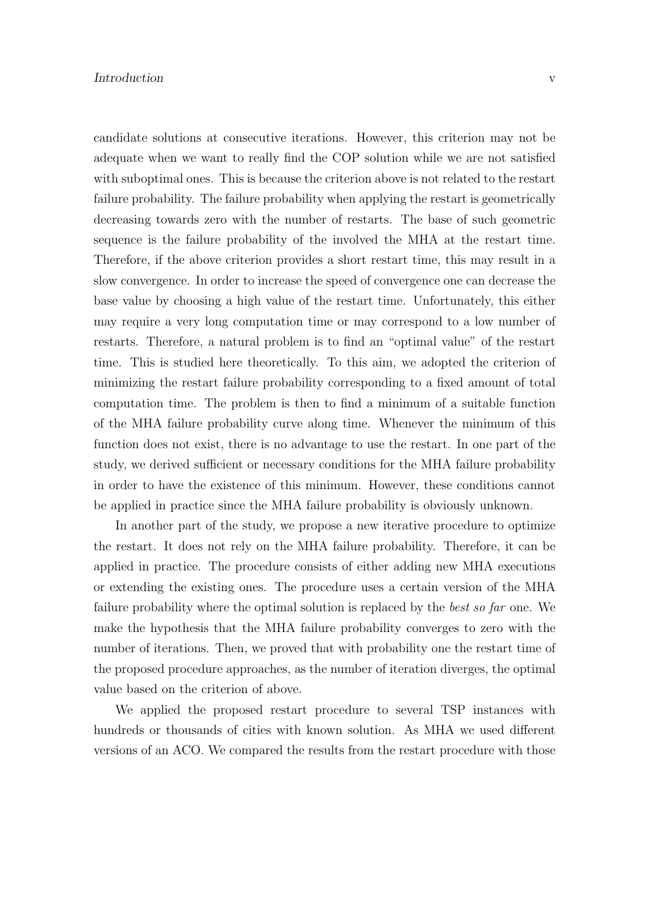candidate solutions at consecutive iterations. However, this criterion may not be adequate when we want to really find the COP solution while we are not satisfied with suboptimal ones. This is because the criterion above is not related to the restart failure probability. The failure probability when applying the restart is geometrically decreasing towards zero with the number of restarts. The base of such geometric sequence is the failure probability of the involved the MHA at the restart time. Therefore, if the above criterion provides a short restart time, this may result in a slow convergence. In order to increase the speed of convergence one can decrease the base value by choosing a high value of the restart time. Unfortunately, this either may require a very long computation time or may correspond to a low number of restarts. Therefore, a natural problem is to find an "optimal value" of the restart time. This is studied here theoretically. To this aim, we adopted the criterion of minimizing the restart failure probability corresponding to a fixed amount of total computation time. The problem is then to find a minimum of a suitable function of the MHA failure probability curve along time. Whenever the minimum of this function does not exist, there is no advantage to use the restart. In one part of the study, we derived sufficient or necessary conditions for the MHA failure probability in order to have the existence of this minimum. However, these conditions cannot be applied in practice since the MHA failure probability is obviously unknown.

In another part of the study, we propose a new iterative procedure to optimize the restart. It does not rely on the MHA failure probability. Therefore, it can be applied in practice. The procedure consists of either adding new MHA executions or extending the existing ones. The procedure uses a certain version of the MHA failure probability where the optimal solution is replaced by the *best so far* one. We make the hypothesis that the MHA failure probability converges to zero with the number of iterations. Then, we proved that with probability one the restart time of the proposed procedure approaches, as the number of iteration diverges, the optimal value based on the criterion of above.

We applied the proposed restart procedure to several TSP instances with hundreds or thousands of cities with known solution. As MHA we used different versions of an ACO. We compared the results from the restart procedure with those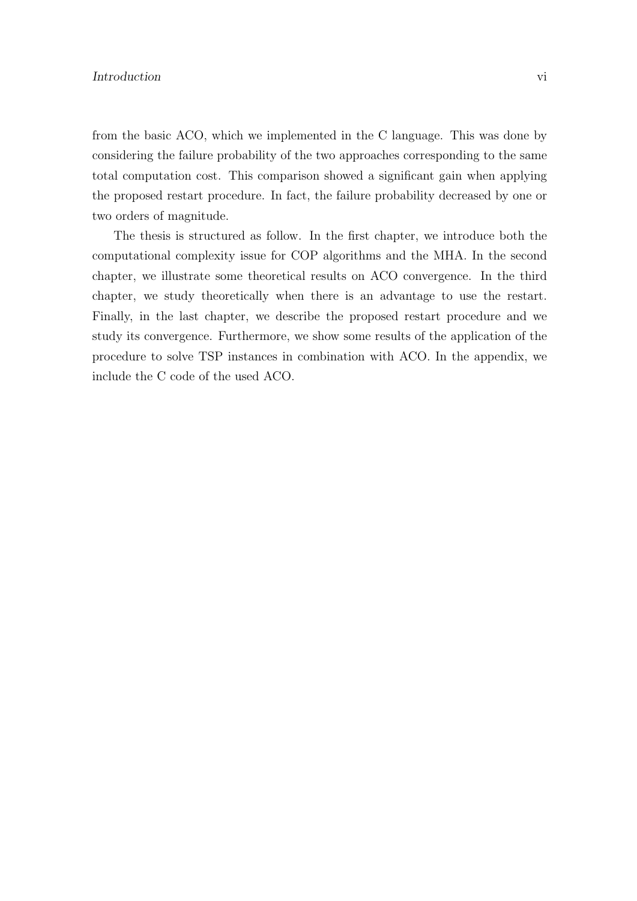from the basic ACO, which we implemented in the C language. This was done by considering the failure probability of the two approaches corresponding to the same total computation cost. This comparison showed a significant gain when applying the proposed restart procedure. In fact, the failure probability decreased by one or two orders of magnitude.

The thesis is structured as follow. In the first chapter, we introduce both the computational complexity issue for COP algorithms and the MHA. In the second chapter, we illustrate some theoretical results on ACO convergence. In the third chapter, we study theoretically when there is an advantage to use the restart. Finally, in the last chapter, we describe the proposed restart procedure and we study its convergence. Furthermore, we show some results of the application of the procedure to solve TSP instances in combination with ACO. In the appendix, we include the C code of the used ACO.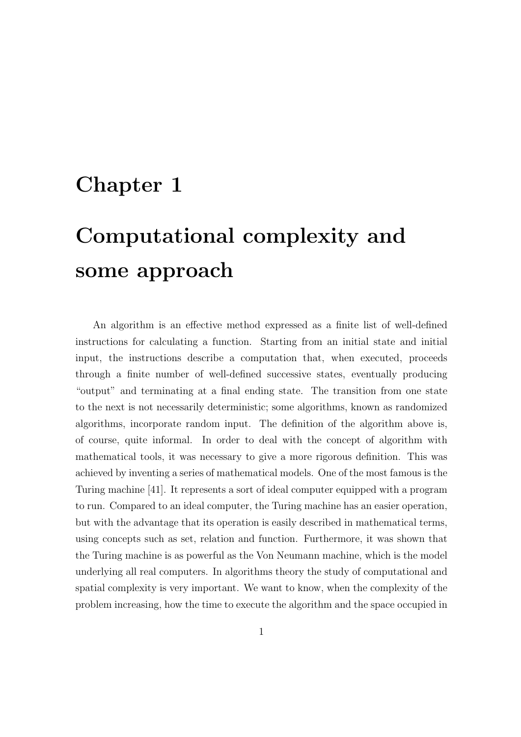# Chapter 1

# Computational complexity and some approach

An algorithm is an effective method expressed as a finite list of well-defined instructions for calculating a function. Starting from an initial state and initial input, the instructions describe a computation that, when executed, proceeds through a finite number of well-defined successive states, eventually producing "output" and terminating at a final ending state. The transition from one state to the next is not necessarily deterministic; some algorithms, known as randomized algorithms, incorporate random input. The definition of the algorithm above is, of course, quite informal. In order to deal with the concept of algorithm with mathematical tools, it was necessary to give a more rigorous definition. This was achieved by inventing a series of mathematical models. One of the most famous is the Turing machine [41]. It represents a sort of ideal computer equipped with a program to run. Compared to an ideal computer, the Turing machine has an easier operation, but with the advantage that its operation is easily described in mathematical terms, using concepts such as set, relation and function. Furthermore, it was shown that the Turing machine is as powerful as the Von Neumann machine, which is the model underlying all real computers. In algorithms theory the study of computational and spatial complexity is very important. We want to know, when the complexity of the problem increasing, how the time to execute the algorithm and the space occupied in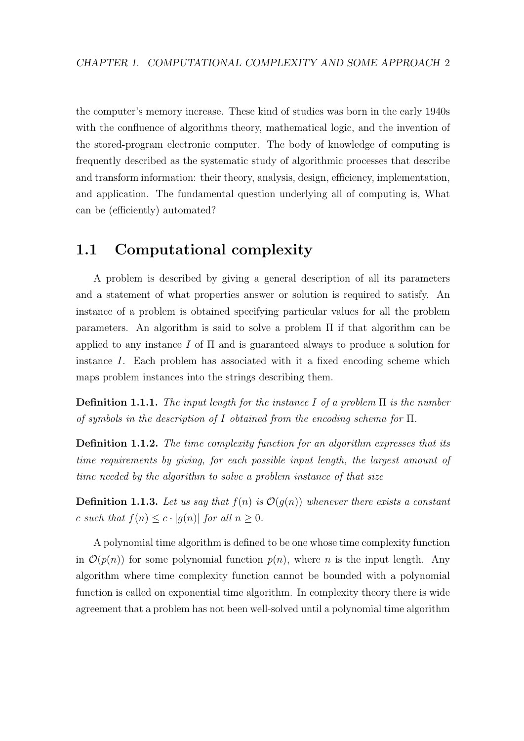the computer's memory increase. These kind of studies was born in the early 1940s with the confluence of algorithms theory, mathematical logic, and the invention of the stored-program electronic computer. The body of knowledge of computing is frequently described as the systematic study of algorithmic processes that describe and transform information: their theory, analysis, design, efficiency, implementation, and application. The fundamental question underlying all of computing is, What can be (efficiently) automated?

## 1.1 Computational complexity

A problem is described by giving a general description of all its parameters and a statement of what properties answer or solution is required to satisfy. An instance of a problem is obtained specifying particular values for all the problem parameters. An algorithm is said to solve a problem $\Pi$ if that algorithm can be applied to any instance $I$ of $\Pi$ and is guaranteed always to produce a solution for instance $I$. Each problem has associated with it a fixed encoding scheme which maps problem instances into the strings describing them.

**Definition 1.1.1.** *The input length for the instance $I$ of a problem $\Pi$ is the number of symbols in the description of $I$ obtained from the encoding schema for $\Pi$.*

**Definition 1.1.2.** *The time complexity function for an algorithm expresses that its time requirements by giving, for each possible input length, the largest amount of time needed by the algorithm to solve a problem instance of that size*

**Definition 1.1.3.** *Let us say that $f(n)$ is $\mathcal{O}(g(n))$ whenever there exists a constant $c$ such that $f(n) \leq c \cdot |g(n)|$ for all $n \geq 0$.*

A polynomial time algorithm is defined to be one whose time complexity function in $\mathcal{O}(p(n))$ for some polynomial function $p(n)$, where $n$ is the input length. Any algorithm where time complexity function cannot be bounded with a polynomial function is called on exponential time algorithm. In complexity theory there is wide agreement that a problem has not been well-solved until a polynomial time algorithm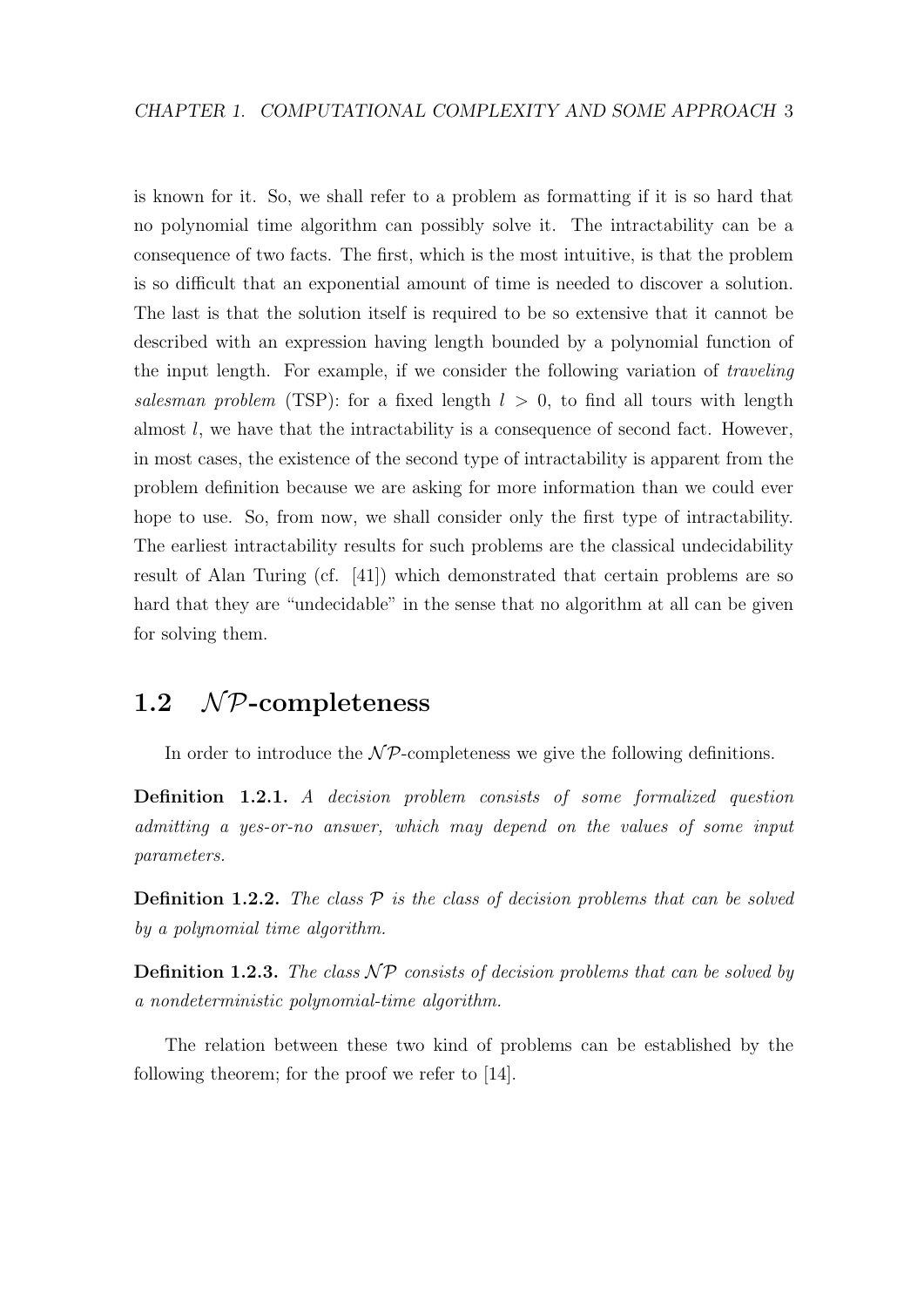is known for it. So, we shall refer to a problem as formatting if it is so hard that no polynomial time algorithm can possibly solve it. The intractability can be a consequence of two facts. The first, which is the most intuitive, is that the problem is so difficult that an exponential amount of time is needed to discover a solution. The last is that the solution itself is required to be so extensive that it cannot be described with an expression having length bounded by a polynomial function of the input length. For example, if we consider the following variation of *traveling salesman problem* (TSP): for a fixed length $l > 0$, to find all tours with length almost $l$, we have that the intractability is a consequence of second fact. However, in most cases, the existence of the second type of intractability is apparent from the problem definition because we are asking for more information than we could ever hope to use. So, from now, we shall consider only the first type of intractability. The earliest intractability results for such problems are the classical undecidability result of Alan Turing (cf. [41]) which demonstrated that certain problems are so hard that they are "undecidable" in the sense that no algorithm at all can be given for solving them.

## 1.2 $\mathcal{NP}$-completeness

In order to introduce the $\mathcal{NP}$-completeness we give the following definitions.

**Definition 1.2.1.** *A decision problem consists of some formalized question admitting a yes-or-no answer, which may depend on the values of some input parameters.*

**Definition 1.2.2.** *The class $\mathcal{P}$ is the class of decision problems that can be solved by a polynomial time algorithm.*

**Definition 1.2.3.** *The class $\mathcal{NP}$ consists of decision problems that can be solved by a nondeterministic polynomial-time algorithm.*

The relation between these two kind of problems can be established by the following theorem; for the proof we refer to [14].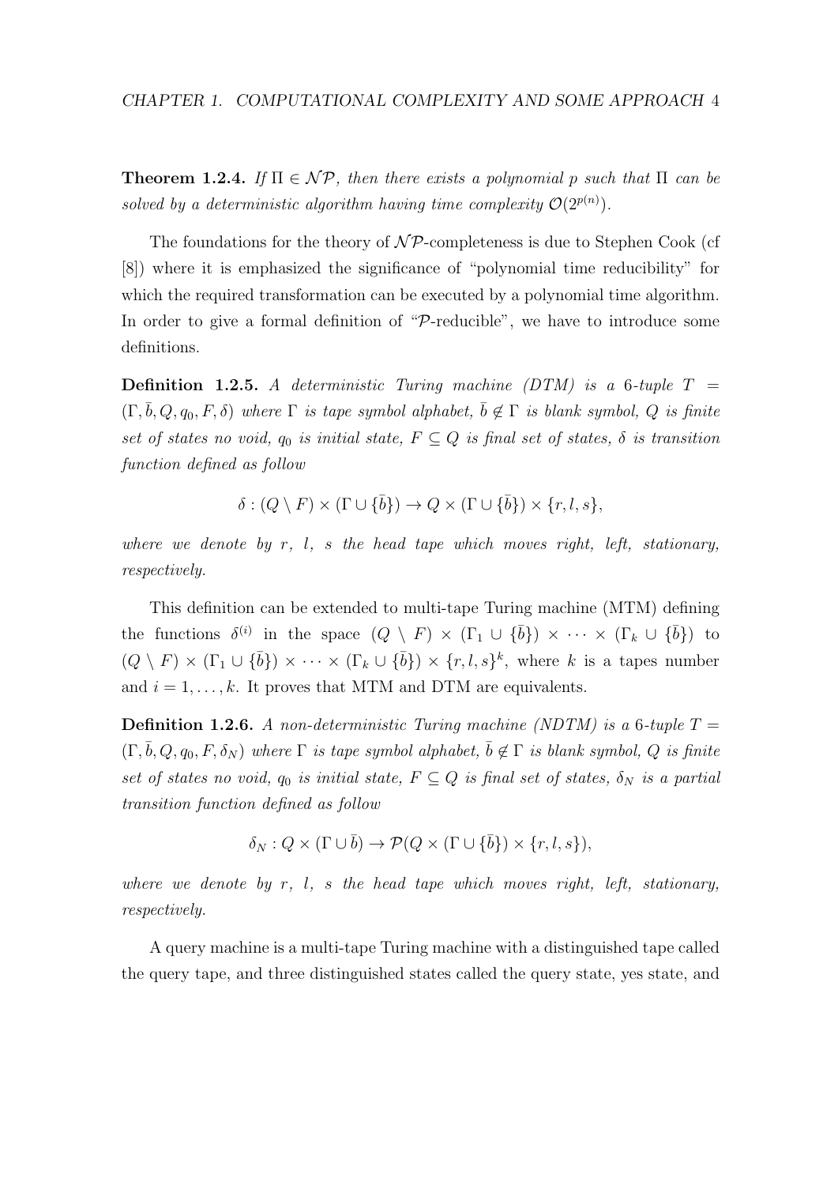**Theorem 1.2.4.** *If $\Pi \in \mathcal{NP}$, then there exists a polynomial $p$ such that $\Pi$ can be solved by a deterministic algorithm having time complexity $\mathcal{O}(2^{p(n)})$.*

The foundations for the theory of $\mathcal{NP}$-completeness is due to Stephen Cook (cf [8]) where it is emphasized the significance of "polynomial time reducibility" for which the required transformation can be executed by a polynomial time algorithm. In order to give a formal definition of "$\mathcal{P}$-reducible", we have to introduce some definitions.

**Definition 1.2.5.** *A deterministic Turing machine (DTM) is a 6-tuple $T = (\Gamma, \bar{b}, Q, q_0, F, \delta)$ where $\Gamma$ is tape symbol alphabet, $\bar{b} \notin \Gamma$ is blank symbol, $Q$ is finite set of states no void, $q_0$ is initial state, $F \subseteq Q$ is final set of states, $\delta$ is transition function defined as follow*

$$\delta : (Q \setminus F) \times (\Gamma \cup \{\bar{b}\}) \to Q \times (\Gamma \cup \{\bar{b}\}) \times \{r, l, s\},$$

*where we denote by $r$, $l$, $s$ the head tape which moves right, left, stationary, respectively.*

This definition can be extended to multi-tape Turing machine (MTM) defining the functions $\delta^{(i)}$ in the space $(Q \setminus F) \times (\Gamma_1 \cup \{\bar{b}\}) \times \cdots \times (\Gamma_k \cup \{\bar{b}\})$ to $(Q \setminus F) \times (\Gamma_1 \cup \{\bar{b}\}) \times \cdots \times (\Gamma_k \cup \{\bar{b}\}) \times \{r, l, s\}^k$, where $k$ is a tapes number and $i = 1, \ldots, k$. It proves that MTM and DTM are equivalents.

**Definition 1.2.6.** *A non-deterministic Turing machine (NDTM) is a 6-tuple $T = (\Gamma, \bar{b}, Q, q_0, F, \delta_N)$ where $\Gamma$ is tape symbol alphabet, $\bar{b} \notin \Gamma$ is blank symbol, $Q$ is finite set of states no void, $q_0$ is initial state, $F \subseteq Q$ is final set of states, $\delta_N$ is a partial transition function defined as follow*

$$\delta_N : Q \times (\Gamma \cup \bar{b}) \to \mathcal{P}(Q \times (\Gamma \cup \{\bar{b}\}) \times \{r, l, s\}),$$

*where we denote by $r$, $l$, $s$ the head tape which moves right, left, stationary, respectively.*

A query machine is a multi-tape Turing machine with a distinguished tape called the query tape, and three distinguished states called the query state, yes state, and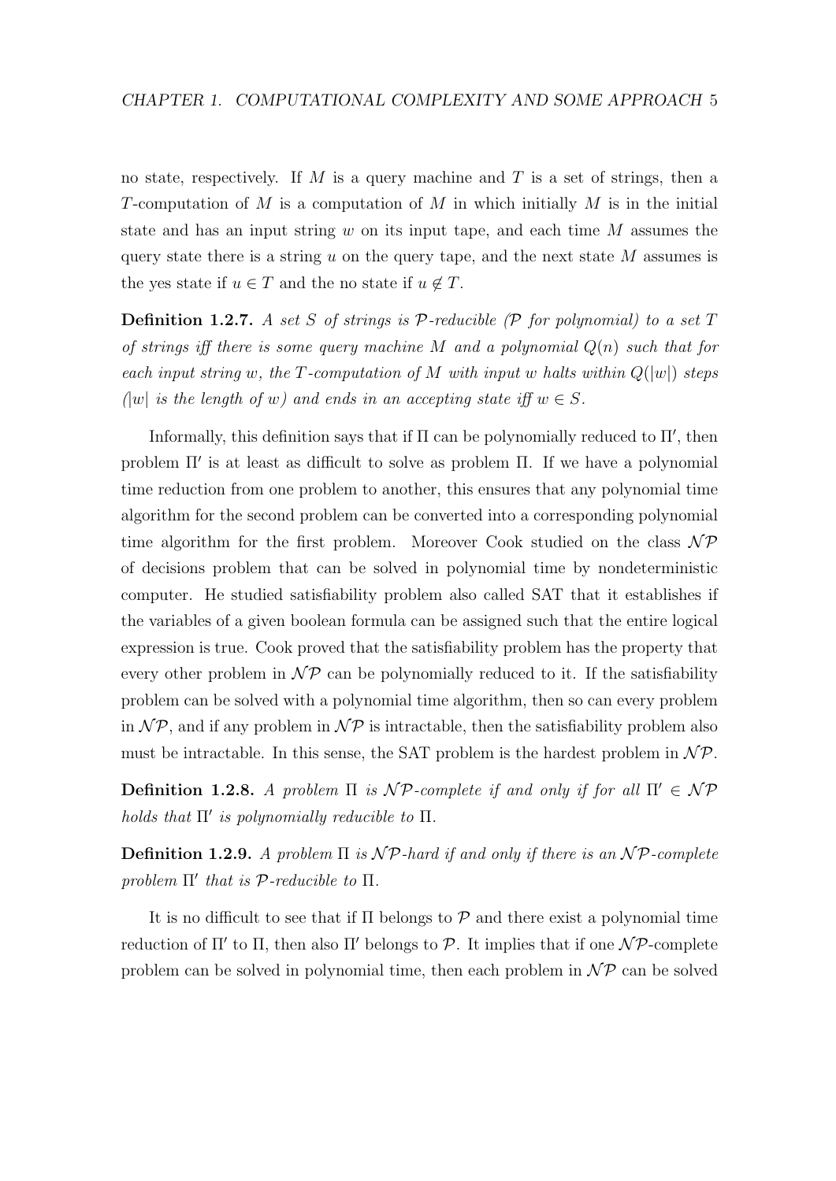no state, respectively. If $M$ is a query machine and $T$ is a set of strings, then a $T$-computation of $M$ is a computation of $M$ in which initially $M$ is in the initial state and has an input string $w$ on its input tape, and each time $M$ assumes the query state there is a string $u$ on the query tape, and the next state $M$ assumes is the yes state if $u \in T$ and the no state if $u \notin T$.

**Definition 1.2.7.** *A set $S$ of strings is $\mathcal{P}$-reducible ($\mathcal{P}$ for polynomial) to a set $T$ of strings iff there is some query machine $M$ and a polynomial $Q(n)$ such that for each input string $w$, the $T$-computation of $M$ with input $w$ halts within $Q(|w|)$ steps ($|w|$ is the length of $w$) and ends in an accepting state iff $w \in S$.*

Informally, this definition says that if $\Pi$ can be polynomially reduced to $\Pi'$, then problem $\Pi'$ is at least as difficult to solve as problem $\Pi$. If we have a polynomial time reduction from one problem to another, this ensures that any polynomial time algorithm for the second problem can be converted into a corresponding polynomial time algorithm for the first problem. Moreover Cook studied on the class $\mathcal{NP}$ of decisions problem that can be solved in polynomial time by nondeterministic computer. He studied satisfiability problem also called SAT that it establishes if the variables of a given boolean formula can be assigned such that the entire logical expression is true. Cook proved that the satisfiability problem has the property that every other problem in $\mathcal{NP}$ can be polynomially reduced to it. If the satisfiability problem can be solved with a polynomial time algorithm, then so can every problem in $\mathcal{NP}$, and if any problem in $\mathcal{NP}$ is intractable, then the satisfiability problem also must be intractable. In this sense, the SAT problem is the hardest problem in $\mathcal{NP}$.

**Definition 1.2.8.** *A problem $\Pi$ is $\mathcal{NP}$-complete if and only if for all $\Pi' \in \mathcal{NP}$ holds that $\Pi'$ is polynomially reducible to $\Pi$.*

**Definition 1.2.9.** *A problem $\Pi$ is $\mathcal{NP}$-hard if and only if there is an $\mathcal{NP}$-complete problem $\Pi'$ that is $\mathcal{P}$-reducible to $\Pi$.*

It is no difficult to see that if $\Pi$ belongs to $\mathcal{P}$ and there exist a polynomial time reduction of $\Pi'$ to $\Pi$, then also $\Pi'$ belongs to $\mathcal{P}$. It implies that if one $\mathcal{NP}$-complete problem can be solved in polynomial time, then each problem in $\mathcal{NP}$ can be solved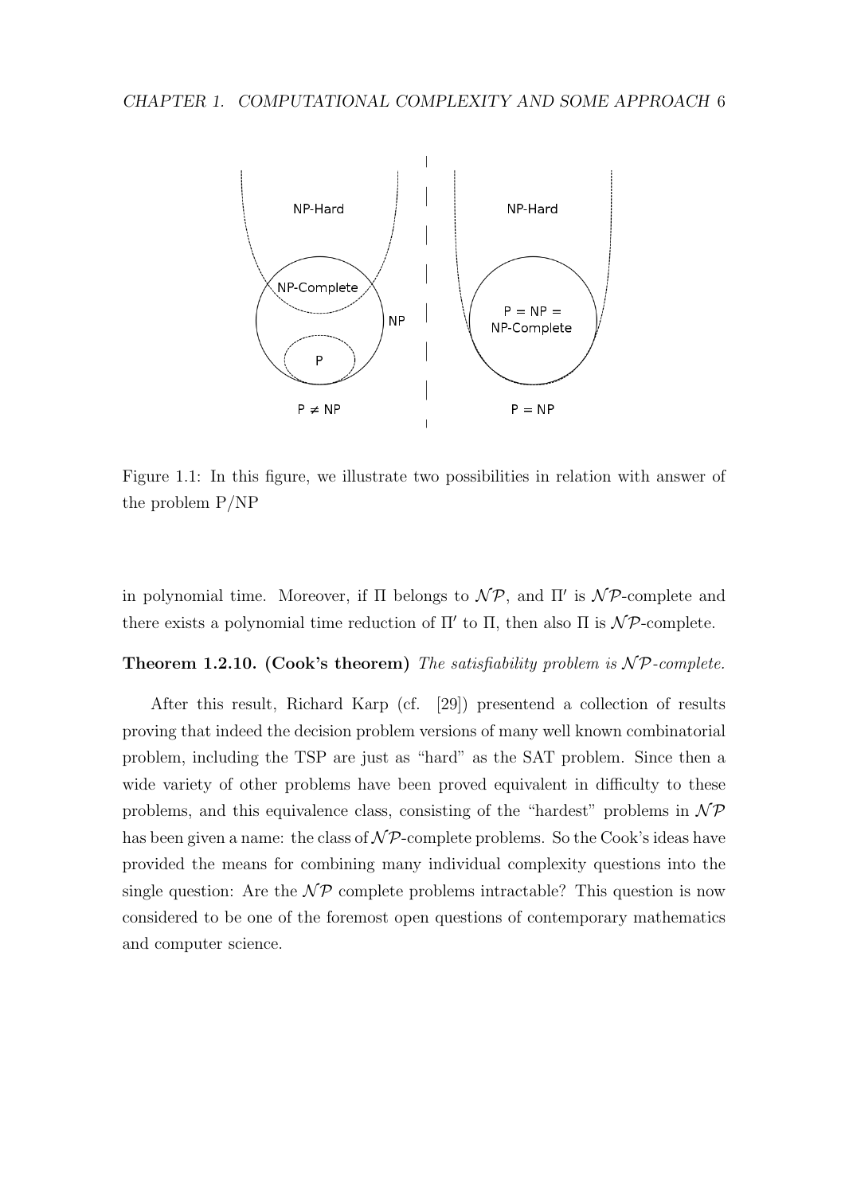Figure 1.1: In this figure, we illustrate two possibilities in relation with answer of the problem P/NP

in polynomial time. Moreover, if $\Pi$ belongs to $\mathcal{NP}$, and $\Pi'$ is $\mathcal{NP}$-complete and there exists a polynomial time reduction of $\Pi'$ to $\Pi$, then also $\Pi$ is $\mathcal{NP}$-complete.

**Theorem 1.2.10. (Cook's theorem)** *The satisfiability problem is $\mathcal{NP}$-complete.*

After this result, Richard Karp (cf. [29]) presentend a collection of results proving that indeed the decision problem versions of many well known combinatorial problem, including the TSP are just as "hard" as the SAT problem. Since then a wide variety of other problems have been proved equivalent in difficulty to these problems, and this equivalence class, consisting of the "hardest" problems in $\mathcal{NP}$ has been given a name: the class of $\mathcal{NP}$-complete problems. So the Cook's ideas have provided the means for combining many individual complexity questions into the single question: Are the $\mathcal{NP}$ complete problems intractable? This question is now considered to be one of the foremost open questions of contemporary mathematics and computer science.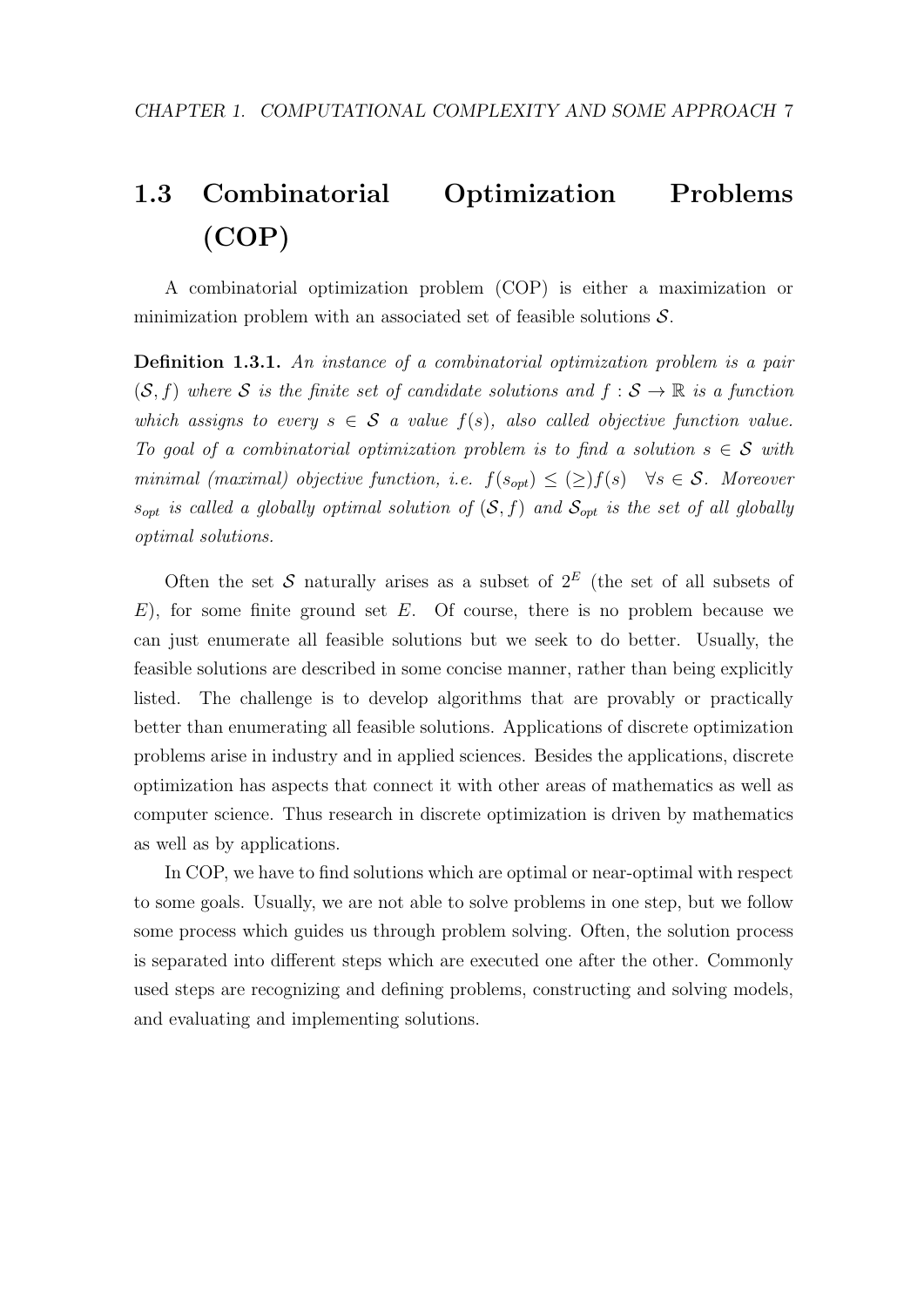## 1.3 Combinatorial Optimization Problems (COP)

A combinatorial optimization problem (COP) is either a maximization or minimization problem with an associated set of feasible solutions $\mathcal{S}$.

**Definition 1.3.1.** *An instance of a combinatorial optimization problem is a pair $(\mathcal{S}, f)$ where $\mathcal{S}$ is the finite set of candidate solutions and $f : \mathcal{S} \to \mathbb{R}$ is a function which assigns to every $s \in \mathcal{S}$ a value $f(s)$, also called objective function value. To goal of a combinatorial optimization problem is to find a solution $s \in \mathcal{S}$ with minimal (maximal) objective function, i.e. $f(s_{opt}) \leq (\geq) f(s) \quad \forall s \in \mathcal{S}$. Moreover $s_{opt}$ is called a globally optimal solution of $(\mathcal{S}, f)$ and $\mathcal{S}_{opt}$ is the set of all globally optimal solutions.*

Often the set $\mathcal{S}$ naturally arises as a subset of $2^E$ (the set of all subsets of $E$), for some finite ground set $E$. Of course, there is no problem because we can just enumerate all feasible solutions but we seek to do better. Usually, the feasible solutions are described in some concise manner, rather than being explicitly listed. The challenge is to develop algorithms that are provably or practically better than enumerating all feasible solutions. Applications of discrete optimization problems arise in industry and in applied sciences. Besides the applications, discrete optimization has aspects that connect it with other areas of mathematics as well as computer science. Thus research in discrete optimization is driven by mathematics as well as by applications.

In COP, we have to find solutions which are optimal or near-optimal with respect to some goals. Usually, we are not able to solve problems in one step, but we follow some process which guides us through problem solving. Often, the solution process is separated into different steps which are executed one after the other. Commonly used steps are recognizing and defining problems, constructing and solving models, and evaluating and implementing solutions.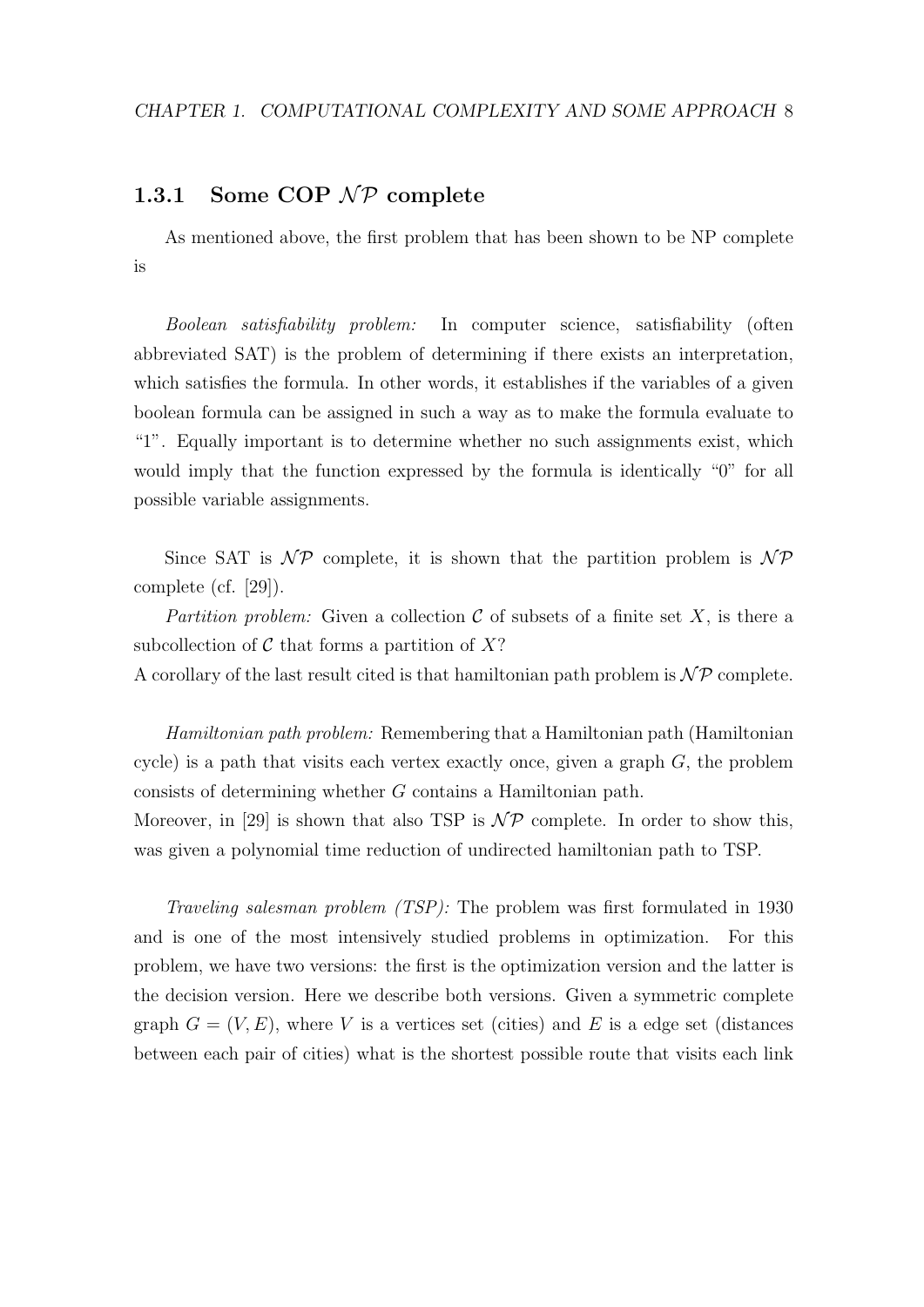### 1.3.1 Some COP $\mathcal{NP}$ complete

As mentioned above, the first problem that has been shown to be NP complete is

*Boolean satisfiability problem:* In computer science, satisfiability (often abbreviated SAT) is the problem of determining if there exists an interpretation, which satisfies the formula. In other words, it establishes if the variables of a given boolean formula can be assigned in such a way as to make the formula evaluate to "1". Equally important is to determine whether no such assignments exist, which would imply that the function expressed by the formula is identically "0" for all possible variable assignments.

Since SAT is $\mathcal{NP}$ complete, it is shown that the partition problem is $\mathcal{NP}$ complete (cf. [29]).

*Partition problem:* Given a collection $\mathcal{C}$ of subsets of a finite set $X$, is there a subcollection of $\mathcal{C}$ that forms a partition of $X$?
A corollary of the last result cited is that hamiltonian path problem is $\mathcal{NP}$ complete.

*Hamiltonian path problem:* Remembering that a Hamiltonian path (Hamiltonian cycle) is a path that visits each vertex exactly once, given a graph $G$, the problem consists of determining whether $G$ contains a Hamiltonian path.
Moreover, in [29] is shown that also TSP is $\mathcal{NP}$ complete. In order to show this, was given a polynomial time reduction of undirected hamiltonian path to TSP.

*Traveling salesman problem (TSP):* The problem was first formulated in 1930 and is one of the most intensively studied problems in optimization. For this problem, we have two versions: the first is the optimization version and the latter is the decision version. Here we describe both versions. Given a symmetric complete graph $G = (V, E)$, where $V$ is a vertices set (cities) and $E$ is a edge set (distances between each pair of cities) what is the shortest possible route that visits each link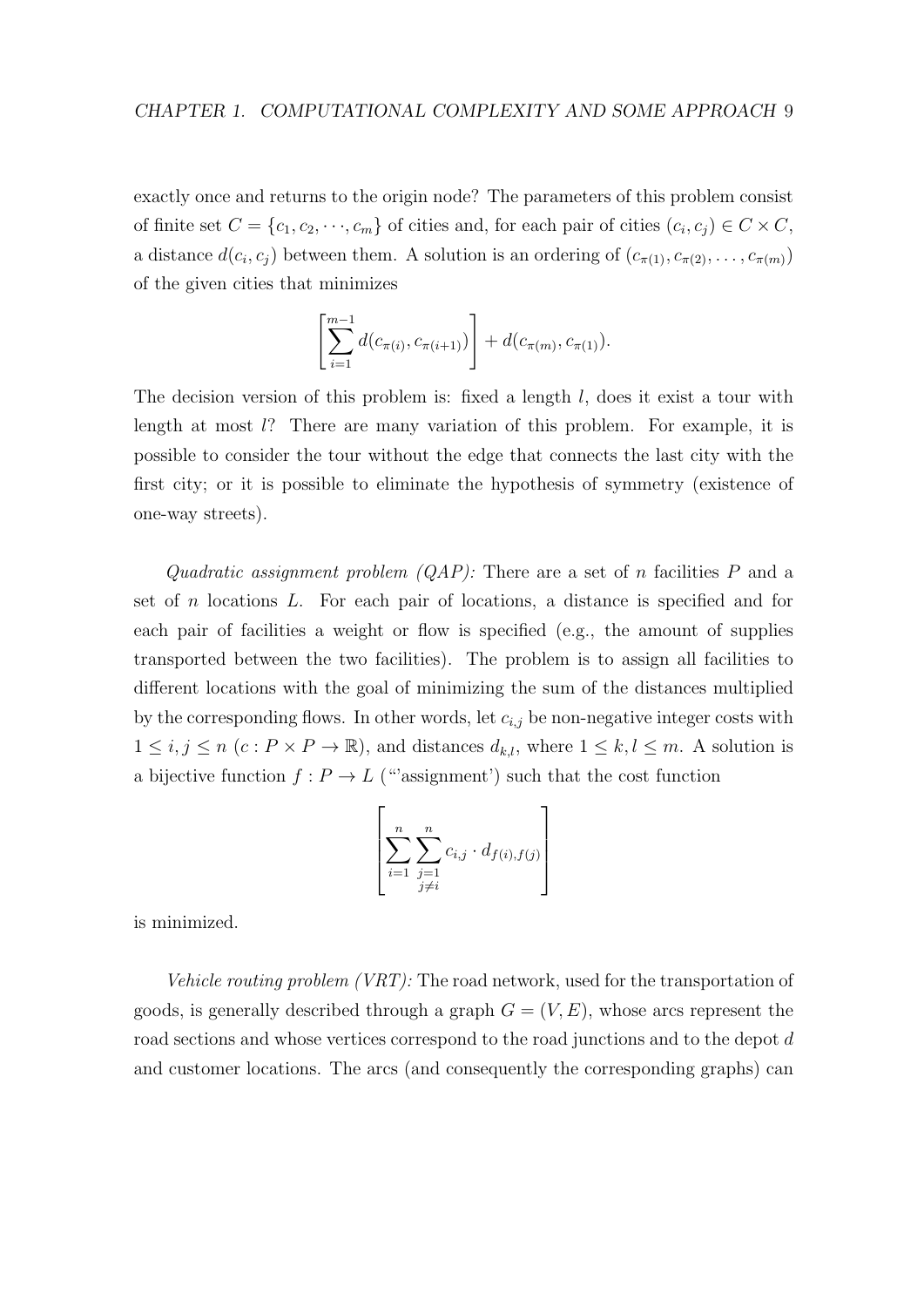exactly once and returns to the origin node? The parameters of this problem consist of finite set $C = \{c_1, c_2, \cdots, c_m\}$ of cities and, for each pair of cities $(c_i, c_j) \in C \times C$, a distance $d(c_i, c_j)$ between them. A solution is an ordering of $(c_{\pi(1)}, c_{\pi(2)}, \ldots, c_{\pi(m)})$ of the given cities that minimizes

$$\left[\sum_{i=1}^{m-1} d(c_{\pi(i)}, c_{\pi(i+1)})\right] + d(c_{\pi(m)}, c_{\pi(1)}).$$

The decision version of this problem is: fixed a length $l$, does it exist a tour with length at most $l$? There are many variation of this problem. For example, it is possible to consider the tour without the edge that connects the last city with the first city; or it is possible to eliminate the hypothesis of symmetry (existence of one-way streets).

*Quadratic assignment problem (QAP):* There are a set of $n$ facilities $P$ and a set of $n$ locations $L$. For each pair of locations, a distance is specified and for each pair of facilities a weight or flow is specified (e.g., the amount of supplies transported between the two facilities). The problem is to assign all facilities to different locations with the goal of minimizing the sum of the distances multiplied by the corresponding flows. In other words, let $c_{i,j}$ be non-negative integer costs with $1 \leq i, j \leq n$ ($c : P \times P \to \mathbb{R}$), and distances $d_{k,l}$, where $1 \leq k, l \leq m$. A solution is a bijective function $f : P \to L$ ("'assignment') such that the cost function

$$\left[\sum_{i=1}^{n} \sum_{\substack{j=1 \\ j \neq i}}^{n} c_{i,j} \cdot d_{f(i),f(j)}\right]$$

is minimized.

*Vehicle routing problem (VRT):* The road network, used for the transportation of goods, is generally described through a graph $G = (V, E)$, whose arcs represent the road sections and whose vertices correspond to the road junctions and to the depot $d$ and customer locations. The arcs (and consequently the corresponding graphs) can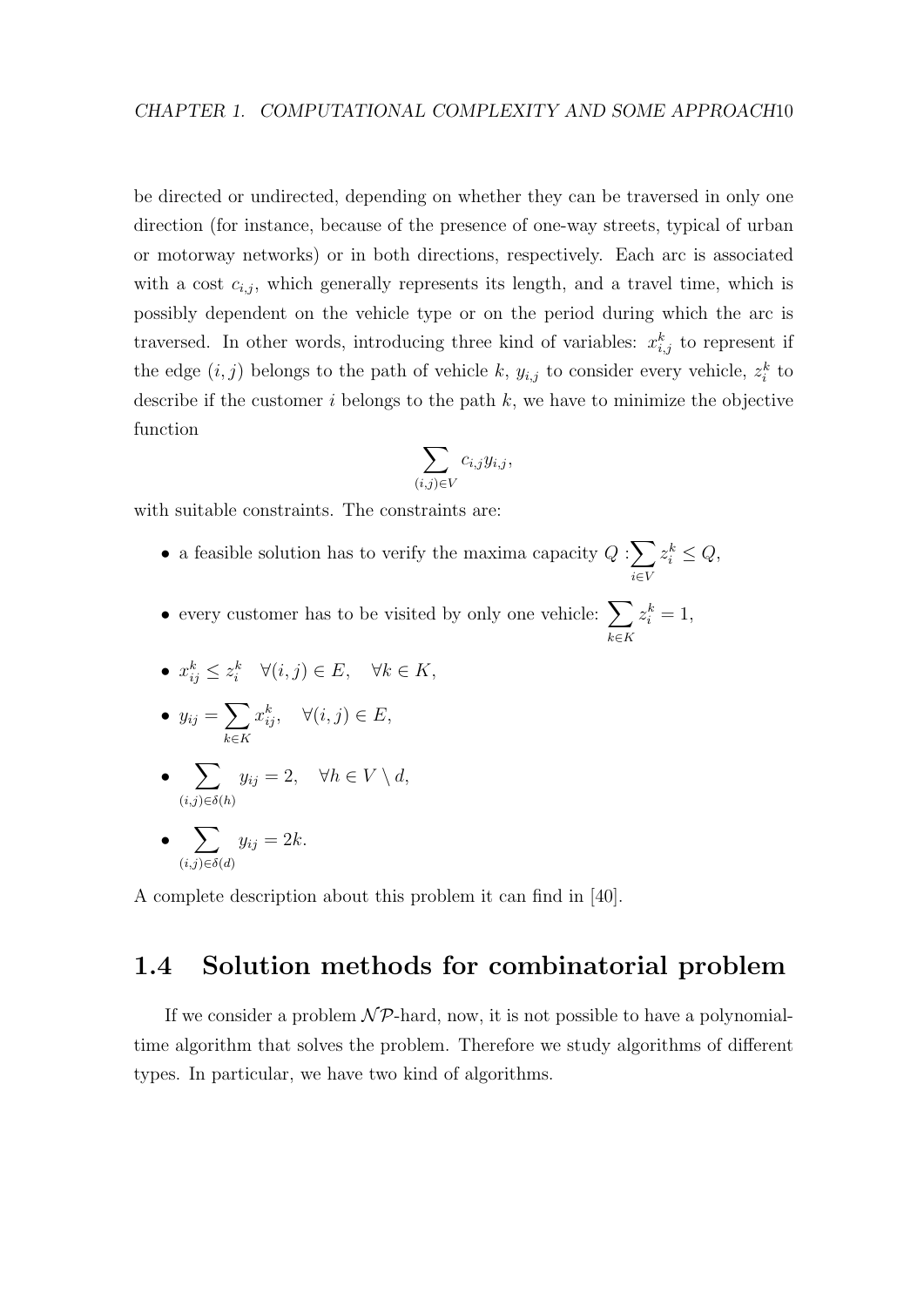be directed or undirected, depending on whether they can be traversed in only one direction (for instance, because of the presence of one-way streets, typical of urban or motorway networks) or in both directions, respectively. Each arc is associated with a cost $c_{i,j}$, which generally represents its length, and a travel time, which is possibly dependent on the vehicle type or on the period during which the arc is traversed. In other words, introducing three kind of variables: $x^k_{i,j}$ to represent if the edge $(i,j)$ belongs to the path of vehicle $k$, $y_{i,j}$ to consider every vehicle, $z^k_i$ to describe if the customer $i$ belongs to the path $k$, we have to minimize the objective function

$$\sum_{(i,j)\in V} c_{i,j} y_{i,j},$$

with suitable constraints. The constraints are:

- a feasible solution has to verify the maxima capacity $Q : \sum_{i \in V} z^k_i \leq Q$,
- every customer has to be visited by only one vehicle: $\sum_{k \in K} z^k_i = 1$,
- $x^k_{ij} \leq z^k_i \quad \forall (i,j) \in E, \quad \forall k \in K$,
- $y_{ij} = \sum_{k \in K} x^k_{ij}, \quad \forall (i,j) \in E$,
- $\sum_{(i,j)\in \delta(h)} y_{ij} = 2, \quad \forall h \in V \setminus d$,
- $\sum_{(i,j)\in \delta(d)} y_{ij} = 2k$.

A complete description about this problem it can find in [40].

## 1.4 Solution methods for combinatorial problem

If we consider a problem $\mathcal{NP}$-hard, now, it is not possible to have a polynomial-time algorithm that solves the problem. Therefore we study algorithms of different types. In particular, we have two kind of algorithms.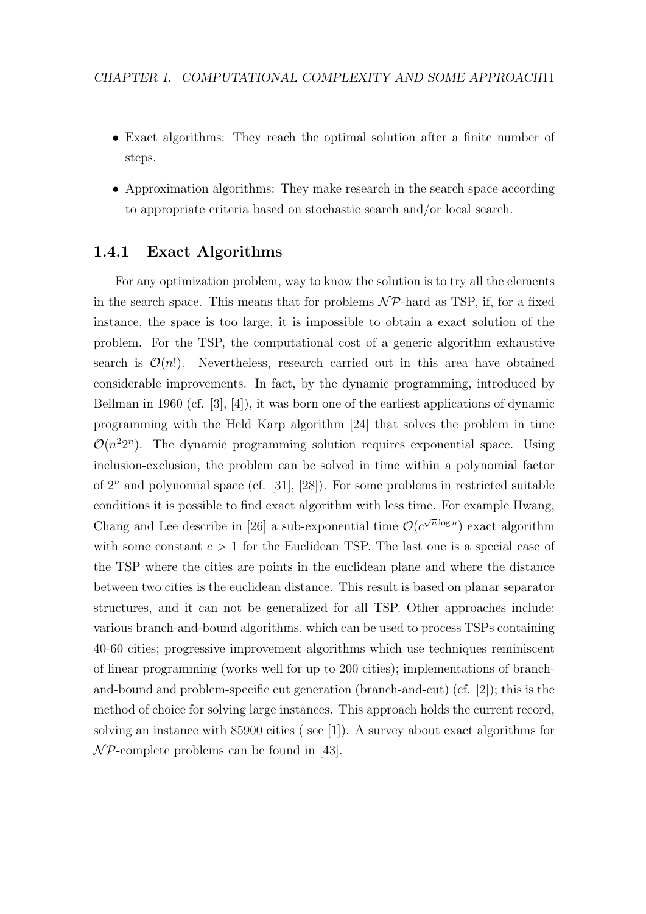- Exact algorithms: They reach the optimal solution after a finite number of steps.
- Approximation algorithms: They make research in the search space according to appropriate criteria based on stochastic search and/or local search.

### 1.4.1 Exact Algorithms

For any optimization problem, way to know the solution is to try all the elements in the search space. This means that for problems $\mathcal{NP}$-hard as TSP, if, for a fixed instance, the space is too large, it is impossible to obtain a exact solution of the problem. For the TSP, the computational cost of a generic algorithm exhaustive search is $\mathcal{O}(n!)$. Nevertheless, research carried out in this area have obtained considerable improvements. In fact, by the dynamic programming, introduced by Bellman in 1960 (cf. [3], [4]), it was born one of the earliest applications of dynamic programming with the Held Karp algorithm [24] that solves the problem in time $\mathcal{O}(n^2 2^n)$. The dynamic programming solution requires exponential space. Using inclusion-exclusion, the problem can be solved in time within a polynomial factor of $2^n$ and polynomial space (cf. [31], [28]). For some problems in restricted suitable conditions it is possible to find exact algorithm with less time. For example Hwang, Chang and Lee describe in [26] a sub-exponential time $\mathcal{O}(c^{\sqrt{n}\log n})$ exact algorithm with some constant $c > 1$ for the Euclidean TSP. The last one is a special case of the TSP where the cities are points in the euclidean plane and where the distance between two cities is the euclidean distance. This result is based on planar separator structures, and it can not be generalized for all TSP. Other approaches include: various branch-and-bound algorithms, which can be used to process TSPs containing 40-60 cities; progressive improvement algorithms which use techniques reminiscent of linear programming (works well for up to 200 cities); implementations of branch-and-bound and problem-specific cut generation (branch-and-cut) (cf. [2]); this is the method of choice for solving large instances. This approach holds the current record, solving an instance with 85900 cities ( see [1]). A survey about exact algorithms for $\mathcal{NP}$-complete problems can be found in [43].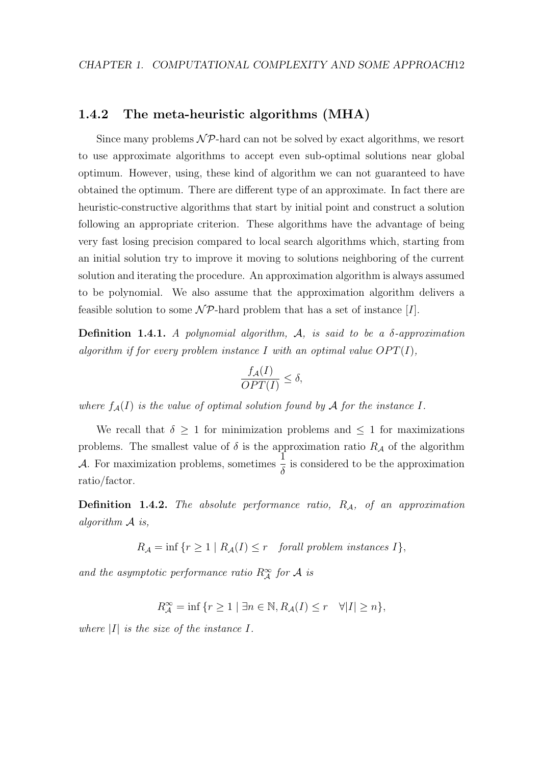### 1.4.2 The meta-heuristic algorithms (MHA)

Since many problems $\mathcal{NP}$-hard can not be solved by exact algorithms, we resort to use approximate algorithms to accept even sub-optimal solutions near global optimum. However, using, these kind of algorithm we can not guaranteed to have obtained the optimum. There are different type of an approximate. In fact there are heuristic-constructive algorithms that start by initial point and construct a solution following an appropriate criterion. These algorithms have the advantage of being very fast losing precision compared to local search algorithms which, starting from an initial solution try to improve it moving to solutions neighboring of the current solution and iterating the procedure. An approximation algorithm is always assumed to be polynomial. We also assume that the approximation algorithm delivers a feasible solution to some $\mathcal{NP}$-hard problem that has a set of instance $[I]$.

**Definition 1.4.1.** *A polynomial algorithm, $\mathcal{A}$, is said to be a $\delta$-approximation algorithm if for every problem instance $I$ with an optimal value $OPT(I)$,*

$$\frac{f_{\mathcal{A}}(I)}{OPT(I)} \leq \delta,$$

*where $f_{\mathcal{A}}(I)$ is the value of optimal solution found by $\mathcal{A}$ for the instance $I$.*

We recall that $\delta \geq 1$ for minimization problems and $\leq 1$ for maximizations problems. The smallest value of $\delta$ is the approximation ratio $R_{\mathcal{A}}$ of the algorithm $\mathcal{A}$. For maximization problems, sometimes $\frac{1}{\delta}$ is considered to be the approximation ratio/factor.

**Definition 1.4.2.** *The absolute performance ratio, $R_{\mathcal{A}}$, of an approximation algorithm $\mathcal{A}$ is,*

$$R_{\mathcal{A}} = \inf \{r \geq 1 \mid R_{\mathcal{A}}(I) \leq r \quad \textit{forall problem instances } I\},$$

*and the asymptotic performance ratio $R_{\mathcal{A}}^{\infty}$ for $\mathcal{A}$ is*

$$R_{\mathcal{A}}^{\infty} = \inf \{r \geq 1 \mid \exists n \in \mathbb{N}, R_{\mathcal{A}}(I) \leq r \quad \forall |I| \geq n\},$$

*where $|I|$ is the size of the instance $I$.*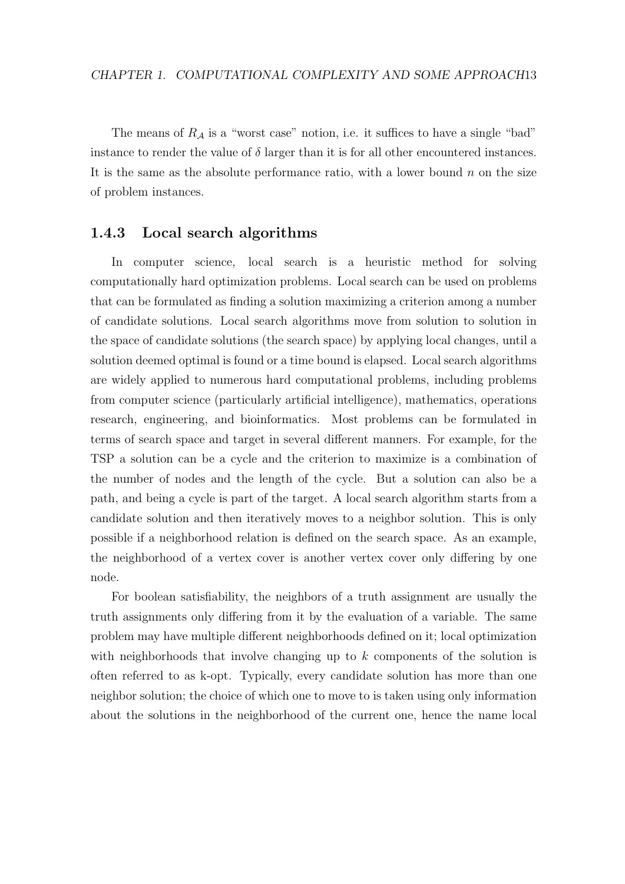The means of $R_{\mathcal{A}}$ is a "worst case" notion, i.e. it suffices to have a single "bad" instance to render the value of $\delta$ larger than it is for all other encountered instances. It is the same as the absolute performance ratio, with a lower bound $n$ on the size of problem instances.

### 1.4.3 Local search algorithms

In computer science, local search is a heuristic method for solving computationally hard optimization problems. Local search can be used on problems that can be formulated as finding a solution maximizing a criterion among a number of candidate solutions. Local search algorithms move from solution to solution in the space of candidate solutions (the search space) by applying local changes, until a solution deemed optimal is found or a time bound is elapsed. Local search algorithms are widely applied to numerous hard computational problems, including problems from computer science (particularly artificial intelligence), mathematics, operations research, engineering, and bioinformatics. Most problems can be formulated in terms of search space and target in several different manners. For example, for the TSP a solution can be a cycle and the criterion to maximize is a combination of the number of nodes and the length of the cycle. But a solution can also be a path, and being a cycle is part of the target. A local search algorithm starts from a candidate solution and then iteratively moves to a neighbor solution. This is only possible if a neighborhood relation is defined on the search space. As an example, the neighborhood of a vertex cover is another vertex cover only differing by one node.

For boolean satisfiability, the neighbors of a truth assignment are usually the truth assignments only differing from it by the evaluation of a variable. The same problem may have multiple different neighborhoods defined on it; local optimization with neighborhoods that involve changing up to $k$ components of the solution is often referred to as k-opt. Typically, every candidate solution has more than one neighbor solution; the choice of which one to move to is taken using only information about the solutions in the neighborhood of the current one, hence the name local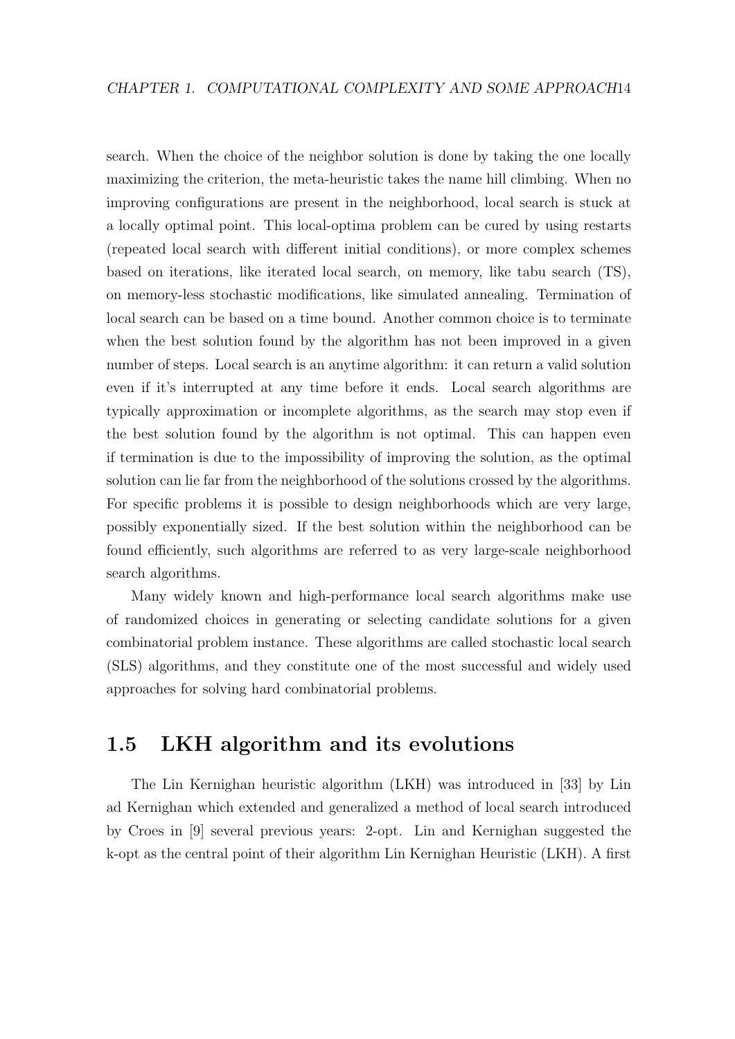search. When the choice of the neighbor solution is done by taking the one locally maximizing the criterion, the meta-heuristic takes the name hill climbing. When no improving configurations are present in the neighborhood, local search is stuck at a locally optimal point. This local-optima problem can be cured by using restarts (repeated local search with different initial conditions), or more complex schemes based on iterations, like iterated local search, on memory, like tabu search (TS), on memory-less stochastic modifications, like simulated annealing. Termination of local search can be based on a time bound. Another common choice is to terminate when the best solution found by the algorithm has not been improved in a given number of steps. Local search is an anytime algorithm: it can return a valid solution even if it's interrupted at any time before it ends. Local search algorithms are typically approximation or incomplete algorithms, as the search may stop even if the best solution found by the algorithm is not optimal. This can happen even if termination is due to the impossibility of improving the solution, as the optimal solution can lie far from the neighborhood of the solutions crossed by the algorithms. For specific problems it is possible to design neighborhoods which are very large, possibly exponentially sized. If the best solution within the neighborhood can be found efficiently, such algorithms are referred to as very large-scale neighborhood search algorithms.

Many widely known and high-performance local search algorithms make use of randomized choices in generating or selecting candidate solutions for a given combinatorial problem instance. These algorithms are called stochastic local search (SLS) algorithms, and they constitute one of the most successful and widely used approaches for solving hard combinatorial problems.

## 1.5 LKH algorithm and its evolutions

The Lin Kernighan heuristic algorithm (LKH) was introduced in [33] by Lin ad Kernighan which extended and generalized a method of local search introduced by Croes in [9] several previous years: 2-opt. Lin and Kernighan suggested the k-opt as the central point of their algorithm Lin Kernighan Heuristic (LKH). A first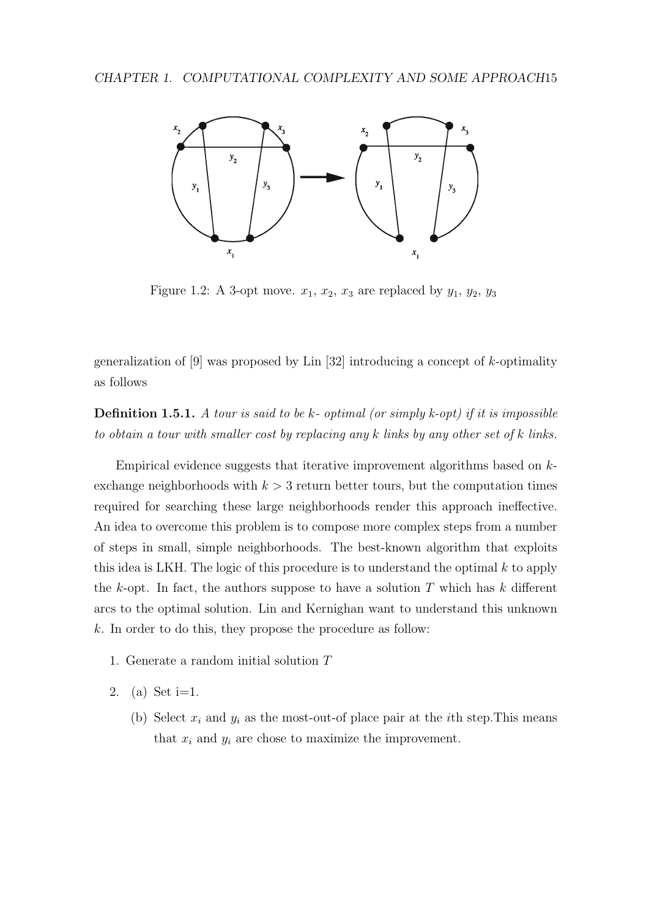Figure 1.2: A 3-opt move. $x_1$, $x_2$, $x_3$ are replaced by $y_1$, $y_2$, $y_3$

generalization of [9] was proposed by Lin [32] introducing a concept of $k$-optimality as follows

**Definition 1.5.1.** *A tour is said to be $k$- optimal (or simply $k$-opt) if it is impossible to obtain a tour with smaller cost by replacing any $k$ links by any other set of $k$ links.*

Empirical evidence suggests that iterative improvement algorithms based on $k$-exchange neighborhoods with $k > 3$ return better tours, but the computation times required for searching these large neighborhoods render this approach ineffective. An idea to overcome this problem is to compose more complex steps from a number of steps in small, simple neighborhoods. The best-known algorithm that exploits this idea is LKH. The logic of this procedure is to understand the optimal $k$ to apply the $k$-opt. In fact, the authors suppose to have a solution $T$ which has $k$ different arcs to the optimal solution. Lin and Kernighan want to understand this unknown $k$. In order to do this, they propose the procedure as follow:

1. Generate a random initial solution $T$
2. (a) Set i=1.
   (b) Select $x_i$ and $y_i$ as the most-out-of place pair at the $i$th step.This means that $x_i$ and $y_i$ are chose to maximize the improvement.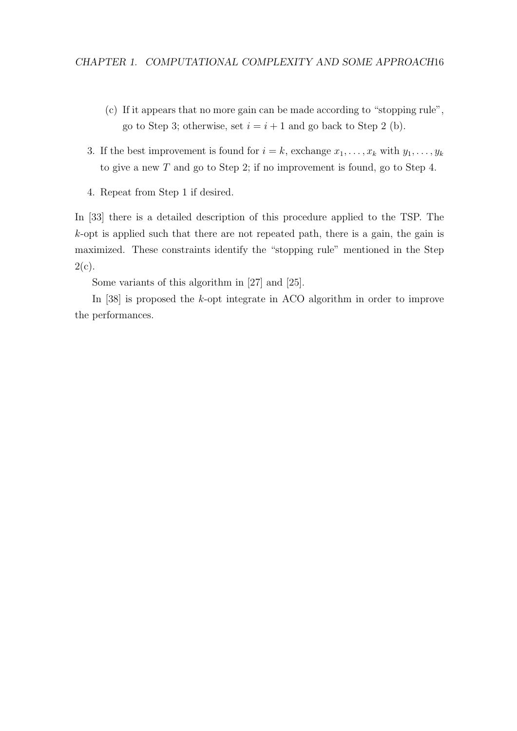(c) If it appears that no more gain can be made according to "stopping rule", go to Step 3; otherwise, set $i = i + 1$ and go back to Step 2 (b).

3. If the best improvement is found for $i = k$, exchange $x_1, \ldots, x_k$ with $y_1, \ldots, y_k$ to give a new $T$ and go to Step 2; if no improvement is found, go to Step 4.

4. Repeat from Step 1 if desired.

In [33] there is a detailed description of this procedure applied to the TSP. The $k$-opt is applied such that there are not repeated path, there is a gain, the gain is maximized. These constraints identify the "stopping rule" mentioned in the Step 2(c).

Some variants of this algorithm in [27] and [25].

In [38] is proposed the $k$-opt integrate in ACO algorithm in order to improve the performances.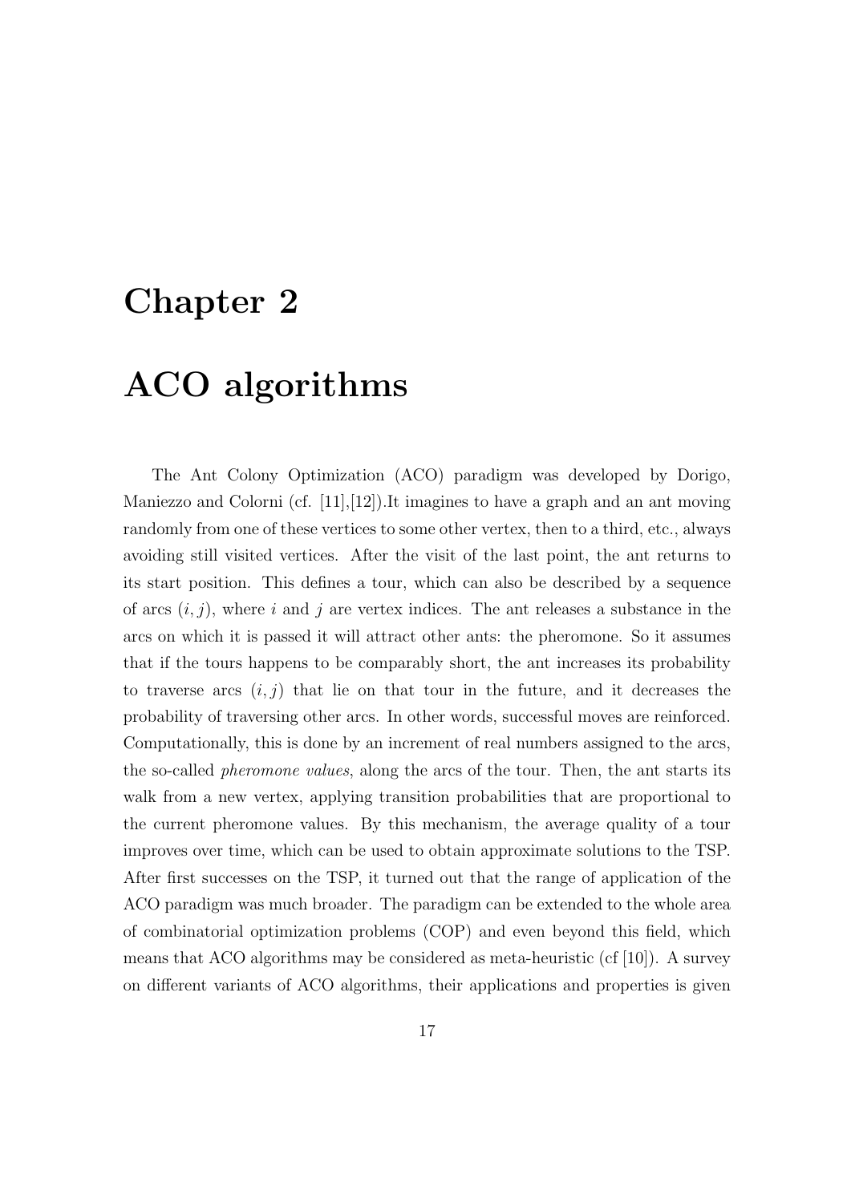# Chapter 2

# ACO algorithms

The Ant Colony Optimization (ACO) paradigm was developed by Dorigo, Maniezzo and Colorni (cf. [11],[12]).It imagines to have a graph and an ant moving randomly from one of these vertices to some other vertex, then to a third, etc., always avoiding still visited vertices. After the visit of the last point, the ant returns to its start position. This defines a tour, which can also be described by a sequence of arcs $(i, j)$, where $i$ and $j$ are vertex indices. The ant releases a substance in the arcs on which it is passed it will attract other ants: the pheromone. So it assumes that if the tours happens to be comparably short, the ant increases its probability to traverse arcs $(i, j)$ that lie on that tour in the future, and it decreases the probability of traversing other arcs. In other words, successful moves are reinforced. Computationally, this is done by an increment of real numbers assigned to the arcs, the so-called *pheromone values*, along the arcs of the tour. Then, the ant starts its walk from a new vertex, applying transition probabilities that are proportional to the current pheromone values. By this mechanism, the average quality of a tour improves over time, which can be used to obtain approximate solutions to the TSP. After first successes on the TSP, it turned out that the range of application of the ACO paradigm was much broader. The paradigm can be extended to the whole area of combinatorial optimization problems (COP) and even beyond this field, which means that ACO algorithms may be considered as meta-heuristic (cf [10]). A survey on different variants of ACO algorithms, their applications and properties is given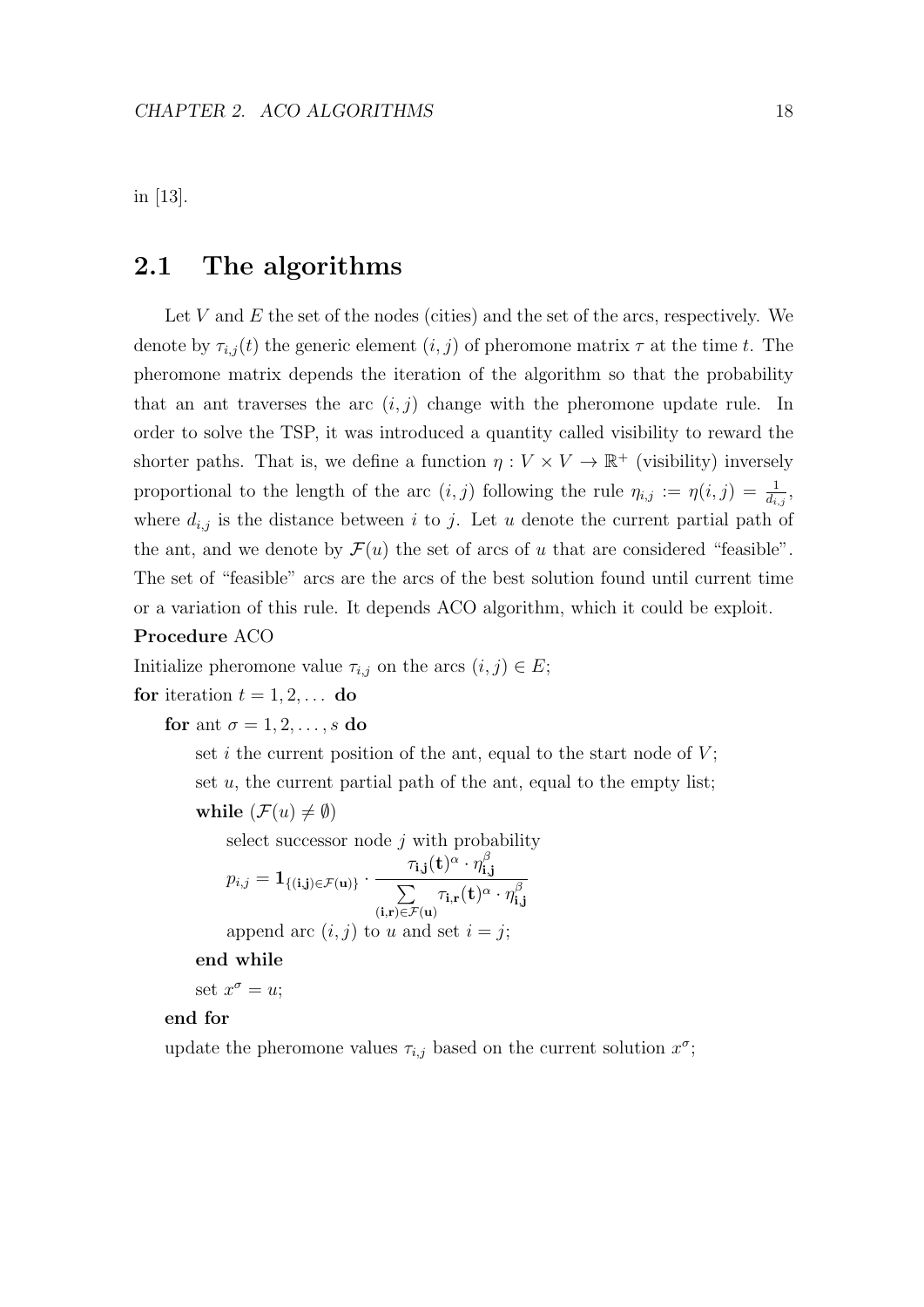in [13].

## 2.1 The algorithms

Let $V$ and $E$ the set of the nodes (cities) and the set of the arcs, respectively. We denote by $\tau_{i,j}(t)$ the generic element $(i,j)$ of pheromone matrix $\tau$ at the time $t$. The pheromone matrix depends the iteration of the algorithm so that the probability that an ant traverses the arc $(i,j)$ change with the pheromone update rule. In order to solve the TSP, it was introduced a quantity called visibility to reward the shorter paths. That is, we define a function $\eta : V \times V \to \mathbb{R}^+$ (visibility) inversely proportional to the length of the arc $(i,j)$ following the rule $\eta_{i,j} := \eta(i,j) = \frac{1}{d_{i,j}}$, where $d_{i,j}$ is the distance between $i$ to $j$. Let $u$ denote the current partial path of the ant, and we denote by $\mathcal{F}(u)$ the set of arcs of $u$ that are considered "feasible". The set of "feasible" arcs are the arcs of the best solution found until current time or a variation of this rule. It depends ACO algorithm, which it could be exploit.

**Procedure** ACO

Initialize pheromone value $\tau_{i,j}$ on the arcs $(i,j) \in E$;

**for** iteration $t = 1, 2, \ldots$ **do**

  **for** ant $\sigma = 1, 2, \ldots, s$ **do**

    set $i$ the current position of the ant, equal to the start node of $V$;

    set $u$, the current partial path of the ant, equal to the empty list;

    **while** $(\mathcal{F}(u) \neq \emptyset)$

      select successor node $j$ with probability

$$p_{i,j} = \mathbf{1}_{\{(\mathbf{i},\mathbf{j}) \in \mathcal{F}(\mathbf{u})\}} \cdot \frac{\tau_{\mathbf{i},\mathbf{j}}(\mathbf{t})^{\alpha} \cdot \eta_{\mathbf{i},\mathbf{j}}^{\beta}}{\sum\limits_{(\mathbf{i},\mathbf{r}) \in \mathcal{F}(\mathbf{u})} \tau_{\mathbf{i},\mathbf{r}}(\mathbf{t})^{\alpha} \cdot \eta_{\mathbf{i},\mathbf{j}}^{\beta}}$$

      append arc $(i,j)$ to $u$ and set $i = j$;

    **end while**

    set $x^{\sigma} = u$;

  **end for**

  update the pheromone values $\tau_{i,j}$ based on the current solution $x^{\sigma}$;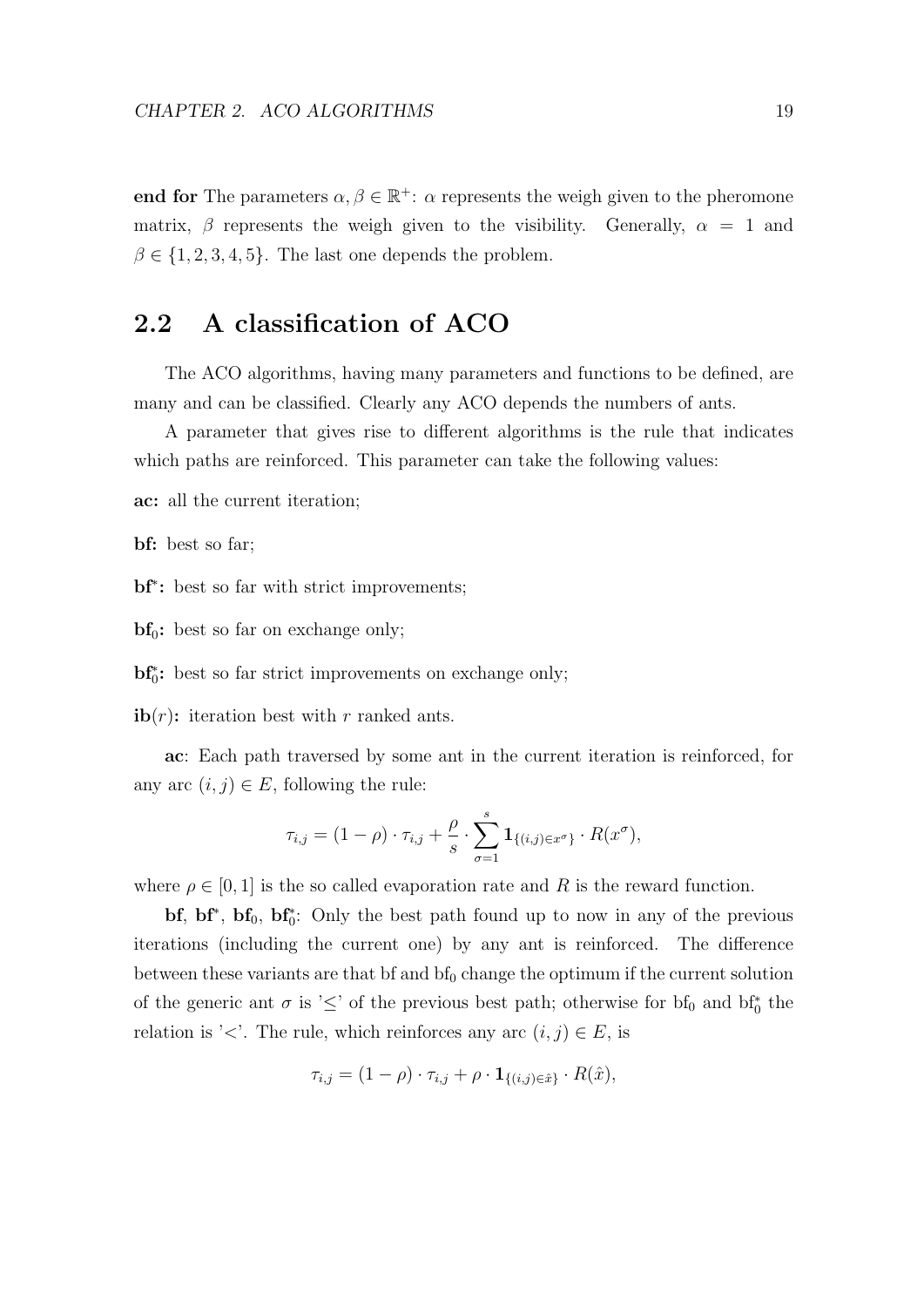**end for** The parameters $\alpha, \beta \in \mathbb{R}^+$: $\alpha$ represents the weigh given to the pheromone matrix, $\beta$ represents the weigh given to the visibility. Generally, $\alpha = 1$ and $\beta \in \{1, 2, 3, 4, 5\}$. The last one depends the problem.

## 2.2 A classification of ACO

The ACO algorithms, having many parameters and functions to be defined, are many and can be classified. Clearly any ACO depends the numbers of ants.

A parameter that gives rise to different algorithms is the rule that indicates which paths are reinforced. This parameter can take the following values:

**ac:** all the current iteration;

**bf:** best so far;

**bf$^*$:** best so far with strict improvements;

**bf$_0$:** best so far on exchange only;

**bf$_0^*$:** best so far strict improvements on exchange only;

**ib($r$):** iteration best with $r$ ranked ants.

**ac**: Each path traversed by some ant in the current iteration is reinforced, for any arc $(i, j) \in E$, following the rule:

$$\tau_{i,j} = (1 - \rho) \cdot \tau_{i,j} + \frac{\rho}{s} \cdot \sum_{\sigma=1}^{s} \mathbf{1}_{\{(i,j) \in x^{\sigma}\}} \cdot R(x^{\sigma}),$$

where $\rho \in [0, 1]$ is the so called evaporation rate and $R$ is the reward function.

**bf**, **bf$^*$**, **bf$_0$**, **bf$_0^*$**: Only the best path found up to now in any of the previous iterations (including the current one) by any ant is reinforced. The difference between these variants are that bf and bf$_0$ change the optimum if the current solution of the generic ant $\sigma$ is '$\leq$' of the previous best path; otherwise for bf$_0$ and bf$_0^*$ the relation is '$<$'. The rule, which reinforces any arc $(i, j) \in E$, is

$$\tau_{i,j} = (1 - \rho) \cdot \tau_{i,j} + \rho \cdot \mathbf{1}_{\{(i,j) \in \hat{x}\}} \cdot R(\hat{x}),$$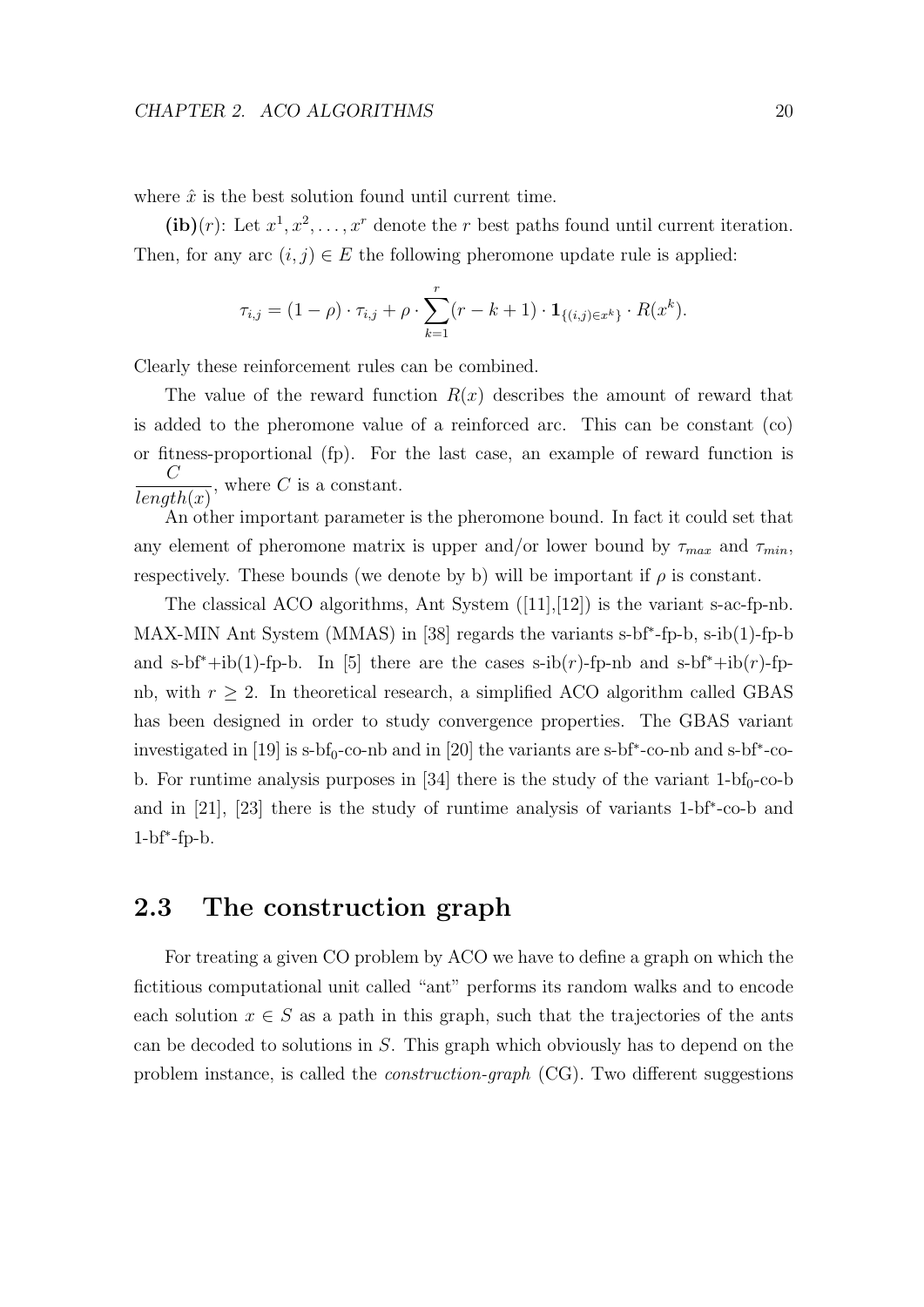where $\hat{x}$ is the best solution found until current time.

**(ib)**$(r)$: Let $x^1, x^2, \ldots, x^r$ denote the $r$ best paths found until current iteration. Then, for any arc $(i,j) \in E$ the following pheromone update rule is applied:

$$\tau_{i,j} = (1-\rho) \cdot \tau_{i,j} + \rho \cdot \sum_{k=1}^{r} (r-k+1) \cdot \mathbf{1}_{\{(i,j) \in x^k\}} \cdot R(x^k).$$

Clearly these reinforcement rules can be combined.

The value of the reward function $R(x)$ describes the amount of reward that is added to the pheromone value of a reinforced arc. This can be constant (co) or fitness-proportional (fp). For the last case, an example of reward function is $\dfrac{C}{length(x)}$, where $C$ is a constant.

An other important parameter is the pheromone bound. In fact it could set that any element of pheromone matrix is upper and/or lower bound by $\tau_{max}$ and $\tau_{min}$, respectively. These bounds (we denote by b) will be important if $\rho$ is constant.

The classical ACO algorithms, Ant System ([11],[12]) is the variant s-ac-fp-nb. MAX-MIN Ant System (MMAS) in [38] regards the variants s-bf$^*$-fp-b, s-ib(1)-fp-b and s-bf$^*$+ib(1)-fp-b. In [5] there are the cases s-ib($r$)-fp-nb and s-bf$^*$+ib($r$)-fp-nb, with $r \geq 2$. In theoretical research, a simplified ACO algorithm called GBAS has been designed in order to study convergence properties. The GBAS variant investigated in [19] is s-bf$_0$-co-nb and in [20] the variants are s-bf$^*$-co-nb and s-bf$^*$-co-b. For runtime analysis purposes in [34] there is the study of the variant 1-bf$_0$-co-b and in [21], [23] there is the study of runtime analysis of variants 1-bf$^*$-co-b and 1-bf$^*$-fp-b.

## 2.3 The construction graph

For treating a given CO problem by ACO we have to define a graph on which the fictitious computational unit called "ant" performs its random walks and to encode each solution $x \in S$ as a path in this graph, such that the trajectories of the ants can be decoded to solutions in $S$. This graph which obviously has to depend on the problem instance, is called the *construction-graph* (CG). Two different suggestions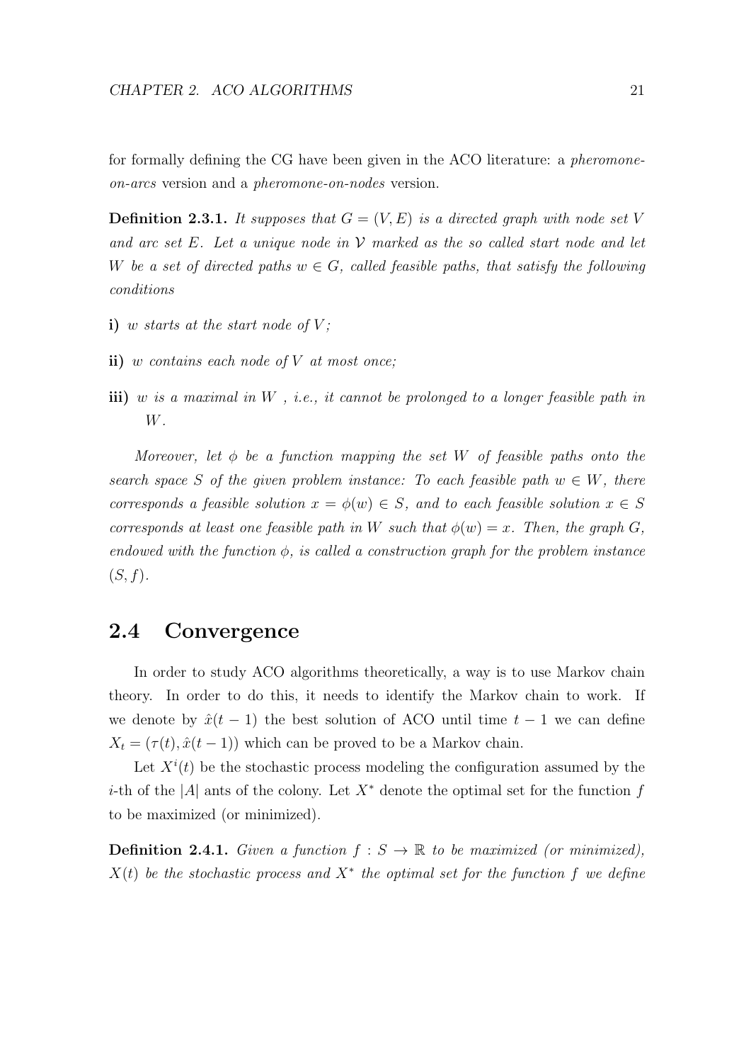for formally defining the CG have been given in the ACO literature: a *pheromone-on-arcs* version and a *pheromone-on-nodes* version.

**Definition 2.3.1.** *It supposes that $G = (V, E)$ is a directed graph with node set $V$ and arc set $E$. Let a unique node in $\mathcal{V}$ marked as the so called start node and let $W$ be a set of directed paths $w \in G$, called feasible paths, that satisfy the following conditions*

**i)** *$w$ starts at the start node of $V$;*

**ii)** *$w$ contains each node of $V$ at most once;*

**iii)** *$w$ is a maximal in $W$ , i.e., it cannot be prolonged to a longer feasible path in $W$.*

*Moreover, let $\phi$ be a function mapping the set $W$ of feasible paths onto the search space $S$ of the given problem instance: To each feasible path $w \in W$, there corresponds a feasible solution $x = \phi(w) \in S$, and to each feasible solution $x \in S$ corresponds at least one feasible path in $W$ such that $\phi(w) = x$. Then, the graph $G$, endowed with the function $\phi$, is called a construction graph for the problem instance $(S, f)$.*

## 2.4 Convergence

In order to study ACO algorithms theoretically, a way is to use Markov chain theory. In order to do this, it needs to identify the Markov chain to work. If we denote by $\hat{x}(t-1)$ the best solution of ACO until time $t-1$ we can define $X_t = (\tau(t), \hat{x}(t-1))$ which can be proved to be a Markov chain.

Let $X^i(t)$ be the stochastic process modeling the configuration assumed by the $i$-th of the $|A|$ ants of the colony. Let $X^*$ denote the optimal set for the function $f$ to be maximized (or minimized).

**Definition 2.4.1.** *Given a function $f : S \to \mathbb{R}$ to be maximized (or minimized), $X(t)$ be the stochastic process and $X^*$ the optimal set for the function $f$ we define*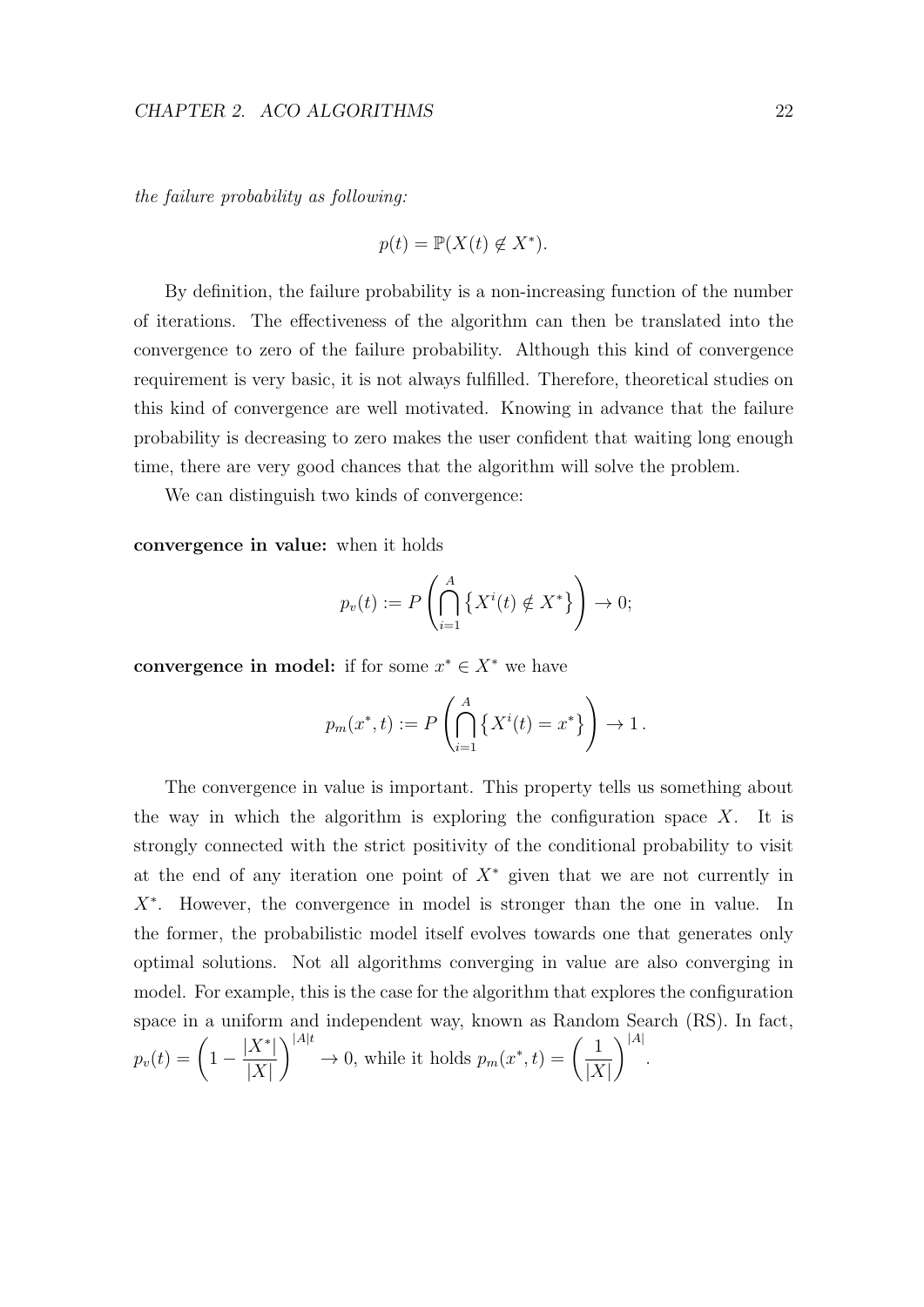*the failure probability as following:*

$$p(t) = \mathbb{P}(X(t) \notin X^*).$$

By definition, the failure probability is a non-increasing function of the number of iterations. The effectiveness of the algorithm can then be translated into the convergence to zero of the failure probability. Although this kind of convergence requirement is very basic, it is not always fulfilled. Therefore, theoretical studies on this kind of convergence are well motivated. Knowing in advance that the failure probability is decreasing to zero makes the user confident that waiting long enough time, there are very good chances that the algorithm will solve the problem.

We can distinguish two kinds of convergence:

**convergence in value:** when it holds

$$p_v(t) := P\left(\bigcap_{i=1}^{A} \left\{X^i(t) \notin X^*\right\}\right) \to 0;$$

**convergence in model:** if for some $x^* \in X^*$ we have

$$p_m(x^*, t) := P\left(\bigcap_{i=1}^{A} \left\{X^i(t) = x^*\right\}\right) \to 1\,.$$

The convergence in value is important. This property tells us something about the way in which the algorithm is exploring the configuration space $X$. It is strongly connected with the strict positivity of the conditional probability to visit at the end of any iteration one point of $X^*$ given that we are not currently in $X^*$. However, the convergence in model is stronger than the one in value. In the former, the probabilistic model itself evolves towards one that generates only optimal solutions. Not all algorithms converging in value are also converging in model. For example, this is the case for the algorithm that explores the configuration space in a uniform and independent way, known as Random Search (RS). In fact, $p_v(t) = \left(1 - \dfrac{|X^*|}{|X|}\right)^{|A|t} \to 0$, while it holds $p_m(x^*, t) = \left(\dfrac{1}{|X|}\right)^{|A|}$.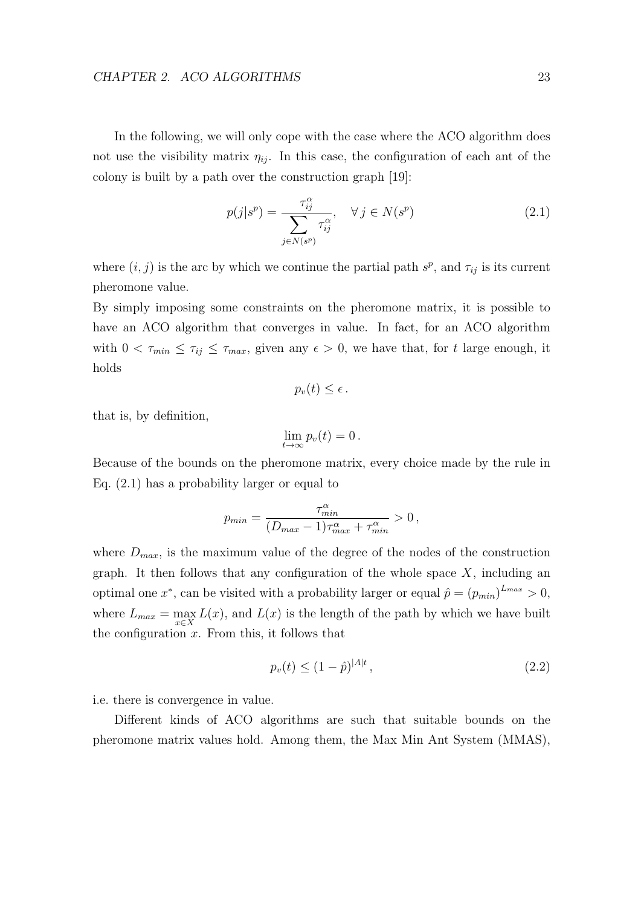In the following, we will only cope with the case where the ACO algorithm does not use the visibility matrix $\eta_{ij}$. In this case, the configuration of each ant of the colony is built by a path over the construction graph [19]:

$$p(j|s^p) = \frac{\tau_{ij}^{\alpha}}{\sum\limits_{j \in N(s^p)} \tau_{ij}^{\alpha}}, \quad \forall\, j \in N(s^p) \tag{2.1}$$

where $(i, j)$ is the arc by which we continue the partial path $s^p$, and $\tau_{ij}$ is its current pheromone value.
By simply imposing some constraints on the pheromone matrix, it is possible to have an ACO algorithm that converges in value. In fact, for an ACO algorithm with $0 < \tau_{min} \leq \tau_{ij} \leq \tau_{max}$, given any $\epsilon > 0$, we have that, for $t$ large enough, it holds

$$p_v(t) \leq \epsilon\,.$$

that is, by definition,

$$\lim_{t \to \infty} p_v(t) = 0\,.$$

Because of the bounds on the pheromone matrix, every choice made by the rule in Eq. (2.1) has a probability larger or equal to

$$p_{min} = \frac{\tau_{min}^{\alpha}}{(D_{max} - 1)\tau_{max}^{\alpha} + \tau_{min}^{\alpha}} > 0\,,$$

where $D_{max}$, is the maximum value of the degree of the nodes of the construction graph. It then follows that any configuration of the whole space $X$, including an optimal one $x^*$, can be visited with a probability larger or equal $\hat{p} = (p_{min})^{L_{max}} > 0$, where $L_{max} = \max_{x \in X} L(x)$, and $L(x)$ is the length of the path by which we have built the configuration $x$. From this, it follows that

$$p_v(t) \leq (1 - \hat{p})^{|A|t}\,, \tag{2.2}$$

i.e. there is convergence in value.

Different kinds of ACO algorithms are such that suitable bounds on the pheromone matrix values hold. Among them, the Max Min Ant System (MMAS),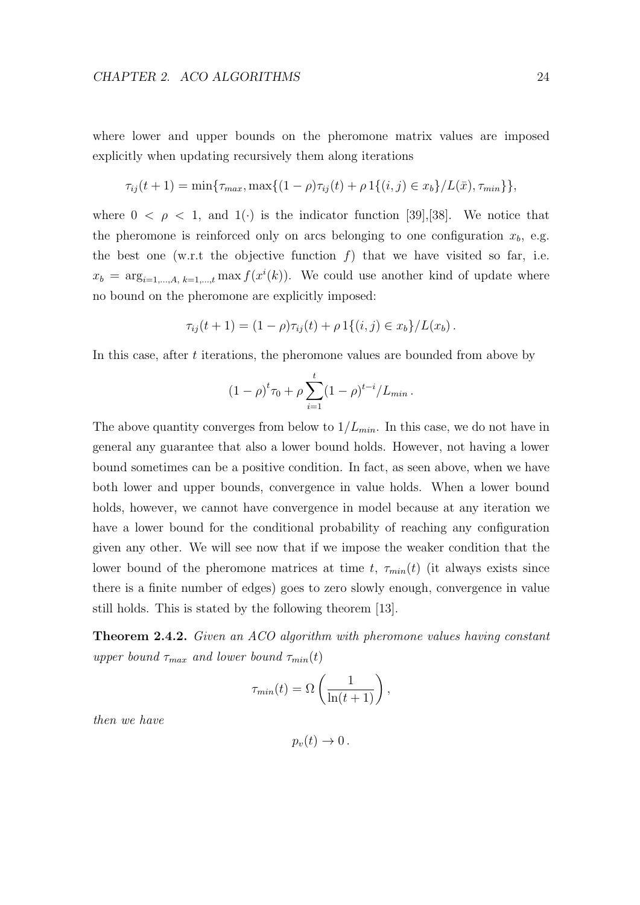where lower and upper bounds on the pheromone matrix values are imposed explicitly when updating recursively them along iterations

$$\tau_{ij}(t+1) = \min\{\tau_{max}, \max\{(1-\rho)\tau_{ij}(t) + \rho\, 1\{(i,j) \in x_b\}/L(\bar{x}), \tau_{min}\}\},$$

where $0 < \rho < 1$, and $1(\cdot)$ is the indicator function [39],[38]. We notice that the pheromone is reinforced only on arcs belonging to one configuration $x_b$, e.g. the best one (w.r.t the objective function $f$) that we have visited so far, i.e. $x_b = \arg_{i=1,\dots,A,\ k=1,\dots,t} \max f(x^i(k))$. We could use another kind of update where no bound on the pheromone are explicitly imposed:

$$\tau_{ij}(t+1) = (1-\rho)\tau_{ij}(t) + \rho\, 1\{(i,j) \in x_b\}/L(x_b)\,.$$

In this case, after $t$ iterations, the pheromone values are bounded from above by

$$(1-\rho)^t \tau_0 + \rho \sum_{i=1}^{t} (1-\rho)^{t-i}/L_{min}\,.$$

The above quantity converges from below to $1/L_{min}$. In this case, we do not have in general any guarantee that also a lower bound holds. However, not having a lower bound sometimes can be a positive condition. In fact, as seen above, when we have both lower and upper bounds, convergence in value holds. When a lower bound holds, however, we cannot have convergence in model because at any iteration we have a lower bound for the conditional probability of reaching any configuration given any other. We will see now that if we impose the weaker condition that the lower bound of the pheromone matrices at time $t$, $\tau_{min}(t)$ (it always exists since there is a finite number of edges) goes to zero slowly enough, convergence in value still holds. This is stated by the following theorem [13].

**Theorem 2.4.2.** *Given an ACO algorithm with pheromone values having constant upper bound $\tau_{max}$ and lower bound $\tau_{min}(t)$*

$$\tau_{min}(t) = \Omega\left(\frac{1}{\ln(t+1)}\right),$$

*then we have*

$$p_v(t) \to 0\,.$$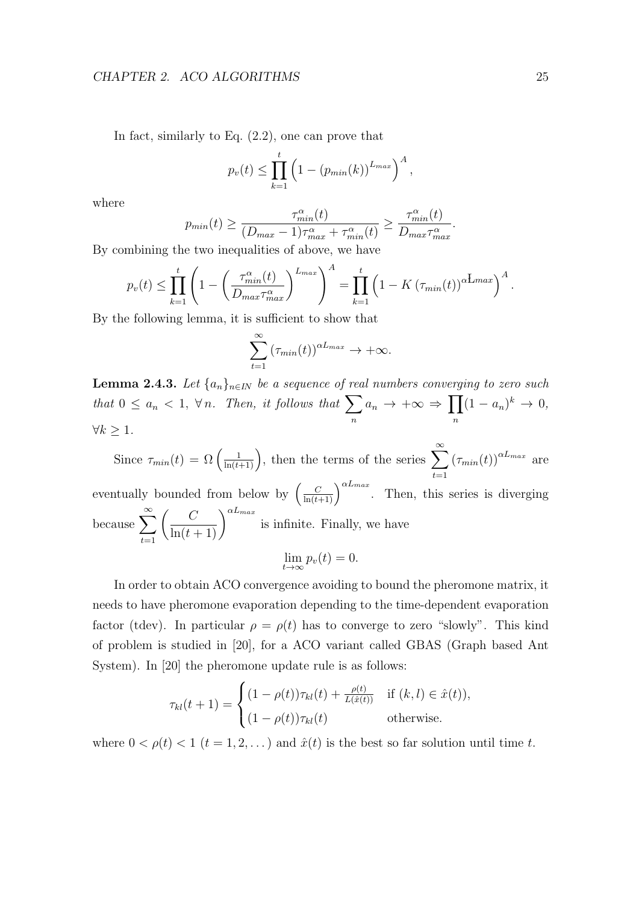In fact, similarly to Eq. (2.2), one can prove that

$$p_v(t) \leq \prod_{k=1}^{t} \left(1 - (p_{min}(k))^{L_{max}}\right)^A,$$

where

$$p_{min}(t) \geq \frac{\tau_{min}^{\alpha}(t)}{(D_{max}-1)\tau_{max}^{\alpha} + \tau_{min}^{\alpha}(t)} \geq \frac{\tau_{min}^{\alpha}(t)}{D_{max}\tau_{max}^{\alpha}}.$$

By combining the two inequalities of above, we have

$$p_v(t) \leq \prod_{k=1}^{t} \left(1 - \left(\frac{\tau_{min}^{\alpha}(t)}{D_{max}\tau_{max}^{\alpha}}\right)^{L_{max}}\right)^A = \prod_{k=1}^{t} \left(1 - K\,(\tau_{min}(t))^{\alpha L_{max}}\right)^A.$$

By the following lemma, it is sufficient to show that

$$\sum_{t=1}^{\infty} (\tau_{min}(t))^{\alpha L_{max}} \to +\infty.$$

**Lemma 2.4.3.** *Let $\{a_n\}_{n \in IN}$ be a sequence of real numbers converging to zero such that $0 \leq a_n < 1$, $\forall\, n$. Then, it follows that $\sum_n a_n \to +\infty \Rightarrow \prod_n (1-a_n)^k \to 0$, $\forall k \geq 1$.*

Since $\tau_{min}(t) = \Omega\left(\frac{1}{\ln(t+1)}\right)$, then the terms of the series $\sum_{t=1}^{\infty} (\tau_{min}(t))^{\alpha L_{max}}$ are eventually bounded from below by $\left(\frac{C}{\ln(t+1)}\right)^{\alpha L_{max}}$. Then, this series is diverging because $\sum_{t=1}^{\infty} \left(\frac{C}{\ln(t+1)}\right)^{\alpha L_{max}}$ is infinite. Finally, we have

$$\lim_{t\to\infty} p_v(t) = 0.$$

In order to obtain ACO convergence avoiding to bound the pheromone matrix, it needs to have pheromone evaporation depending to the time-dependent evaporation factor (tdev). In particular $\rho = \rho(t)$ has to converge to zero "slowly". This kind of problem is studied in [20], for a ACO variant called GBAS (Graph based Ant System). In [20] the pheromone update rule is as follows:

$$\tau_{kl}(t+1) = \begin{cases} (1-\rho(t))\tau_{kl}(t) + \frac{\rho(t)}{L(\hat{x}(t))} & \text{if } (k,l) \in \hat{x}(t)), \\ (1-\rho(t))\tau_{kl}(t) & \text{otherwise.} \end{cases}$$

where $0 < \rho(t) < 1$ $(t = 1, 2, \dots)$ and $\hat{x}(t)$ is the best so far solution until time $t$.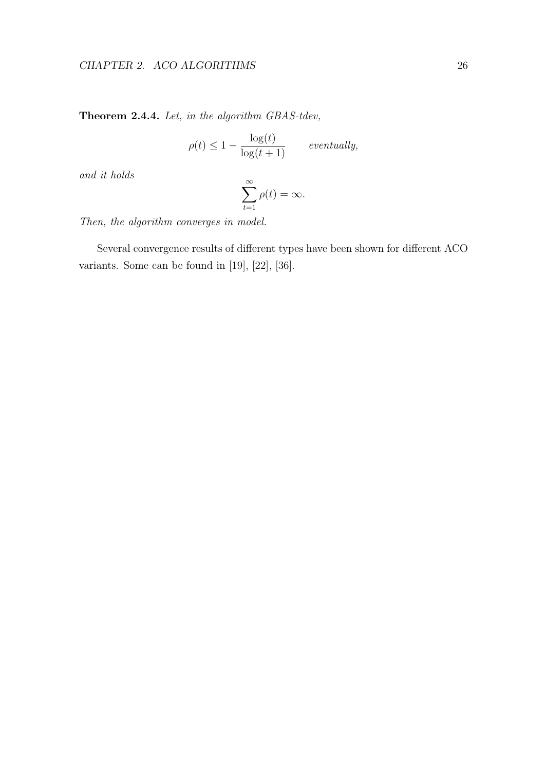**Theorem 2.4.4.** *Let, in the algorithm GBAS-tdev,*

$$\rho(t) \leq 1 - \frac{\log(t)}{\log(t+1)} \qquad \textit{eventually,}$$

*and it holds*

$$\sum_{t=1}^{\infty} \rho(t) = \infty.$$

*Then, the algorithm converges in model.*

Several convergence results of different types have been shown for different ACO variants. Some can be found in [19], [22], [36].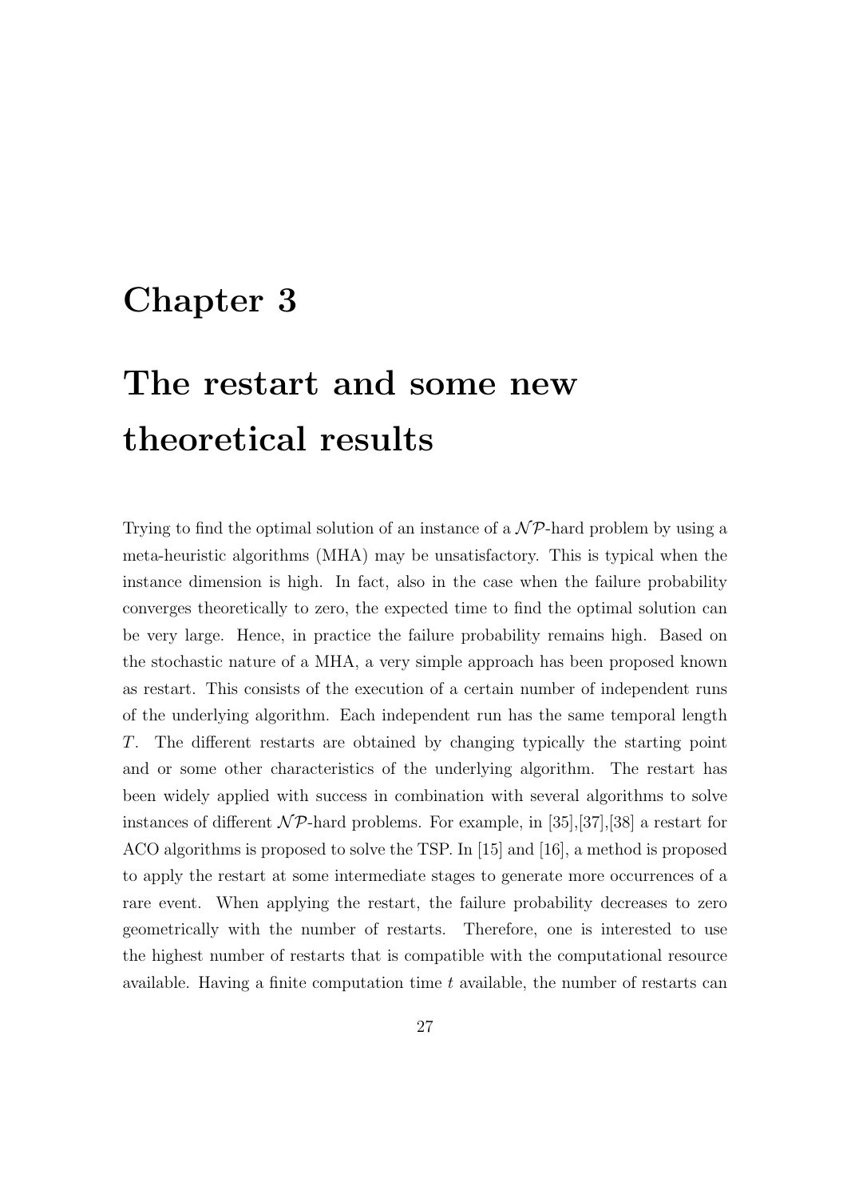# Chapter 3

# The restart and some new theoretical results

Trying to find the optimal solution of an instance of a $\mathcal{NP}$-hard problem by using a meta-heuristic algorithms (MHA) may be unsatisfactory. This is typical when the instance dimension is high. In fact, also in the case when the failure probability converges theoretically to zero, the expected time to find the optimal solution can be very large. Hence, in practice the failure probability remains high. Based on the stochastic nature of a MHA, a very simple approach has been proposed known as restart. This consists of the execution of a certain number of independent runs of the underlying algorithm. Each independent run has the same temporal length $T$. The different restarts are obtained by changing typically the starting point and or some other characteristics of the underlying algorithm. The restart has been widely applied with success in combination with several algorithms to solve instances of different $\mathcal{NP}$-hard problems. For example, in [35],[37],[38] a restart for ACO algorithms is proposed to solve the TSP. In [15] and [16], a method is proposed to apply the restart at some intermediate stages to generate more occurrences of a rare event. When applying the restart, the failure probability decreases to zero geometrically with the number of restarts. Therefore, one is interested to use the highest number of restarts that is compatible with the computational resource available. Having a finite computation time $t$ available, the number of restarts can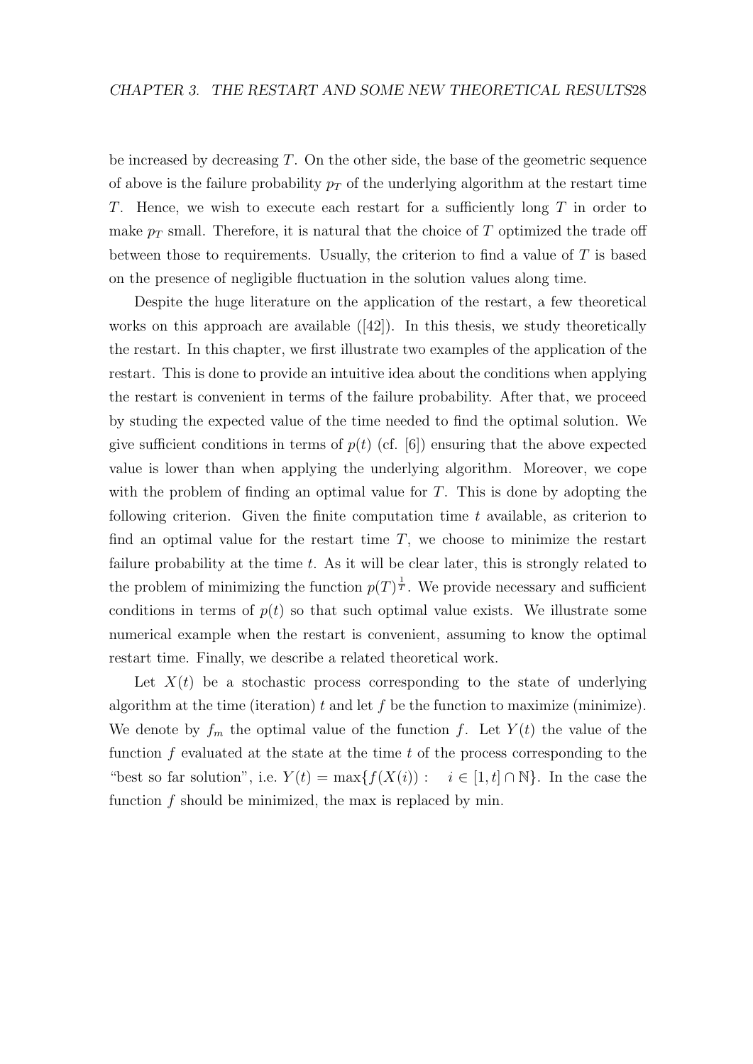be increased by decreasing $T$. On the other side, the base of the geometric sequence of above is the failure probability $p_T$ of the underlying algorithm at the restart time $T$. Hence, we wish to execute each restart for a sufficiently long $T$ in order to make $p_T$ small. Therefore, it is natural that the choice of $T$ optimized the trade off between those to requirements. Usually, the criterion to find a value of $T$ is based on the presence of negligible fluctuation in the solution values along time.

Despite the huge literature on the application of the restart, a few theoretical works on this approach are available ([42]). In this thesis, we study theoretically the restart. In this chapter, we first illustrate two examples of the application of the restart. This is done to provide an intuitive idea about the conditions when applying the restart is convenient in terms of the failure probability. After that, we proceed by studing the expected value of the time needed to find the optimal solution. We give sufficient conditions in terms of $p(t)$ (cf. [6]) ensuring that the above expected value is lower than when applying the underlying algorithm. Moreover, we cope with the problem of finding an optimal value for $T$. This is done by adopting the following criterion. Given the finite computation time $t$ available, as criterion to find an optimal value for the restart time $T$, we choose to minimize the restart failure probability at the time $t$. As it will be clear later, this is strongly related to the problem of minimizing the function $p(T)^{\frac{1}{T}}$. We provide necessary and sufficient conditions in terms of $p(t)$ so that such optimal value exists. We illustrate some numerical example when the restart is convenient, assuming to know the optimal restart time. Finally, we describe a related theoretical work.

Let $X(t)$ be a stochastic process corresponding to the state of underlying algorithm at the time (iteration) $t$ and let $f$ be the function to maximize (minimize). We denote by $f_m$ the optimal value of the function $f$. Let $Y(t)$ the value of the function $f$ evaluated at the state at the time $t$ of the process corresponding to the "best so far solution", i.e. $Y(t) = \max\{f(X(i)) : \quad i \in [1,t] \cap \mathbb{N}\}$. In the case the function $f$ should be minimized, the max is replaced by min.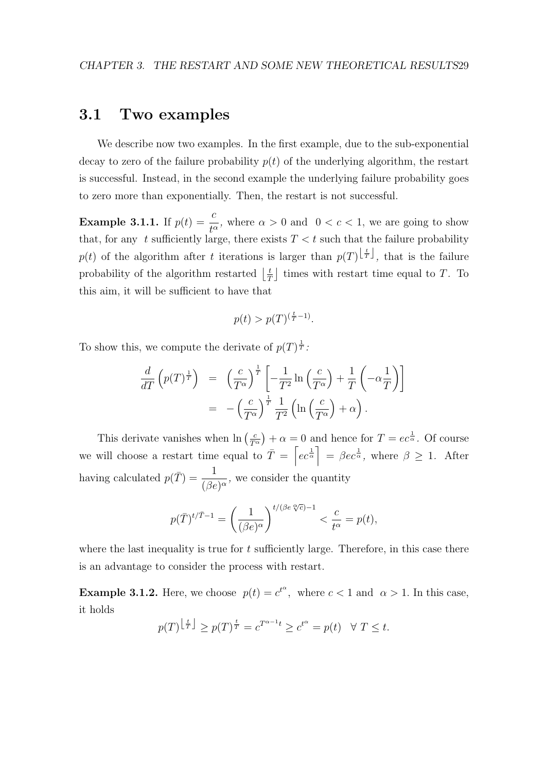## 3.1 Two examples

We describe now two examples. In the first example, due to the sub-exponential decay to zero of the failure probability $p(t)$ of the underlying algorithm, the restart is successful. Instead, in the second example the underlying failure probability goes to zero more than exponentially. Then, the restart is not successful.

**Example 3.1.1.** If $p(t) = \dfrac{c}{t^\alpha}$, where $\alpha > 0$ and $0 < c < 1$, we are going to show that, for any $t$ sufficiently large, there exists $T < t$ such that the failure probability $p(t)$ of the algorithm after $t$ iterations is larger than $p(T)^{\lfloor \frac{t}{T} \rfloor}$, that is the failure probability of the algorithm restarted $\lfloor \frac{t}{T} \rfloor$ times with restart time equal to $T$. To this aim, it will be sufficient to have that

$$p(t) > p(T)^{(\frac{t}{T}-1)}.$$

To show this, we compute the derivate of $p(T)^{\frac{1}{T}}$:

$$\begin{aligned} \frac{d}{dT}\left(p(T)^{\frac{1}{T}}\right) &= \left(\frac{c}{T^\alpha}\right)^{\frac{1}{T}}\left[-\frac{1}{T^2}\ln\left(\frac{c}{T^\alpha}\right) + \frac{1}{T}\left(-\alpha\frac{1}{T}\right)\right] \\ &= -\left(\frac{c}{T^\alpha}\right)^{\frac{1}{T}}\frac{1}{T^2}\left(\ln\left(\frac{c}{T^\alpha}\right) + \alpha\right). \end{aligned}$$

This derivate vanishes when $\ln\left(\frac{c}{T^\alpha}\right) + \alpha = 0$ and hence for $T = ec^{\frac{1}{\alpha}}$. Of course we will choose a restart time equal to $\bar{T} = \left\lceil ec^{\frac{1}{\alpha}} \right\rceil = \beta e c^{\frac{1}{\alpha}}$, where $\beta \geq 1$. After having calculated $p(\bar{T}) = \dfrac{1}{(\beta e)^\alpha}$, we consider the quantity

$$p(\bar{T})^{t/\bar{T}-1} = \left(\frac{1}{(\beta e)^\alpha}\right)^{t/(\beta e \sqrt[\alpha]{c})-1} < \frac{c}{t^\alpha} = p(t),$$

where the last inequality is true for $t$ sufficiently large. Therefore, in this case there is an advantage to consider the process with restart.

**Example 3.1.2.** Here, we choose $p(t) = c^{t^\alpha}$, where $c < 1$ and $\alpha > 1$. In this case, it holds

$$p(T)^{\lfloor \frac{t}{T} \rfloor} \geq p(T)^{\frac{t}{T}} = c^{T^{\alpha-1}t} \geq c^{t^\alpha} = p(t) \quad \forall\, T \leq t.$$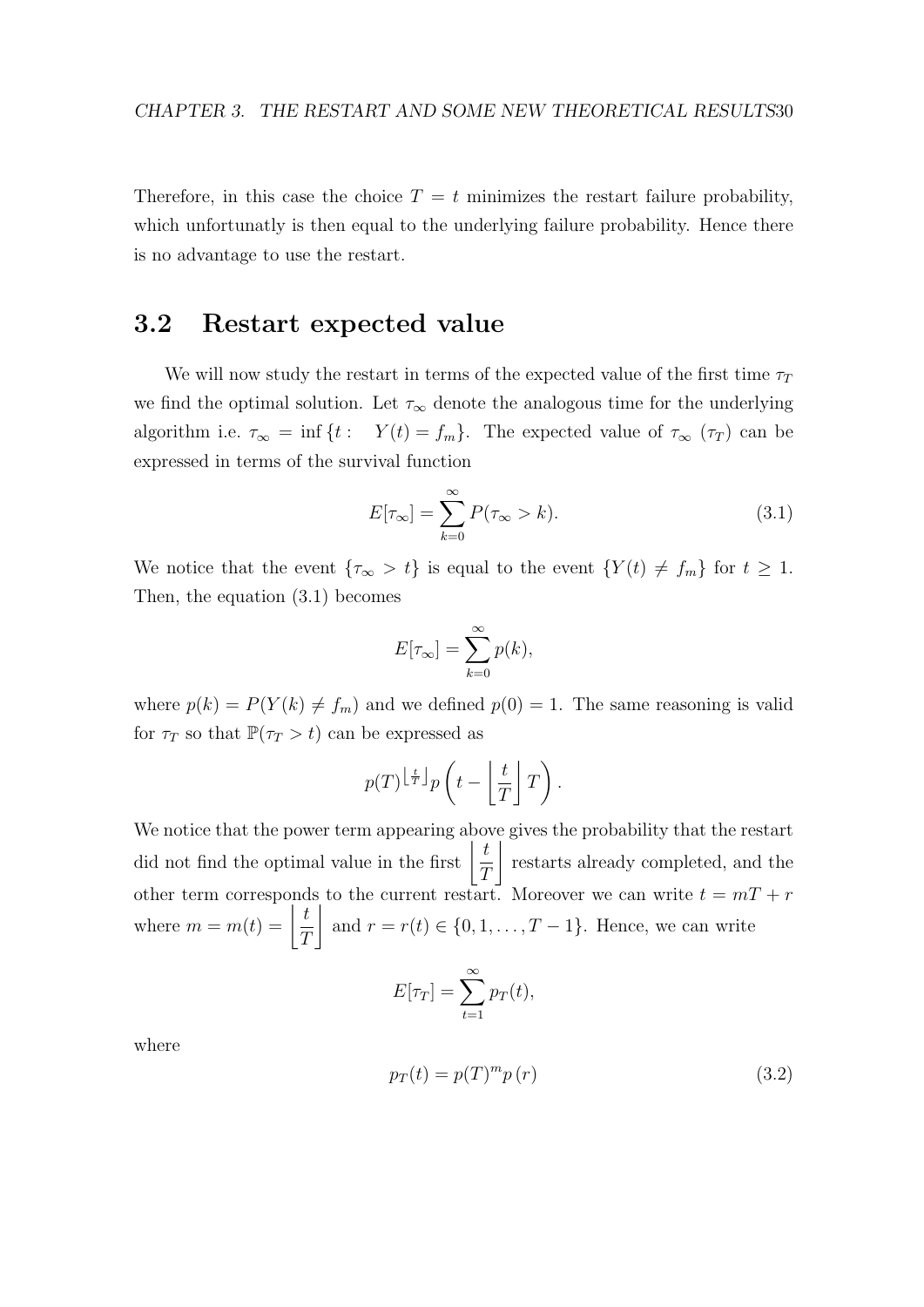Therefore, in this case the choice $T = t$ minimizes the restart failure probability, which unfortunatly is then equal to the underlying failure probability. Hence there is no advantage to use the restart.

## 3.2 Restart expected value

We will now study the restart in terms of the expected value of the first time $\tau_T$ we find the optimal solution. Let $\tau_\infty$ denote the analogous time for the underlying algorithm i.e. $\tau_\infty = \inf\{t : \quad Y(t) = f_m\}$. The expected value of $\tau_\infty$ ($\tau_T$) can be expressed in terms of the survival function

$$E[\tau_\infty] = \sum_{k=0}^{\infty} P(\tau_\infty > k). \tag{3.1}$$

We notice that the event $\{\tau_\infty > t\}$ is equal to the event $\{Y(t) \neq f_m\}$ for $t \geq 1$. Then, the equation (3.1) becomes

$$E[\tau_\infty] = \sum_{k=0}^{\infty} p(k),$$

where $p(k) = P(Y(k) \neq f_m)$ and we defined $p(0) = 1$. The same reasoning is valid for $\tau_T$ so that $\mathbb{P}(\tau_T > t)$ can be expressed as

$$p(T)^{\lfloor \frac{t}{T} \rfloor} p\left(t - \left\lfloor \frac{t}{T} \right\rfloor T\right).$$

We notice that the power term appearing above gives the probability that the restart did not find the optimal value in the first $\left\lfloor \dfrac{t}{T} \right\rfloor$ restarts already completed, and the other term corresponds to the current restart. Moreover we can write $t = mT + r$ where $m = m(t) = \left\lfloor \dfrac{t}{T} \right\rfloor$ and $r = r(t) \in \{0, 1, \ldots, T-1\}$. Hence, we can write

$$E[\tau_T] = \sum_{t=1}^{\infty} p_T(t),$$

where

$$p_T(t) = p(T)^m p(r) \tag{3.2}$$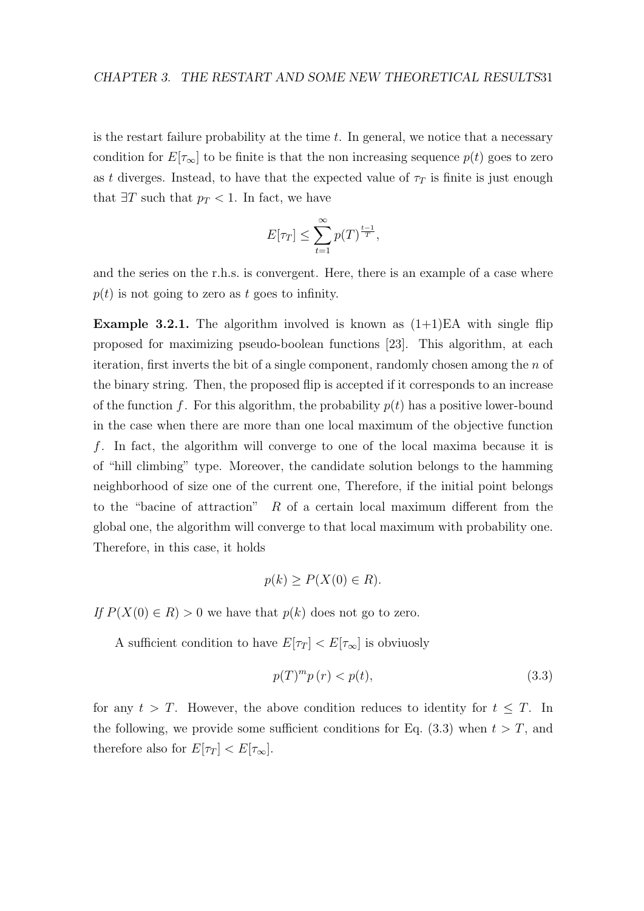is the restart failure probability at the time $t$. In general, we notice that a necessary condition for $E[\tau_\infty]$ to be finite is that the non increasing sequence $p(t)$ goes to zero as $t$ diverges. Instead, to have that the expected value of $\tau_T$ is finite is just enough that $\exists T$ such that $p_T < 1$. In fact, we have

$$E[\tau_T] \leq \sum_{t=1}^{\infty} p(T)^{\frac{t-1}{T}},$$

and the series on the r.h.s. is convergent. Here, there is an example of a case where $p(t)$ is not going to zero as $t$ goes to infinity.

**Example 3.2.1.** The algorithm involved is known as (1+1)EA with single flip proposed for maximizing pseudo-boolean functions [23]. This algorithm, at each iteration, first inverts the bit of a single component, randomly chosen among the $n$ of the binary string. Then, the proposed flip is accepted if it corresponds to an increase of the function $f$. For this algorithm, the probability $p(t)$ has a positive lower-bound in the case when there are more than one local maximum of the objective function $f$. In fact, the algorithm will converge to one of the local maxima because it is of "hill climbing" type. Moreover, the candidate solution belongs to the hamming neighborhood of size one of the current one, Therefore, if the initial point belongs to the "bacine of attraction" $R$ of a certain local maximum different from the global one, the algorithm will converge to that local maximum with probability one. Therefore, in this case, it holds

$$p(k) \geq P(X(0) \in R).$$

*If* $P(X(0) \in R) > 0$ we have that $p(k)$ does not go to zero.

A sufficient condition to have $E[\tau_T] < E[\tau_\infty]$ is obviuosly

$$p(T)^m p\,(r) < p(t), \tag{3.3}$$

for any $t > T$. However, the above condition reduces to identity for $t \leq T$. In the following, we provide some sufficient conditions for Eq. (3.3) when $t > T$, and therefore also for $E[\tau_T] < E[\tau_\infty]$.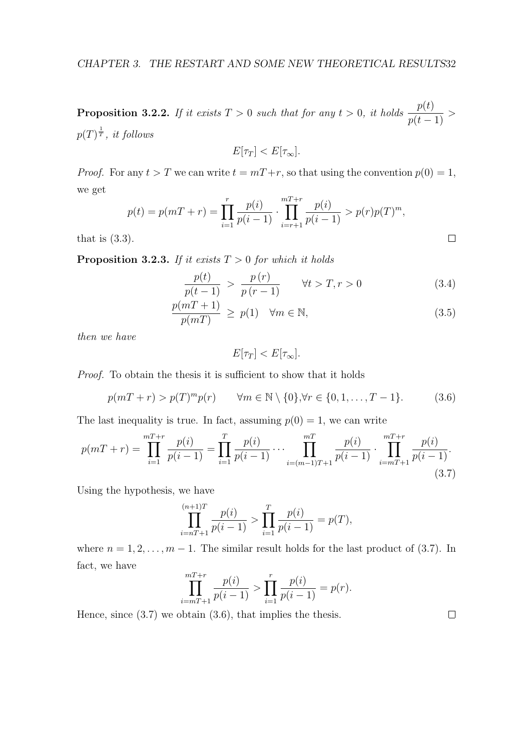**Proposition 3.2.2.** *If it exists $T > 0$ such that for any $t > 0$, it holds $\dfrac{p(t)}{p(t-1)} > p(T)^{\frac{1}{T}}$, it follows*

$$E[\tau_T] < E[\tau_\infty].$$

*Proof.* For any $t > T$ we can write $t = mT + r$, so that using the convention $p(0) = 1$, we get

$$p(t) = p(mT + r) = \prod_{i=1}^{r} \frac{p(i)}{p(i-1)} \cdot \prod_{i=r+1}^{mT+r} \frac{p(i)}{p(i-1)} > p(r)p(T)^m,$$

that is (3.3). □

**Proposition 3.2.3.** *If it exists $T > 0$ for which it holds*

$$\frac{p(t)}{p(t-1)} > \frac{p(r)}{p(r-1)} \qquad \forall t > T, r > 0 \tag{3.4}$$

$$\frac{p(mT+1)}{p(mT)} \geq p(1) \quad \forall m \in \mathbb{N}, \tag{3.5}$$

*then we have*

$$E[\tau_T] < E[\tau_\infty].$$

*Proof.* To obtain the thesis it is sufficient to show that it holds

$$p(mT + r) > p(T)^m p(r) \qquad \forall m \in \mathbb{N} \setminus \{0\}, \forall r \in \{0, 1, \ldots, T-1\}. \tag{3.6}$$

The last inequality is true. In fact, assuming $p(0) = 1$, we can write

$$p(mT + r) = \prod_{i=1}^{mT+r} \frac{p(i)}{p(i-1)} = \prod_{i=1}^{T} \frac{p(i)}{p(i-1)} \cdots \prod_{i=(m-1)T+1}^{mT} \frac{p(i)}{p(i-1)} \cdot \prod_{i=mT+1}^{mT+r} \frac{p(i)}{p(i-1)}. \tag{3.7}$$

Using the hypothesis, we have

$$\prod_{i=nT+1}^{(n+1)T} \frac{p(i)}{p(i-1)} > \prod_{i=1}^{T} \frac{p(i)}{p(i-1)} = p(T),$$

where $n = 1, 2, \ldots, m-1$. The similar result holds for the last product of (3.7). In fact, we have

$$\prod_{i=mT+1}^{mT+r} \frac{p(i)}{p(i-1)} > \prod_{i=1}^{r} \frac{p(i)}{p(i-1)} = p(r).$$

Hence, since (3.7) we obtain (3.6), that implies the thesis. □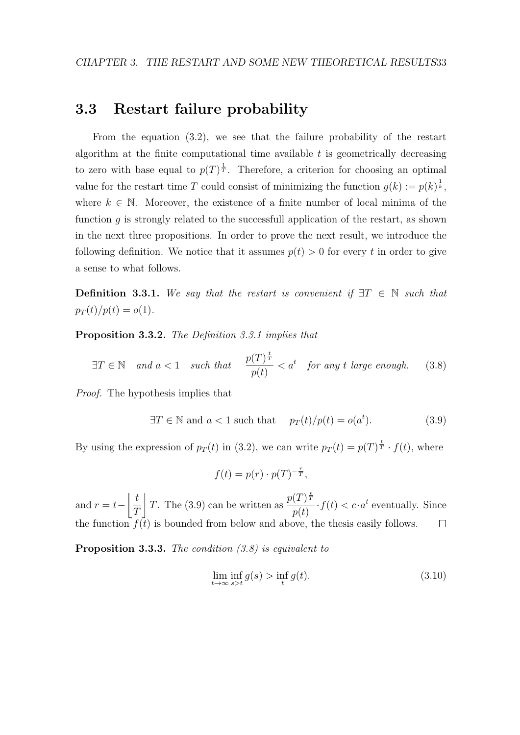## 3.3 Restart failure probability

From the equation (3.2), we see that the failure probability of the restart algorithm at the finite computational time available $t$ is geometrically decreasing to zero with base equal to $p(T)^{\frac{1}{T}}$. Therefore, a criterion for choosing an optimal value for the restart time $T$ could consist of minimizing the function $g(k) := p(k)^{\frac{1}{k}}$, where $k \in \mathbb{N}$. Moreover, the existence of a finite number of local minima of the function $g$ is strongly related to the successfull application of the restart, as shown in the next three propositions. In order to prove the next result, we introduce the following definition. We notice that it assumes $p(t) > 0$ for every $t$ in order to give a sense to what follows.

**Definition 3.3.1.** *We say that the restart is convenient if* $\exists T \in \mathbb{N}$ *such that* $p_T(t)/p(t) = o(1)$.

**Proposition 3.3.2.** *The Definition 3.3.1 implies that*

$$\exists T \in \mathbb{N} \quad \text{and } a < 1 \quad \text{such that} \quad \frac{p(T)^{\frac{t}{T}}}{p(t)} < a^t \quad \text{for any } t \text{ large enough.} \tag{3.8}$$

*Proof.* The hypothesis implies that

$$\exists T \in \mathbb{N} \text{ and } a < 1 \text{ such that} \quad p_T(t)/p(t) = o(a^t). \tag{3.9}$$

By using the expression of $p_T(t)$ in (3.2), we can write $p_T(t) = p(T)^{\frac{t}{T}} \cdot f(t)$, where

$$f(t) = p(r) \cdot p(T)^{-\frac{r}{T}},$$

and $r = t - \left\lfloor \frac{t}{T} \right\rfloor T$. The (3.9) can be written as $\frac{p(T)^{\frac{t}{T}}}{p(t)} \cdot f(t) < c \cdot a^t$ eventually. Since the function $f(t)$ is bounded from below and above, the thesis easily follows. $\square$

**Proposition 3.3.3.** *The condition (3.8) is equivalent to*

$$\lim_{t \to \infty} \inf_{s > t} g(s) > \inf_{t} g(t). \tag{3.10}$$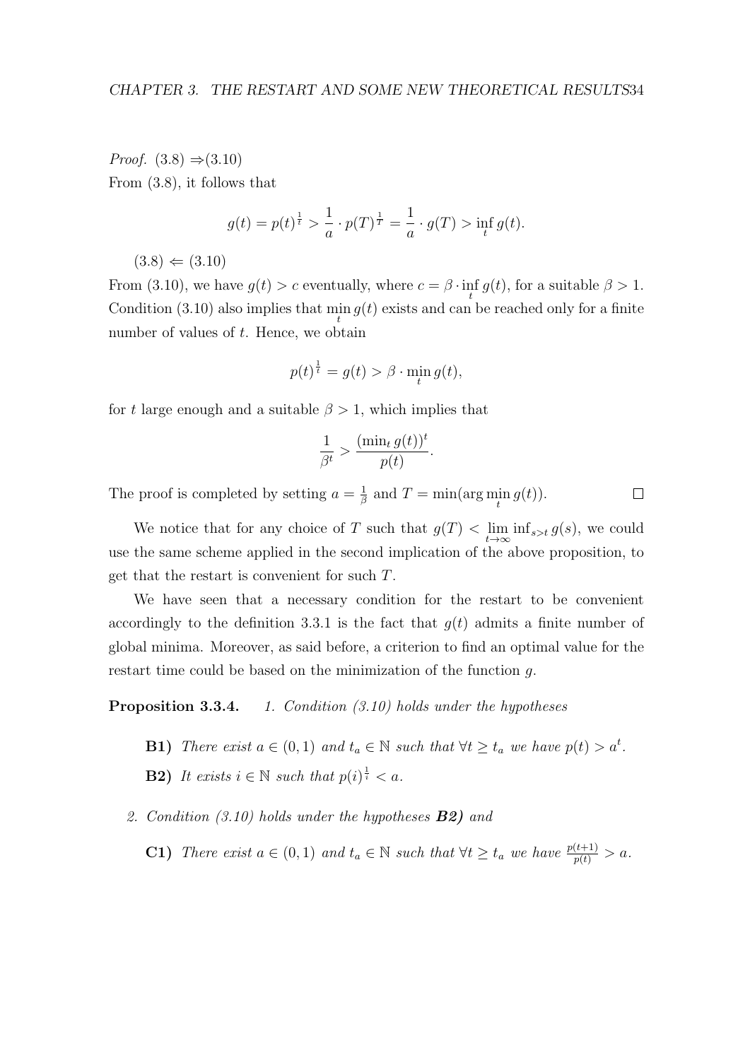*Proof.* (3.8) $\Rightarrow$(3.10)
From (3.8), it follows that

$$g(t) = p(t)^{\frac{1}{t}} > \frac{1}{a} \cdot p(T)^{\frac{1}{T}} = \frac{1}{a} \cdot g(T) > \inf_t g(t).$$

(3.8) $\Leftarrow$ (3.10)
From (3.10), we have $g(t) > c$ eventually, where $c = \beta \cdot \inf_t g(t)$, for a suitable $\beta > 1$. Condition (3.10) also implies that $\min_t g(t)$ exists and can be reached only for a finite number of values of $t$. Hence, we obtain

$$p(t)^{\frac{1}{t}} = g(t) > \beta \cdot \min_t g(t),$$

for $t$ large enough and a suitable $\beta > 1$, which implies that

$$\frac{1}{\beta^t} > \frac{(\min_t g(t))^t}{p(t)}.$$

The proof is completed by setting $a = \frac{1}{\beta}$ and $T = \min(\arg\min_t g(t))$. $\square$

We notice that for any choice of $T$ such that $g(T) < \lim_{t\to\infty} \inf_{s>t} g(s)$, we could use the same scheme applied in the second implication of the above proposition, to get that the restart is convenient for such $T$.

We have seen that a necessary condition for the restart to be convenient accordingly to the definition 3.3.1 is the fact that $g(t)$ admits a finite number of global minima. Moreover, as said before, a criterion to find an optimal value for the restart time could be based on the minimization of the function $g$.

**Proposition 3.3.4.** *1. Condition (3.10) holds under the hypotheses*

- **B1)** *There exist $a \in (0, 1)$ and $t_a \in \mathbb{N}$ such that $\forall t \geq t_a$ we have $p(t) > a^t$.*
- **B2)** *It exists $i \in \mathbb{N}$ such that $p(i)^{\frac{1}{i}} < a$.*

*2. Condition (3.10) holds under the hypotheses **B2)** and*

- **C1)** *There exist $a \in (0, 1)$ and $t_a \in \mathbb{N}$ such that $\forall t \geq t_a$ we have $\frac{p(t+1)}{p(t)} > a$.*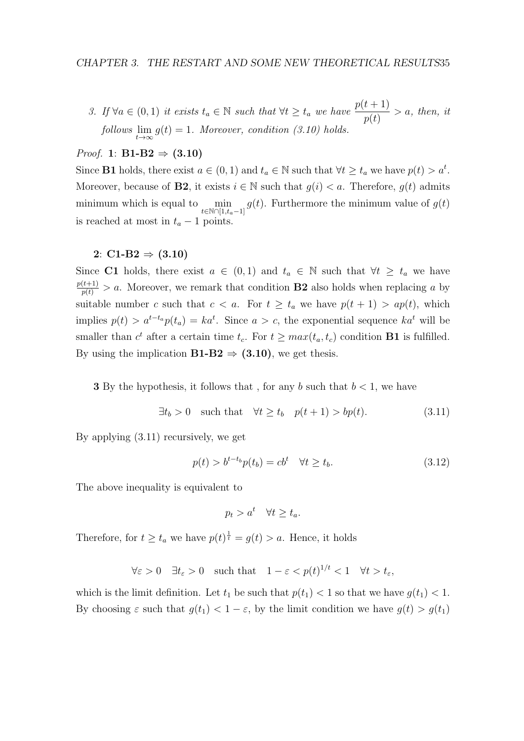3. *If* $\forall a \in (0,1)$ *it exists* $t_a \in \mathbb{N}$ *such that* $\forall t \geq t_a$ *we have* $\dfrac{p(t+1)}{p(t)} > a$*, then, it follows* $\lim_{t\to\infty} g(t) = 1$*. Moreover, condition (3.10) holds.*

*Proof.* **1**: **B1-B2** $\Rightarrow$ **(3.10)**

Since **B1** holds, there exist $a \in (0,1)$ and $t_a \in \mathbb{N}$ such that $\forall t \geq t_a$ we have $p(t) > a^t$. Moreover, because of **B2**, it exists $i \in \mathbb{N}$ such that $g(i) < a$. Therefore, $g(t)$ admits minimum which is equal to $\min_{t \in \mathbb{N} \cap [1, t_a - 1]} g(t)$. Furthermore the minimum value of $g(t)$ is reached at most in $t_a - 1$ points.

**2**: **C1-B2** $\Rightarrow$ **(3.10)**

Since **C1** holds, there exist $a \in (0,1)$ and $t_a \in \mathbb{N}$ such that $\forall t \geq t_a$ we have $\frac{p(t+1)}{p(t)} > a$. Moreover, we remark that condition **B2** also holds when replacing $a$ by suitable number $c$ such that $c < a$. For $t \geq t_a$ we have $p(t+1) > ap(t)$, which implies $p(t) > a^{t-t_a} p(t_a) = ka^t$. Since $a > c$, the exponential sequence $ka^t$ will be smaller than $c^t$ after a certain time $t_c$. For $t \geq max(t_a, t_c)$ condition **B1** is fulfilled. By using the implication **B1-B2** $\Rightarrow$ **(3.10)**, we get thesis.

**3** By the hypothesis, it follows that , for any $b$ such that $b < 1$, we have

$$\exists t_b > 0 \quad \text{such that} \quad \forall t \geq t_b \quad p(t+1) > bp(t). \tag{3.11}$$

By applying (3.11) recursively, we get

$$p(t) > b^{t-t_b} p(t_b) = cb^t \quad \forall t \geq t_b. \tag{3.12}$$

The above inequality is equivalent to

$$p_t > a^t \quad \forall t \geq t_a.$$

Therefore, for $t \geq t_a$ we have $p(t)^{\frac{1}{t}} = g(t) > a$. Hence, it holds

$$\forall \varepsilon > 0 \quad \exists t_\varepsilon > 0 \quad \text{such that} \quad 1 - \varepsilon < p(t)^{1/t} < 1 \quad \forall t > t_\varepsilon,$$

which is the limit definition. Let $t_1$ be such that $p(t_1) < 1$ so that we have $g(t_1) < 1$. By choosing $\varepsilon$ such that $g(t_1) < 1 - \varepsilon$, by the limit condition we have $g(t) > g(t_1)$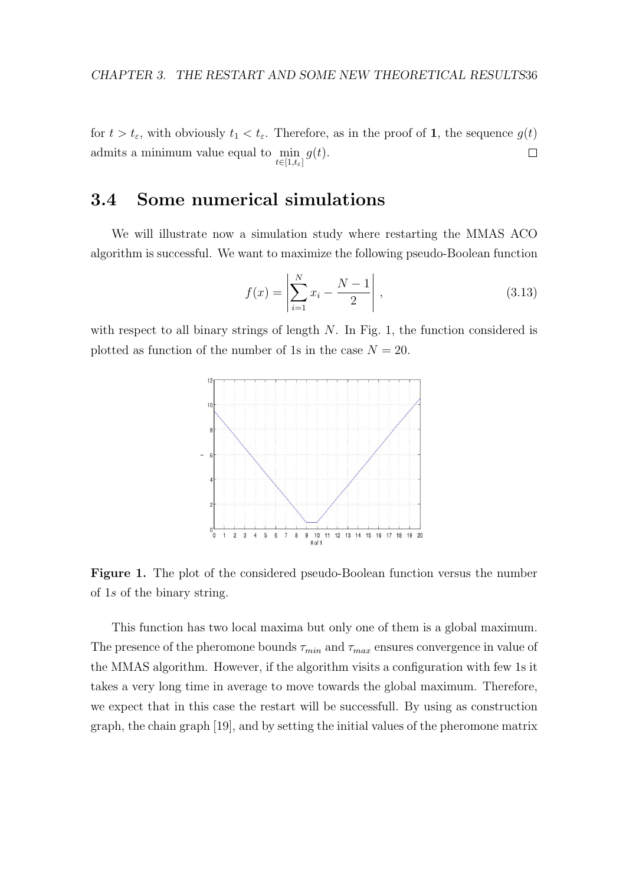for $t > t_\varepsilon$, with obviously $t_1 < t_\varepsilon$. Therefore, as in the proof of **1**, the sequence $g(t)$ admits a minimum value equal to $\min_{t\in[1,t_\varepsilon]} g(t)$. □

## 3.4 Some numerical simulations

We will illustrate now a simulation study where restarting the MMAS ACO algorithm is successful. We want to maximize the following pseudo-Boolean function

$$f(x) = \left| \sum_{i=1}^{N} x_i - \frac{N-1}{2} \right| , \tag{3.13}$$

with respect to all binary strings of length $N$. In Fig. 1, the function considered is plotted as function of the number of 1s in the case $N = 20$.

**Figure 1.** The plot of the considered pseudo-Boolean function versus the number of 1*s* of the binary string.

This function has two local maxima but only one of them is a global maximum. The presence of the pheromone bounds $\tau_{min}$ and $\tau_{max}$ ensures convergence in value of the MMAS algorithm. However, if the algorithm visits a configuration with few 1s it takes a very long time in average to move towards the global maximum. Therefore, we expect that in this case the restart will be successfull. By using as construction graph, the chain graph [19], and by setting the initial values of the pheromone matrix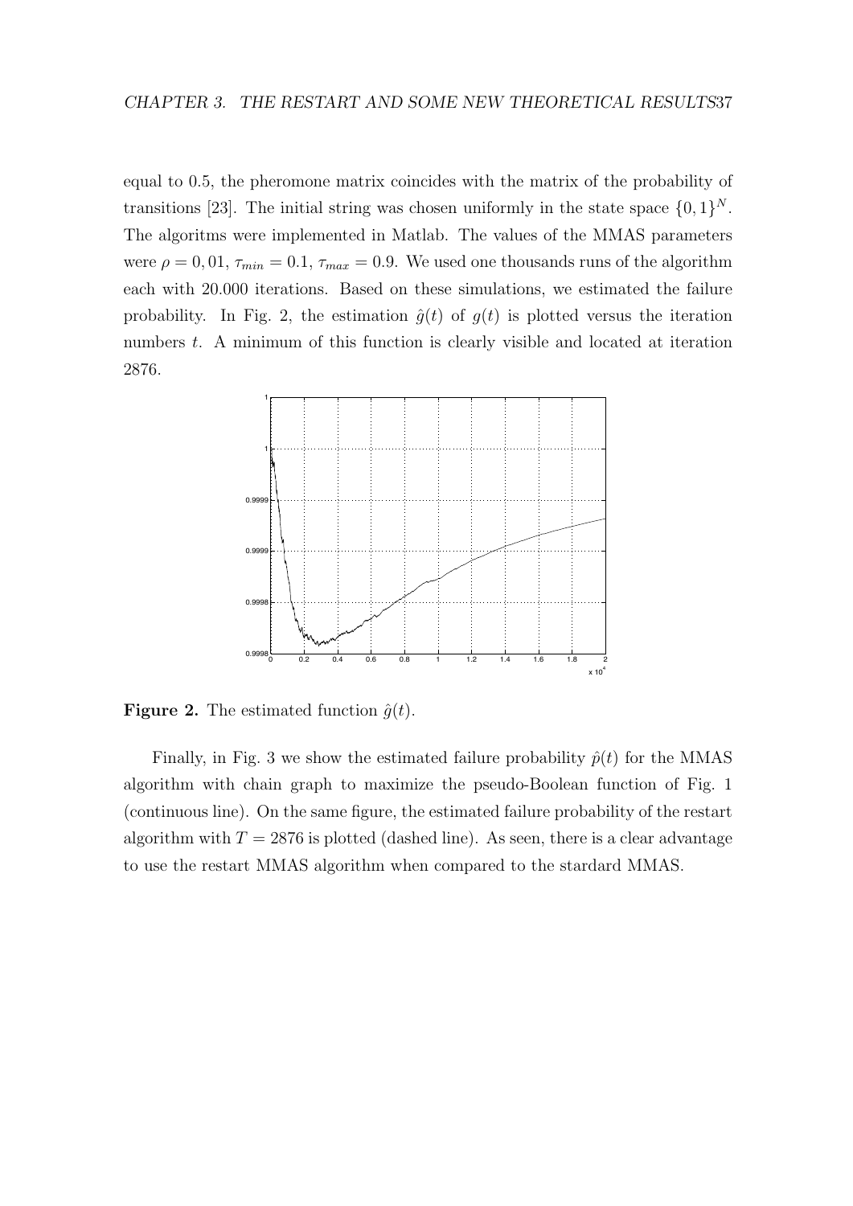equal to 0.5, the pheromone matrix coincides with the matrix of the probability of transitions [23]. The initial string was chosen uniformly in the state space $\{0,1\}^N$. The algoritms were implemented in Matlab. The values of the MMAS parameters were $\rho = 0,01$, $\tau_{min} = 0.1$, $\tau_{max} = 0.9$. We used one thousands runs of the algorithm each with 20.000 iterations. Based on these simulations, we estimated the failure probability. In Fig. 2, the estimation $\hat{g}(t)$ of $g(t)$ is plotted versus the iteration numbers $t$. A minimum of this function is clearly visible and located at iteration 2876.

**Figure 2.** The estimated function $\hat{g}(t)$.

Finally, in Fig. 3 we show the estimated failure probability $\hat{p}(t)$ for the MMAS algorithm with chain graph to maximize the pseudo-Boolean function of Fig. 1 (continuous line). On the same figure, the estimated failure probability of the restart algorithm with $T = 2876$ is plotted (dashed line). As seen, there is a clear advantage to use the restart MMAS algorithm when compared to the stardard MMAS.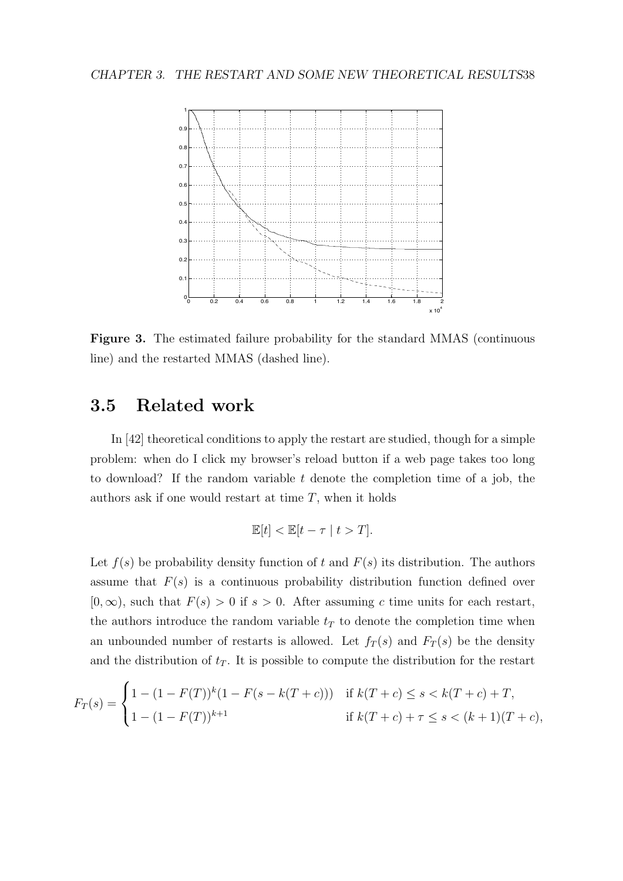**Figure 3.** The estimated failure probability for the standard MMAS (continuous line) and the restarted MMAS (dashed line).

## 3.5 Related work

In [42] theoretical conditions to apply the restart are studied, though for a simple problem: when do I click my browser's reload button if a web page takes too long to download? If the random variable $t$ denote the completion time of a job, the authors ask if one would restart at time $T$, when it holds

$$\mathbb{E}[t] < \mathbb{E}[t - \tau \mid t > T].$$

Let $f(s)$ be probability density function of $t$ and $F(s)$ its distribution. The authors assume that $F(s)$ is a continuous probability distribution function defined over $[0, \infty)$, such that $F(s) > 0$ if $s > 0$. After assuming $c$ time units for each restart, the authors introduce the random variable $t_T$ to denote the completion time when an unbounded number of restarts is allowed. Let $f_T(s)$ and $F_T(s)$ be the density and the distribution of $t_T$. It is possible to compute the distribution for the restart

$$F_T(s) = \begin{cases} 1 - (1 - F(T))^k (1 - F(s - k(T + c))) & \text{if } k(T + c) \leq s < k(T + c) + T, \\ 1 - (1 - F(T))^{k+1} & \text{if } k(T + c) + \tau \leq s < (k + 1)(T + c), \end{cases}$$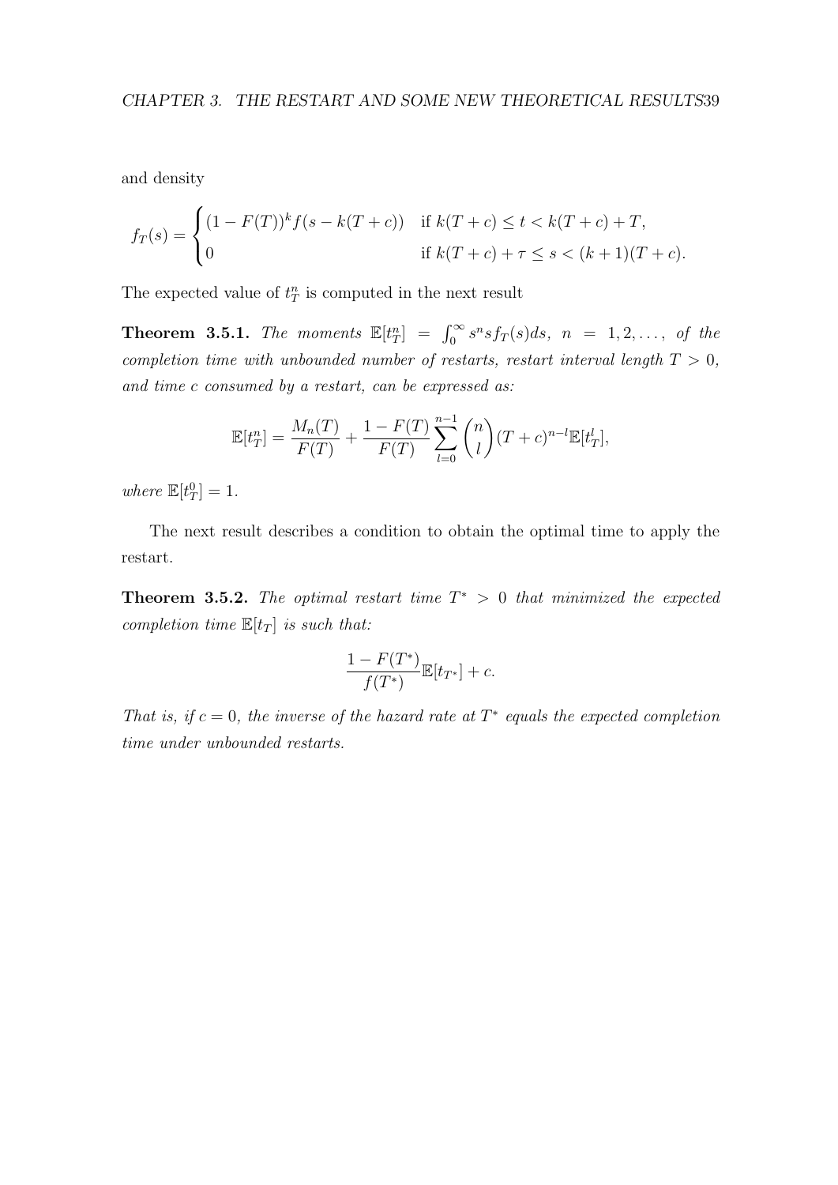and density

$$f_T(s) = \begin{cases} (1 - F(T))^k f(s - k(T + c)) & \text{if } k(T + c) \leq t < k(T + c) + T, \\ 0 & \text{if } k(T + c) + \tau \leq s < (k + 1)(T + c). \end{cases}$$

The expected value of $t_T^n$ is computed in the next result

**Theorem 3.5.1.** *The moments* $\mathbb{E}[t_T^n] = \int_0^\infty s^n s f_T(s) ds$, $n = 1, 2, \ldots$, *of the completion time with unbounded number of restarts, restart interval length* $T > 0$, *and time* $c$ *consumed by a restart, can be expressed as:*

$$\mathbb{E}[t_T^n] = \frac{M_n(T)}{F(T)} + \frac{1 - F(T)}{F(T)} \sum_{l=0}^{n-1} \binom{n}{l} (T + c)^{n-l} \mathbb{E}[t_T^l],$$

*where* $\mathbb{E}[t_T^0] = 1$.

The next result describes a condition to obtain the optimal time to apply the restart.

**Theorem 3.5.2.** *The optimal restart time* $T^* > 0$ *that minimized the expected completion time* $\mathbb{E}[t_T]$ *is such that:*

$$\frac{1 - F(T^*)}{f(T^*)} \mathbb{E}[t_{T^*}] + c.$$

*That is, if* $c = 0$, *the inverse of the hazard rate at* $T^*$ *equals the expected completion time under unbounded restarts.*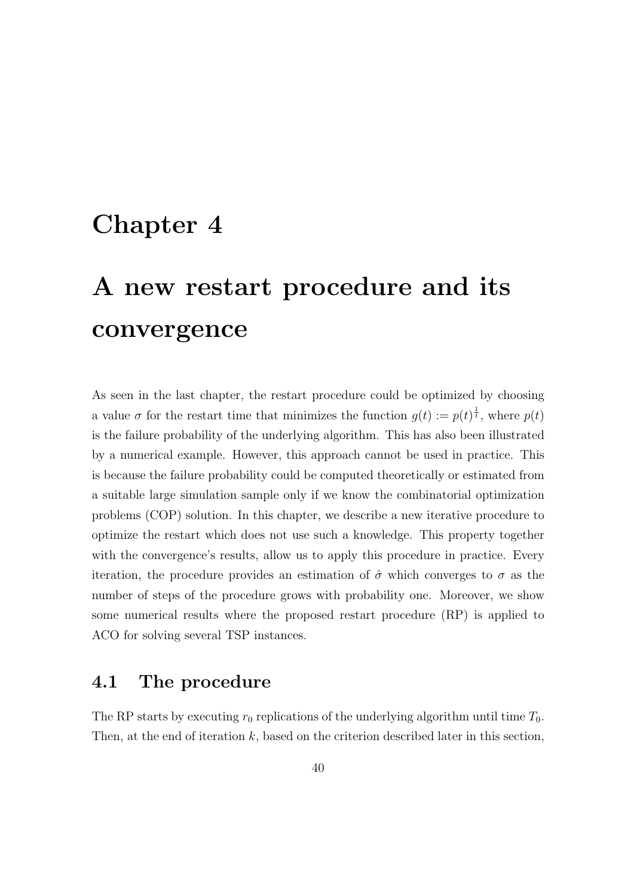# Chapter 4

# A new restart procedure and its convergence

As seen in the last chapter, the restart procedure could be optimized by choosing a value $\sigma$ for the restart time that minimizes the function $g(t) := p(t)^{\frac{1}{t}}$, where $p(t)$ is the failure probability of the underlying algorithm. This has also been illustrated by a numerical example. However, this approach cannot be used in practice. This is because the failure probability could be computed theoretically or estimated from a suitable large simulation sample only if we know the combinatorial optimization problems (COP) solution. In this chapter, we describe a new iterative procedure to optimize the restart which does not use such a knowledge. This property together with the convergence's results, allow us to apply this procedure in practice. Every iteration, the procedure provides an estimation of $\hat{\sigma}$ which converges to $\sigma$ as the number of steps of the procedure grows with probability one. Moreover, we show some numerical results where the proposed restart procedure (RP) is applied to ACO for solving several TSP instances.

## 4.1 The procedure

The RP starts by executing $r_0$ replications of the underlying algorithm until time $T_0$. Then, at the end of iteration $k$, based on the criterion described later in this section,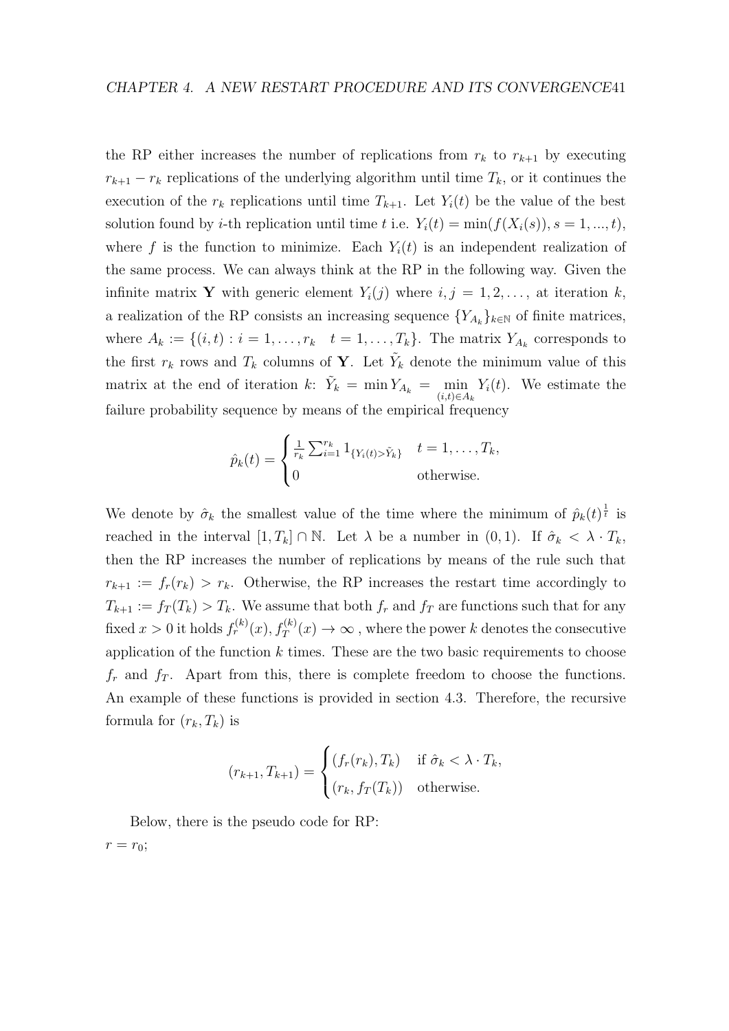the RP either increases the number of replications from $r_k$ to $r_{k+1}$ by executing $r_{k+1} - r_k$ replications of the underlying algorithm until time $T_k$, or it continues the execution of the $r_k$ replications until time $T_{k+1}$. Let $Y_i(t)$ be the value of the best solution found by $i$-th replication until time $t$ i.e. $Y_i(t) = \min(f(X_i(s)), s = 1, ..., t)$, where $f$ is the function to minimize. Each $Y_i(t)$ is an independent realization of the same process. We can always think at the RP in the following way. Given the infinite matrix $\mathbf{Y}$ with generic element $Y_i(j)$ where $i, j = 1, 2, \ldots$, at iteration $k$, a realization of the RP consists an increasing sequence $\{Y_{A_k}\}_{k \in \mathbb{N}}$ of finite matrices, where $A_k := \{(i,t) : i = 1, \ldots, r_k \quad t = 1, \ldots, T_k\}$. The matrix $Y_{A_k}$ corresponds to the first $r_k$ rows and $T_k$ columns of $\mathbf{Y}$. Let $\tilde{Y}_k$ denote the minimum value of this matrix at the end of iteration $k$: $\tilde{Y}_k = \min Y_{A_k} = \min\limits_{(i,t) \in A_k} Y_i(t)$. We estimate the failure probability sequence by means of the empirical frequency

$$\hat{p}_k(t) = \begin{cases} \frac{1}{r_k} \sum_{i=1}^{r_k} 1_{\{Y_i(t) > \tilde{Y}_k\}} & t = 1, \ldots, T_k, \\ 0 & \text{otherwise.} \end{cases}$$

We denote by $\hat{\sigma}_k$ the smallest value of the time where the minimum of $\hat{p}_k(t)^{\frac{1}{t}}$ is reached in the interval $[1, T_k] \cap \mathbb{N}$. Let $\lambda$ be a number in $(0,1)$. If $\hat{\sigma}_k < \lambda \cdot T_k$, then the RP increases the number of replications by means of the rule such that $r_{k+1} := f_r(r_k) > r_k$. Otherwise, the RP increases the restart time accordingly to $T_{k+1} := f_T(T_k) > T_k$. We assume that both $f_r$ and $f_T$ are functions such that for any fixed $x > 0$ it holds $f_r^{(k)}(x), f_T^{(k)}(x) \to \infty$ , where the power $k$ denotes the consecutive application of the function $k$ times. These are the two basic requirements to choose $f_r$ and $f_T$. Apart from this, there is complete freedom to choose the functions. An example of these functions is provided in section 4.3. Therefore, the recursive formula for $(r_k, T_k)$ is

$$(r_{k+1}, T_{k+1}) = \begin{cases} (f_r(r_k), T_k) & \text{if } \hat{\sigma}_k < \lambda \cdot T_k, \\ (r_k, f_T(T_k)) & \text{otherwise.} \end{cases}$$

Below, there is the pseudo code for RP:

$r = r_0$;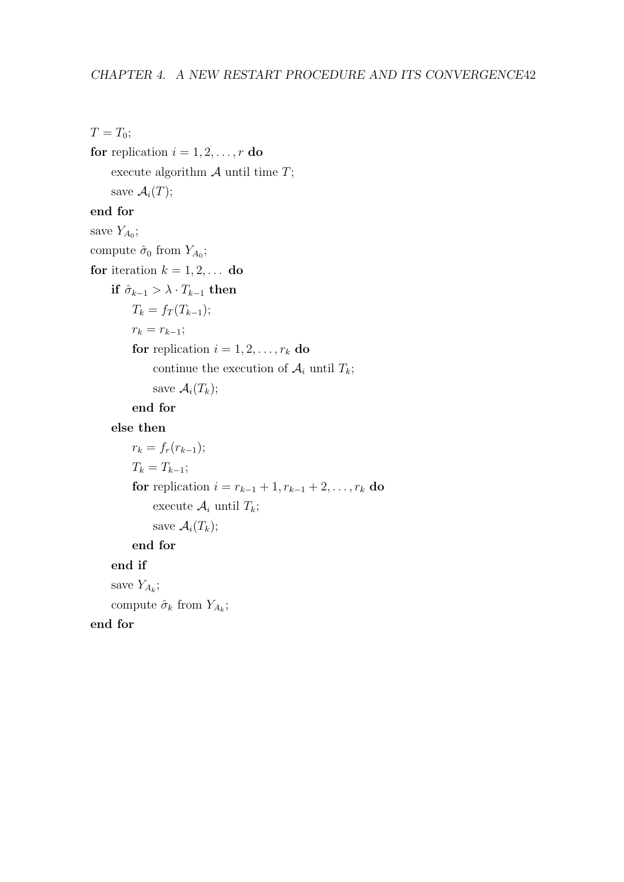$T = T_0$;

**for** replication $i = 1, 2, \ldots, r$ **do**

  execute algorithm $\mathcal{A}$ until time $T$;

  save $\mathcal{A}_i(T)$;

**end for**

save $Y_{A_0}$;

compute $\hat{\sigma}_0$ from $Y_{A_0}$;

**for** iteration $k = 1, 2, \ldots$ **do**

  **if** $\hat{\sigma}_{k-1} > \lambda \cdot T_{k-1}$ **then**

    $T_k = f_T(T_{k-1})$;

    $r_k = r_{k-1}$;

    **for** replication $i = 1, 2, \ldots, r_k$ **do**

      continue the execution of $\mathcal{A}_i$ until $T_k$;

      save $\mathcal{A}_i(T_k)$;

    **end for**

  **else then**

    $r_k = f_r(r_{k-1})$;

    $T_k = T_{k-1}$;

    **for** replication $i = r_{k-1} + 1, r_{k-1} + 2, \ldots, r_k$ **do**

      execute $\mathcal{A}_i$ until $T_k$;

      save $\mathcal{A}_i(T_k)$;

    **end for**

  **end if**

  save $Y_{A_k}$;

  compute $\hat{\sigma}_k$ from $Y_{A_k}$;

**end for**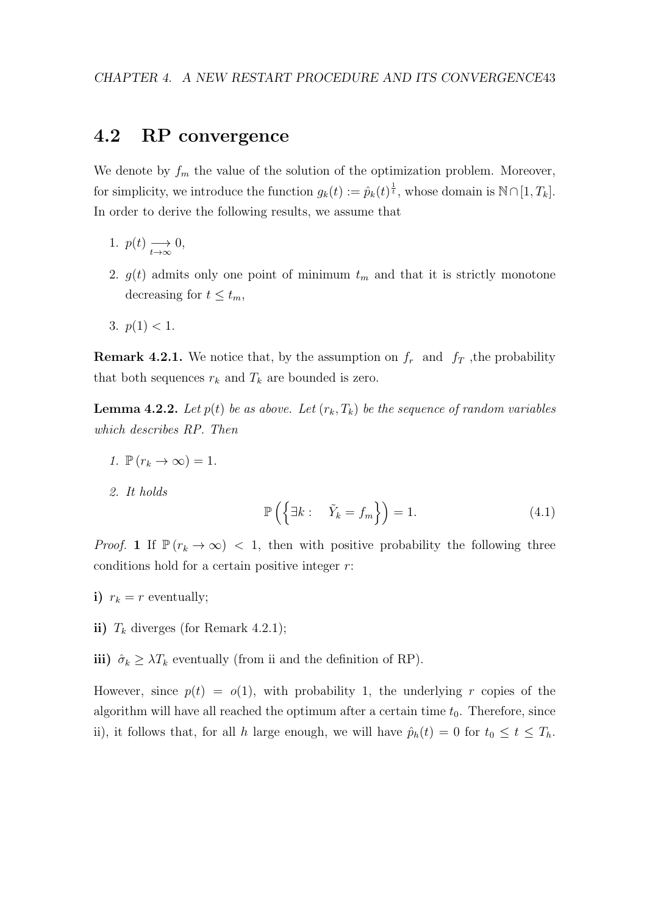## 4.2 RP convergence

We denote by $f_m$ the value of the solution of the optimization problem. Moreover, for simplicity, we introduce the function $g_k(t) := \hat{p}_k(t)^{\frac{1}{t}}$, whose domain is $\mathbb{N} \cap [1, T_k]$. In order to derive the following results, we assume that

1. $p(t) \underset{t \to \infty}{\longrightarrow} 0$,
2. $g(t)$ admits only one point of minimum $t_m$ and that it is strictly monotone decreasing for $t \leq t_m$,
3. $p(1) < 1$.

**Remark 4.2.1.** We notice that, by the assumption on $f_r$ and $f_T$ ,the probability that both sequences $r_k$ and $T_k$ are bounded is zero.

**Lemma 4.2.2.** *Let $p(t)$ be as above. Let $(r_k, T_k)$ be the sequence of random variables which describes RP. Then*

1. $\mathbb{P}(r_k \to \infty) = 1$.
2. *It holds*

$$\mathbb{P}\left(\left\{\exists k : \quad \tilde{Y}_k = f_m\right\}\right) = 1. \tag{4.1}$$

*Proof.* **1** If $\mathbb{P}(r_k \to \infty) < 1$, then with positive probability the following three conditions hold for a certain positive integer $r$:

**i)** $r_k = r$ eventually;

**ii)** $T_k$ diverges (for Remark 4.2.1);

**iii)** $\hat{\sigma}_k \geq \lambda T_k$ eventually (from ii and the definition of RP).

However, since $p(t) = o(1)$, with probability 1, the underlying $r$ copies of the algorithm will have all reached the optimum after a certain time $t_0$. Therefore, since ii), it follows that, for all $h$ large enough, we will have $\hat{p}_h(t) = 0$ for $t_0 \leq t \leq T_h$.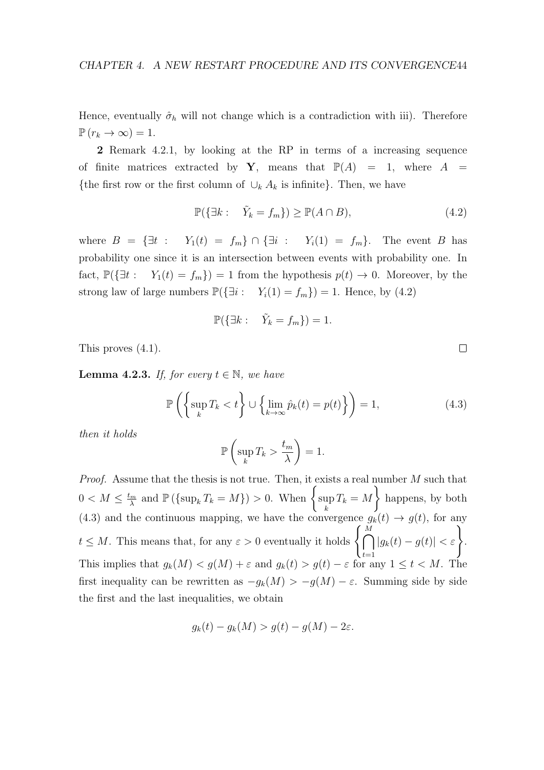Hence, eventually $\hat{\sigma}_h$ will not change which is a contradiction with iii). Therefore $\mathbb{P}\left(r_k \to \infty\right) = 1$.

**2** Remark 4.2.1, by looking at the RP in terms of a increasing sequence of finite matrices extracted by $\mathbf{Y}$, means that $\mathbb{P}(A) = 1$, where $A = \{\text{the first row or the first column of } \cup_k A_k \text{ is infinite}\}$. Then, we have

$$\mathbb{P}(\{\exists k : \quad \tilde{Y}_k = f_m\}) \geq \mathbb{P}(A \cap B), \tag{4.2}$$

where $B = \{\exists t : \quad Y_1(t) = f_m\} \cap \{\exists i : \quad Y_i(1) = f_m\}$. The event $B$ has probability one since it is an intersection between events with probability one. In fact, $\mathbb{P}(\{\exists t : \quad Y_1(t) = f_m\}) = 1$ from the hypothesis $p(t) \to 0$. Moreover, by the strong law of large numbers $\mathbb{P}(\{\exists i : \quad Y_i(1) = f_m\}) = 1$. Hence, by (4.2)

$$\mathbb{P}(\{\exists k : \quad \tilde{Y}_k = f_m\}) = 1.$$

This proves (4.1). $\square$

**Lemma 4.2.3.** *If, for every $t \in \mathbb{N}$, we have*

$$\mathbb{P}\left(\left\{\sup_k T_k < t\right\} \cup \left\{\lim_{k\to\infty} \hat{p}_k(t) = p(t)\right\}\right) = 1, \tag{4.3}$$

*then it holds*

$$\mathbb{P}\left(\sup_k T_k > \frac{t_m}{\lambda}\right) = 1.$$

*Proof.* Assume that the thesis is not true. Then, it exists a real number $M$ such that $0 < M \leq \frac{t_m}{\lambda}$ and $\mathbb{P}\left(\{\sup_k T_k = M\}\right) > 0$. When $\left\{\sup_k T_k = M\right\}$ happens, by both (4.3) and the continuous mapping, we have the convergence $g_k(t) \to g(t)$, for any $t \leq M$. This means that, for any $\varepsilon > 0$ eventually it holds $\left\{\bigcap_{t=1}^{M} |g_k(t) - g(t)| < \varepsilon\right\}$. This implies that $g_k(M) < g(M) + \varepsilon$ and $g_k(t) > g(t) - \varepsilon$ for any $1 \leq t < M$. The first inequality can be rewritten as $-g_k(M) > -g(M) - \varepsilon$. Summing side by side the first and the last inequalities, we obtain

$$g_k(t) - g_k(M) > g(t) - g(M) - 2\varepsilon.$$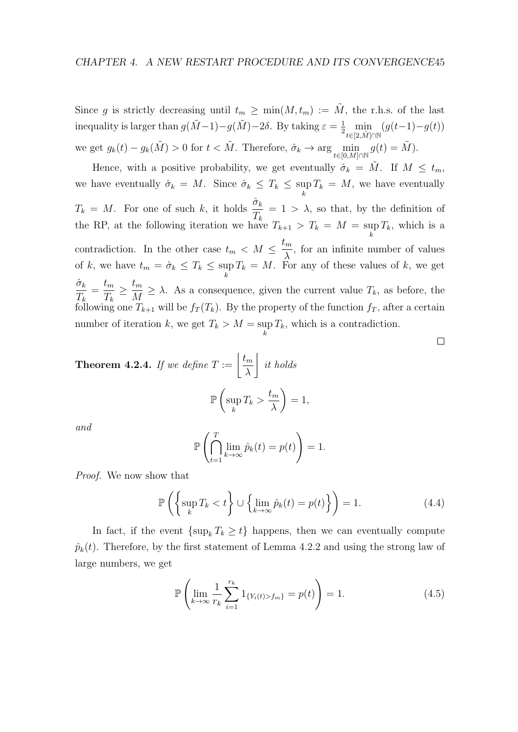Since $g$ is strictly decreasing until $t_m \geq \min(M, t_m) := \tilde{M}$, the r.h.s. of the last inequality is larger than $g(\tilde{M}-1)-g(\tilde{M})-2\delta$. By taking $\varepsilon = \frac{1}{2} \min_{t\in[2,\tilde{M}]\cap\mathbb{N}} (g(t-1)-g(t))$ we get $g_k(t) - g_k(\tilde{M}) > 0$ for $t < \tilde{M}$. Therefore, $\hat{\sigma}_k \to \arg \min_{t\in[0,M]\cap\mathbb{N}} g(t) = \tilde{M}$).

Hence, with a positive probability, we get eventually $\hat{\sigma}_k = \tilde{M}$. If $M \leq t_m$, we have eventually $\hat{\sigma}_k = M$. Since $\hat{\sigma}_k \leq T_k \leq \sup_k T_k = M$, we have eventually $T_k = M$. For one of such $k$, it holds $\dfrac{\hat{\sigma}_k}{T_k} = 1 > \lambda$, so that, by the definition of the RP, at the following iteration we have $T_{k+1} > T_k = M = \sup_k T_k$, which is a contradiction. In the other case $t_m < M \leq \dfrac{t_m}{\lambda}$, for an infinite number of values of $k$, we have $t_m = \hat{\sigma}_k \leq T_k \leq \sup_k T_k = M$. For any of these values of $k$, we get $\dfrac{\hat{\sigma}_k}{T_k} = \dfrac{t_m}{T_k} \geq \dfrac{t_m}{M} \geq \lambda$. As a consequence, given the current value $T_k$, as before, the following one $T_{k+1}$ will be $f_T(T_k)$. By the property of the function $f_T$, after a certain number of iteration $k$, we get $T_k > M = \sup_k T_k$, which is a contradiction.

□

**Theorem 4.2.4.** *If we define* $T := \left\lfloor \dfrac{t_m}{\lambda} \right\rfloor$ *it holds*

$$\mathbb{P}\left(\sup_k T_k > \frac{t_m}{\lambda}\right) = 1,$$

*and*

$$\mathbb{P}\left(\bigcap_{t=1}^{T} \lim_{k\to\infty} \hat{p}_k(t) = p(t)\right) = 1.$$

*Proof.* We now show that

$$\mathbb{P}\left(\left\{\sup_k T_k < t\right\} \cup \left\{\lim_{k\to\infty} \hat{p}_k(t) = p(t)\right\}\right) = 1. \tag{4.4}$$

In fact, if the event $\{\sup_k T_k \geq t\}$ happens, then we can eventually compute $\hat{p}_k(t)$. Therefore, by the first statement of Lemma 4.2.2 and using the strong law of large numbers, we get

$$\mathbb{P}\left(\lim_{k\to\infty} \frac{1}{r_k} \sum_{i=1}^{r_k} 1_{\{Y_i(t) > f_m\}} = p(t)\right) = 1. \tag{4.5}$$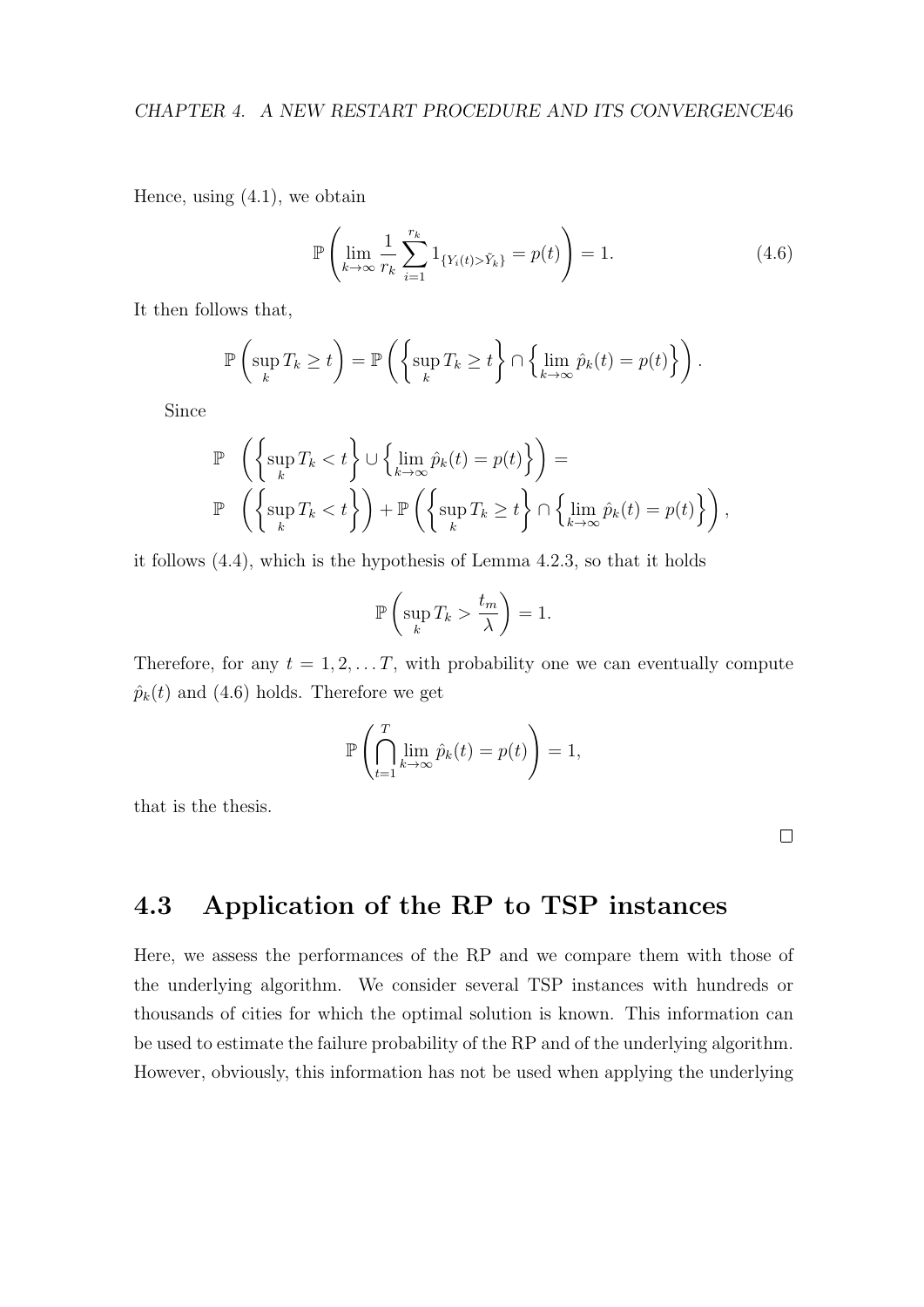Hence, using (4.1), we obtain

$$\mathbb{P}\left(\lim_{k\to\infty}\frac{1}{r_k}\sum_{i=1}^{r_k}1_{\{Y_i(t)>\tilde{Y}_k\}}=p(t)\right)=1. \tag{4.6}$$

It then follows that,

$$\mathbb{P}\left(\sup_k T_k \geq t\right)=\mathbb{P}\left(\left\{\sup_k T_k \geq t\right\}\cap\left\{\lim_{k\to\infty}\hat{p}_k(t)=p(t)\right\}\right).$$

Since

$$\begin{aligned}
\mathbb{P} & \left(\left\{\sup_k T_k < t\right\}\cup\left\{\lim_{k\to\infty}\hat{p}_k(t)=p(t)\right\}\right)= \\
\mathbb{P} & \left(\left\{\sup_k T_k < t\right\}\right)+\mathbb{P}\left(\left\{\sup_k T_k \geq t\right\}\cap\left\{\lim_{k\to\infty}\hat{p}_k(t)=p(t)\right\}\right),
\end{aligned}$$

it follows (4.4), which is the hypothesis of Lemma 4.2.3, so that it holds

$$\mathbb{P}\left(\sup_k T_k > \frac{t_m}{\lambda}\right)=1.$$

Therefore, for any $t=1,2,\ldots T$, with probability one we can eventually compute $\hat{p}_k(t)$ and (4.6) holds. Therefore we get

$$\mathbb{P}\left(\bigcap_{t=1}^{T}\lim_{k\to\infty}\hat{p}_k(t)=p(t)\right)=1,$$

that is the thesis.

□

## 4.3 Application of the RP to TSP instances

Here, we assess the performances of the RP and we compare them with those of the underlying algorithm. We consider several TSP instances with hundreds or thousands of cities for which the optimal solution is known. This information can be used to estimate the failure probability of the RP and of the underlying algorithm. However, obviously, this information has not be used when applying the underlying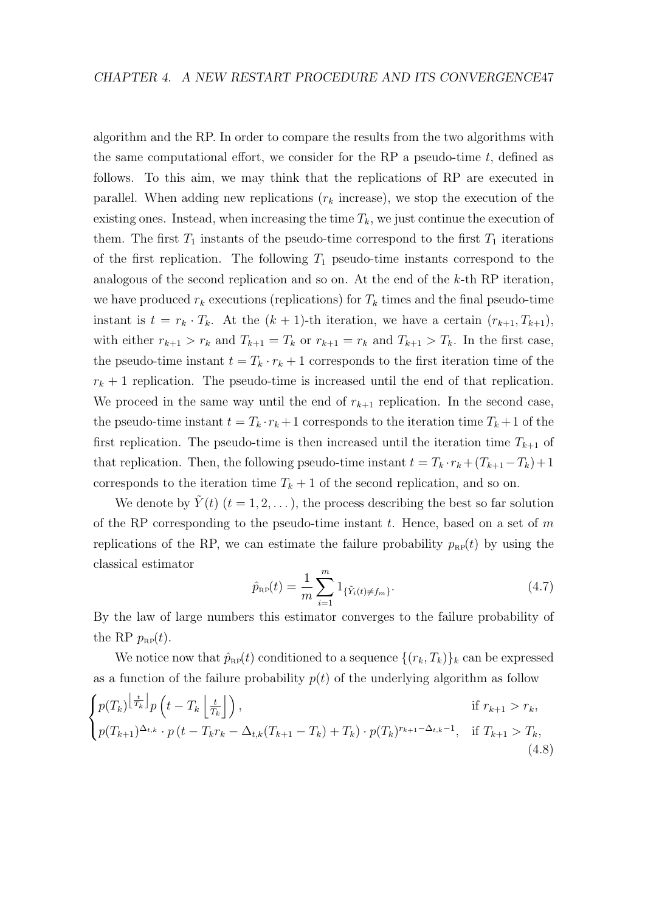algorithm and the RP. In order to compare the results from the two algorithms with the same computational effort, we consider for the RP a pseudo-time $t$, defined as follows. To this aim, we may think that the replications of RP are executed in parallel. When adding new replications ($r_k$ increase), we stop the execution of the existing ones. Instead, when increasing the time $T_k$, we just continue the execution of them. The first $T_1$ instants of the pseudo-time correspond to the first $T_1$ iterations of the first replication. The following $T_1$ pseudo-time instants correspond to the analogous of the second replication and so on. At the end of the $k$-th RP iteration, we have produced $r_k$ executions (replications) for $T_k$ times and the final pseudo-time instant is $t = r_k \cdot T_k$. At the $(k+1)$-th iteration, we have a certain $(r_{k+1}, T_{k+1})$, with either $r_{k+1} > r_k$ and $T_{k+1} = T_k$ or $r_{k+1} = r_k$ and $T_{k+1} > T_k$. In the first case, the pseudo-time instant $t = T_k \cdot r_k + 1$ corresponds to the first iteration time of the $r_k + 1$ replication. The pseudo-time is increased until the end of that replication. We proceed in the same way until the end of $r_{k+1}$ replication. In the second case, the pseudo-time instant $t = T_k \cdot r_k + 1$ corresponds to the iteration time $T_k + 1$ of the first replication. The pseudo-time is then increased until the iteration time $T_{k+1}$ of that replication. Then, the following pseudo-time instant $t = T_k \cdot r_k + (T_{k+1} - T_k) + 1$ corresponds to the iteration time $T_k + 1$ of the second replication, and so on.

We denote by $\tilde{Y}(t)$ $(t = 1, 2, \dots)$, the process describing the best so far solution of the RP corresponding to the pseudo-time instant $t$. Hence, based on a set of $m$ replications of the RP, we can estimate the failure probability $p_{\text{RP}}(t)$ by using the classical estimator

$$\hat{p}_{\text{RP}}(t) = \frac{1}{m} \sum_{i=1}^{m} 1_{\{\tilde{Y}_i(t) \neq f_m\}}. \tag{4.7}$$

By the law of large numbers this estimator converges to the failure probability of the RP $p_{\text{RP}}(t)$.

We notice now that $\hat{p}_{\text{RP}}(t)$ conditioned to a sequence $\{(r_k, T_k)\}_k$ can be expressed as a function of the failure probability $p(t)$ of the underlying algorithm as follow

$$\begin{cases} p(T_k)^{\left\lfloor \frac{t}{T_k} \right\rfloor} p\left(t - T_k \left\lfloor \frac{t}{T_k} \right\rfloor\right), & \text{if } r_{k+1} > r_k, \\ p(T_{k+1})^{\Delta_{t,k}} \cdot p\left(t - T_k r_k - \Delta_{t,k}(T_{k+1} - T_k) + T_k\right) \cdot p(T_k)^{r_{k+1} - \Delta_{t,k} - 1}, & \text{if } T_{k+1} > T_k, \end{cases} \tag{4.8}$$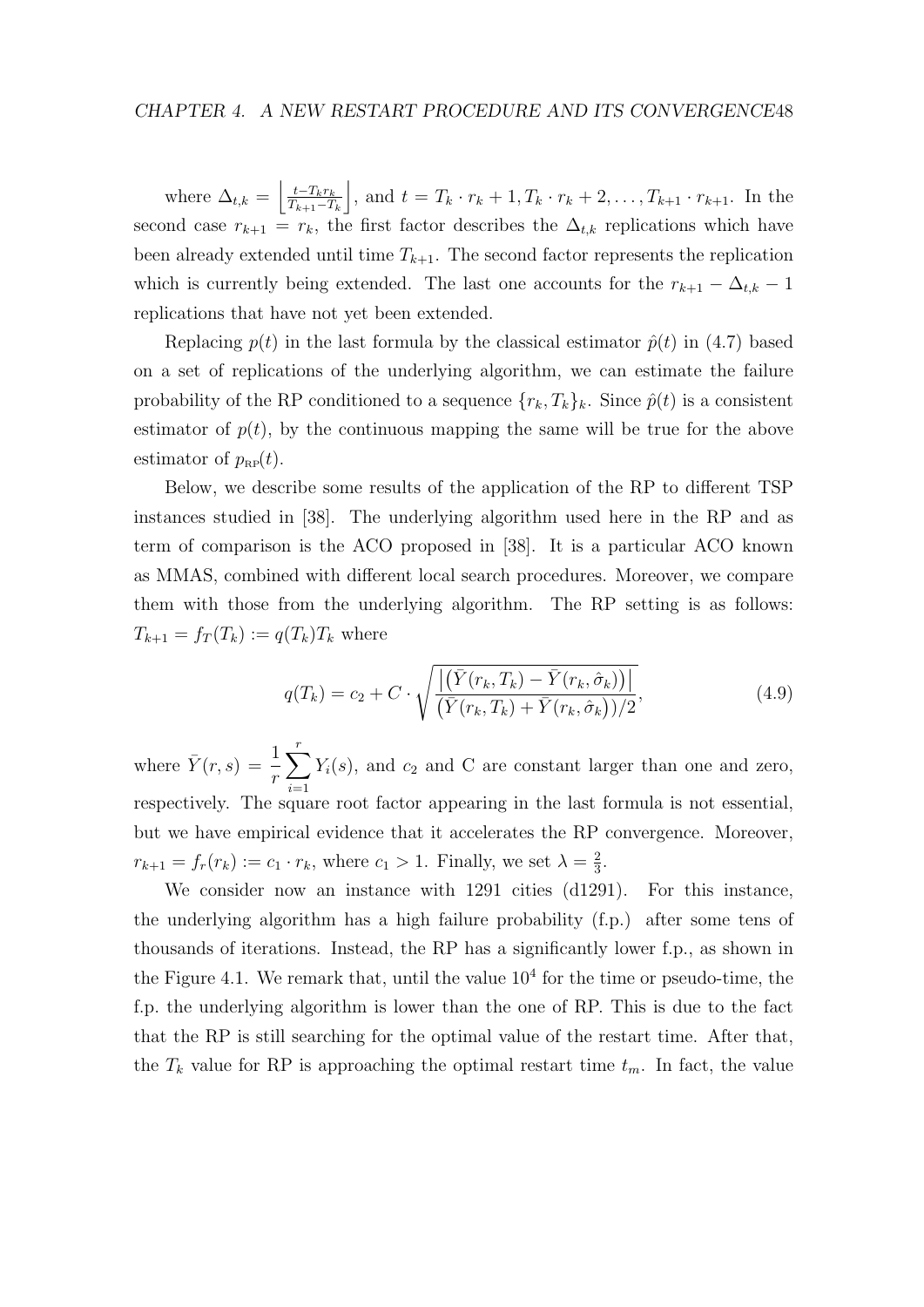where $\Delta_{t,k} = \left\lfloor \frac{t - T_k r_k}{T_{k+1} - T_k} \right\rfloor$, and $t = T_k \cdot r_k + 1, T_k \cdot r_k + 2, \ldots, T_{k+1} \cdot r_{k+1}$. In the second case $r_{k+1} = r_k$, the first factor describes the $\Delta_{t,k}$ replications which have been already extended until time $T_{k+1}$. The second factor represents the replication which is currently being extended. The last one accounts for the $r_{k+1} - \Delta_{t,k} - 1$ replications that have not yet been extended.

Replacing $p(t)$ in the last formula by the classical estimator $\hat{p}(t)$ in (4.7) based on a set of replications of the underlying algorithm, we can estimate the failure probability of the RP conditioned to a sequence $\{r_k, T_k\}_k$. Since $\hat{p}(t)$ is a consistent estimator of $p(t)$, by the continuous mapping the same will be true for the above estimator of $p_{\text{RP}}(t)$.

Below, we describe some results of the application of the RP to different TSP instances studied in [38]. The underlying algorithm used here in the RP and as term of comparison is the ACO proposed in [38]. It is a particular ACO known as MMAS, combined with different local search procedures. Moreover, we compare them with those from the underlying algorithm. The RP setting is as follows: $T_{k+1} = f_T(T_k) := q(T_k)T_k$ where

$$q(T_k) = c_2 + C \cdot \sqrt{\frac{\left|\left(\bar{Y}(r_k, T_k) - \bar{Y}(r_k, \hat{\sigma}_k)\right)\right|}{\left(\bar{Y}(r_k, T_k) + \bar{Y}(r_k, \hat{\sigma}_k)\right)/2}}, \tag{4.9}$$

where $\bar{Y}(r, s) = \dfrac{1}{r} \displaystyle\sum_{i=1}^{r} Y_i(s)$, and $c_2$ and C are constant larger than one and zero, respectively. The square root factor appearing in the last formula is not essential, but we have empirical evidence that it accelerates the RP convergence. Moreover, $r_{k+1} = f_r(r_k) := c_1 \cdot r_k$, where $c_1 > 1$. Finally, we set $\lambda = \frac{2}{3}$.

We consider now an instance with 1291 cities (d1291). For this instance, the underlying algorithm has a high failure probability (f.p.) after some tens of thousands of iterations. Instead, the RP has a significantly lower f.p., as shown in the Figure 4.1. We remark that, until the value $10^4$ for the time or pseudo-time, the f.p. the underlying algorithm is lower than the one of RP. This is due to the fact that the RP is still searching for the optimal value of the restart time. After that, the $T_k$ value for RP is approaching the optimal restart time $t_m$. In fact, the value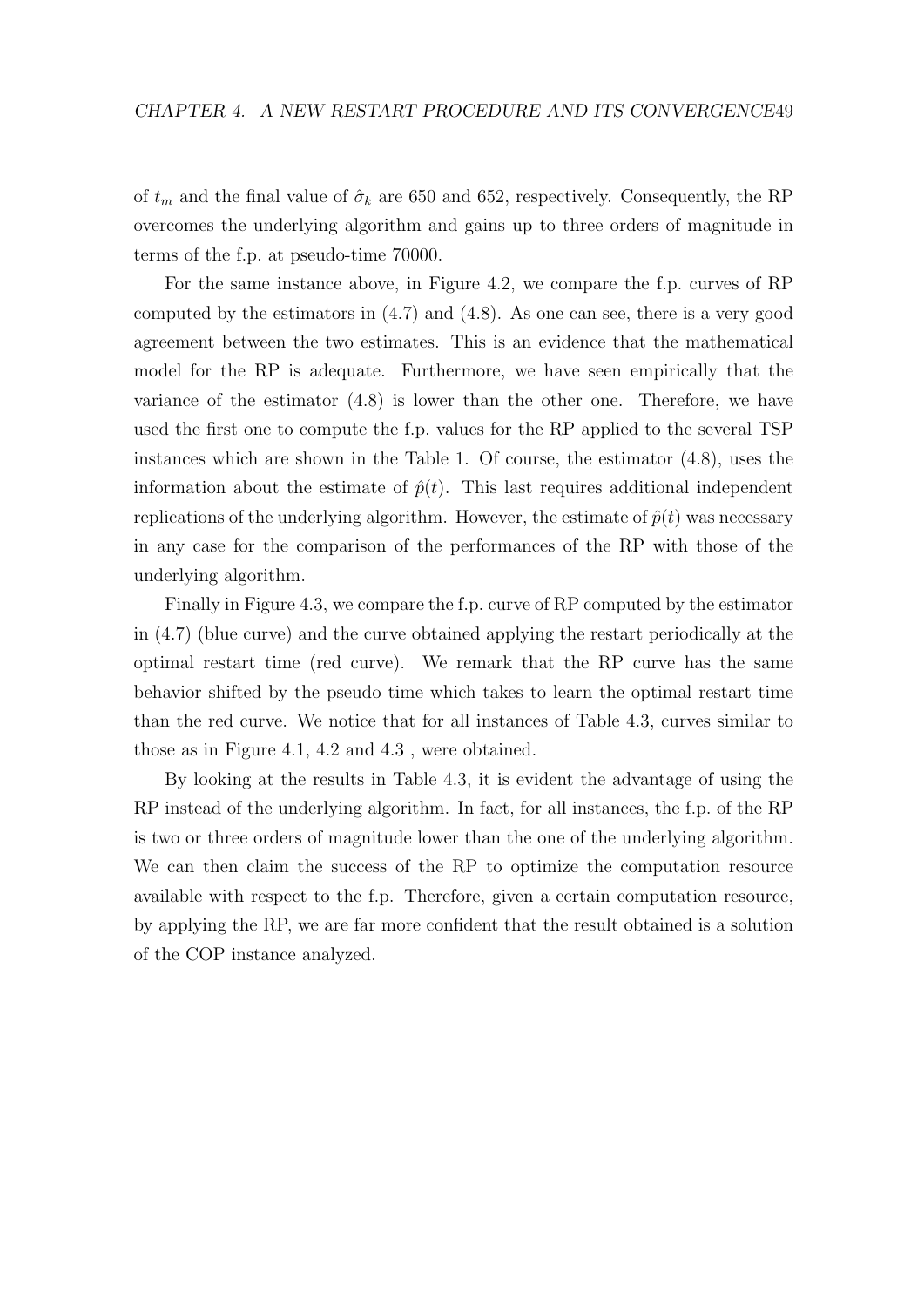of $t_m$ and the final value of $\hat{\sigma}_k$ are 650 and 652, respectively. Consequently, the RP overcomes the underlying algorithm and gains up to three orders of magnitude in terms of the f.p. at pseudo-time 70000.

For the same instance above, in Figure 4.2, we compare the f.p. curves of RP computed by the estimators in (4.7) and (4.8). As one can see, there is a very good agreement between the two estimates. This is an evidence that the mathematical model for the RP is adequate. Furthermore, we have seen empirically that the variance of the estimator (4.8) is lower than the other one. Therefore, we have used the first one to compute the f.p. values for the RP applied to the several TSP instances which are shown in the Table 1. Of course, the estimator (4.8), uses the information about the estimate of $\hat{p}(t)$. This last requires additional independent replications of the underlying algorithm. However, the estimate of $\hat{p}(t)$ was necessary in any case for the comparison of the performances of the RP with those of the underlying algorithm.

Finally in Figure 4.3, we compare the f.p. curve of RP computed by the estimator in (4.7) (blue curve) and the curve obtained applying the restart periodically at the optimal restart time (red curve). We remark that the RP curve has the same behavior shifted by the pseudo time which takes to learn the optimal restart time than the red curve. We notice that for all instances of Table 4.3, curves similar to those as in Figure 4.1, 4.2 and 4.3 , were obtained.

By looking at the results in Table 4.3, it is evident the advantage of using the RP instead of the underlying algorithm. In fact, for all instances, the f.p. of the RP is two or three orders of magnitude lower than the one of the underlying algorithm. We can then claim the success of the RP to optimize the computation resource available with respect to the f.p. Therefore, given a certain computation resource, by applying the RP, we are far more confident that the result obtained is a solution of the COP instance analyzed.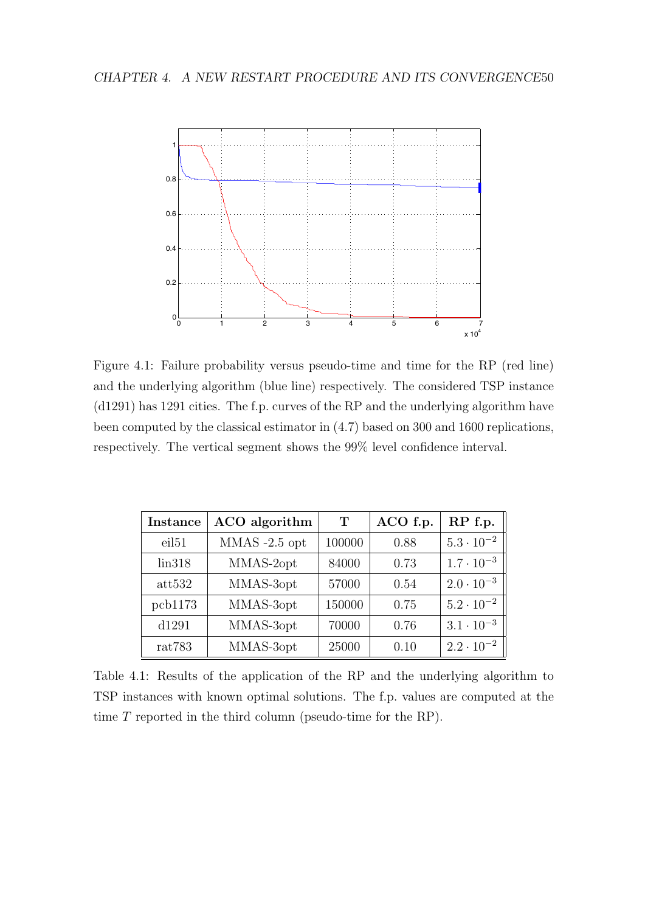Figure 4.1: Failure probability versus pseudo-time and time for the RP (red line) and the underlying algorithm (blue line) respectively. The considered TSP instance (d1291) has 1291 cities. The f.p. curves of the RP and the underlying algorithm have been computed by the classical estimator in (4.7) based on 300 and 1600 replications, respectively. The vertical segment shows the 99% level confidence interval.

| Instance | ACO algorithm | T | ACO f.p. | RP f.p. |
|---|---|---|---|---|
| eil51 | MMAS -2.5 opt | 100000 | 0.88 | $5.3 \cdot 10^{-2}$ |
| lin318 | MMAS-2opt | 84000 | 0.73 | $1.7 \cdot 10^{-3}$ |
| att532 | MMAS-3opt | 57000 | 0.54 | $2.0 \cdot 10^{-3}$ |
| pcb1173 | MMAS-3opt | 150000 | 0.75 | $5.2 \cdot 10^{-2}$ |
| d1291 | MMAS-3opt | 70000 | 0.76 | $3.1 \cdot 10^{-3}$ |
| rat783 | MMAS-3opt | 25000 | 0.10 | $2.2 \cdot 10^{-2}$ |

Table 4.1: Results of the application of the RP and the underlying algorithm to TSP instances with known optimal solutions. The f.p. values are computed at the time $T$ reported in the third column (pseudo-time for the RP).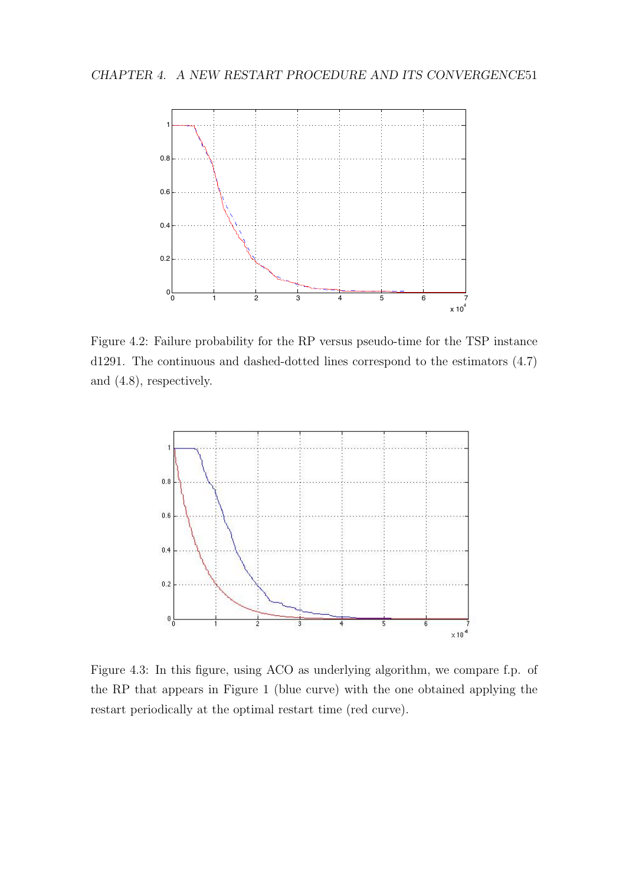Figure 4.2: Failure probability for the RP versus pseudo-time for the TSP instance d1291. The continuous and dashed-dotted lines correspond to the estimators (4.7) and (4.8), respectively.

Figure 4.3: In this figure, using ACO as underlying algorithm, we compare f.p. of the RP that appears in Figure 1 (blue curve) with the one obtained applying the restart periodically at the optimal restart time (red curve).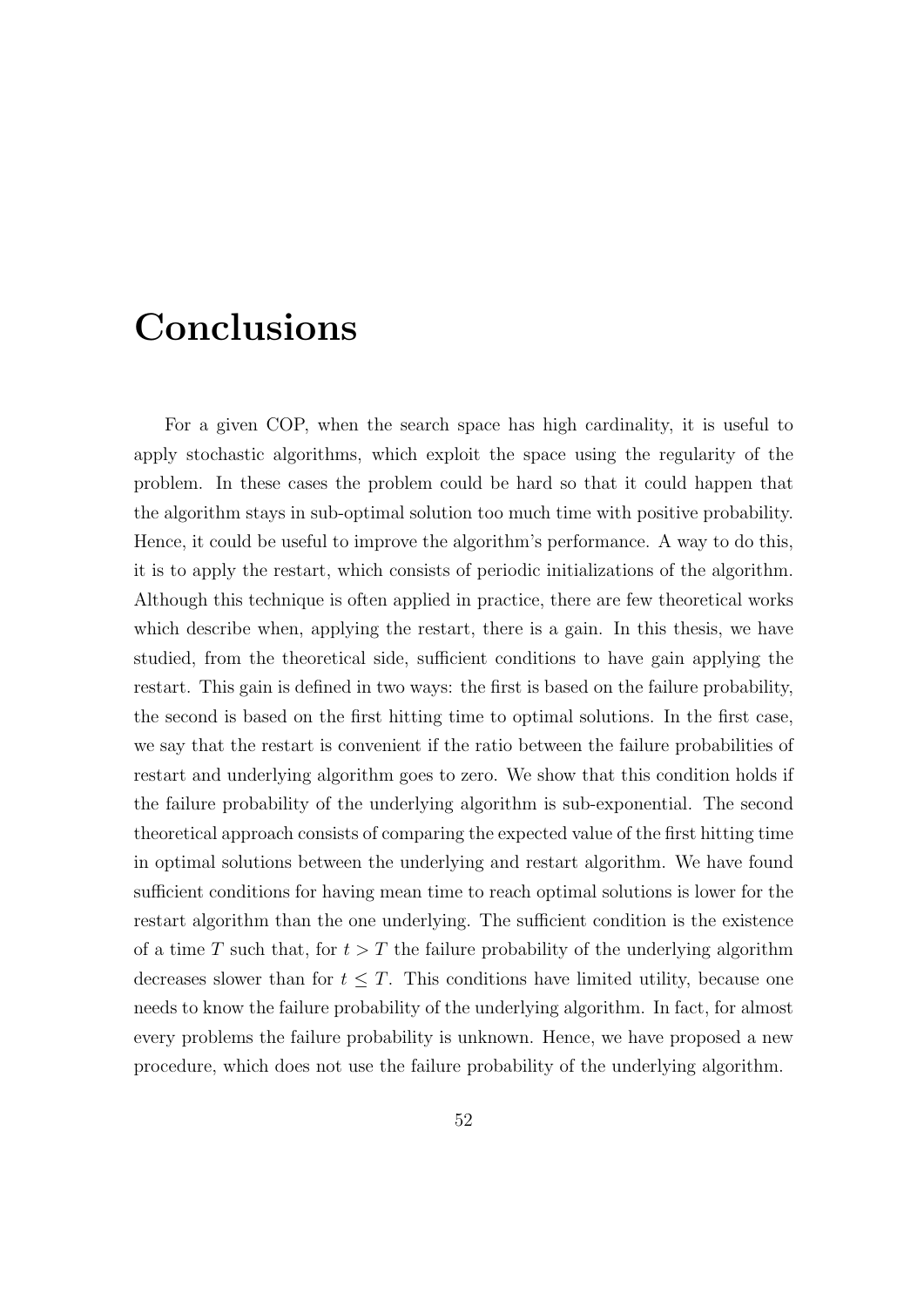# Conclusions

For a given COP, when the search space has high cardinality, it is useful to apply stochastic algorithms, which exploit the space using the regularity of the problem. In these cases the problem could be hard so that it could happen that the algorithm stays in sub-optimal solution too much time with positive probability. Hence, it could be useful to improve the algorithm's performance. A way to do this, it is to apply the restart, which consists of periodic initializations of the algorithm. Although this technique is often applied in practice, there are few theoretical works which describe when, applying the restart, there is a gain. In this thesis, we have studied, from the theoretical side, sufficient conditions to have gain applying the restart. This gain is defined in two ways: the first is based on the failure probability, the second is based on the first hitting time to optimal solutions. In the first case, we say that the restart is convenient if the ratio between the failure probabilities of restart and underlying algorithm goes to zero. We show that this condition holds if the failure probability of the underlying algorithm is sub-exponential. The second theoretical approach consists of comparing the expected value of the first hitting time in optimal solutions between the underlying and restart algorithm. We have found sufficient conditions for having mean time to reach optimal solutions is lower for the restart algorithm than the one underlying. The sufficient condition is the existence of a time $T$ such that, for $t > T$ the failure probability of the underlying algorithm decreases slower than for $t \leq T$. This conditions have limited utility, because one needs to know the failure probability of the underlying algorithm. In fact, for almost every problems the failure probability is unknown. Hence, we have proposed a new procedure, which does not use the failure probability of the underlying algorithm.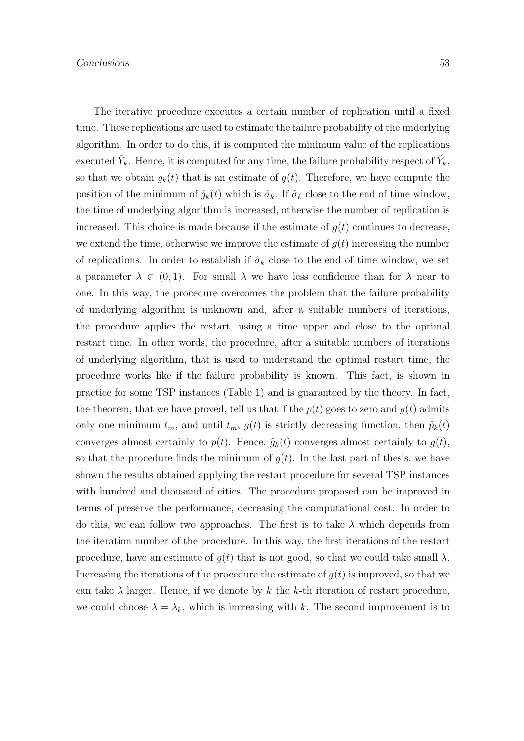The iterative procedure executes a certain number of replication until a fixed time. These replications are used to estimate the failure probability of the underlying algorithm. In order to do this, it is computed the minimum value of the replications executed $\tilde{Y}_k$. Hence, it is computed for any time, the failure probability respect of $\tilde{Y}_k$, so that we obtain $g_k(t)$ that is an estimate of $g(t)$. Therefore, we have compute the position of the minimum of $\hat{g}_k(t)$ which is $\hat{\sigma}_k$. If $\hat{\sigma}_k$ close to the end of time window, the time of underlying algorithm is increased, otherwise the number of replication is increased. This choice is made because if the estimate of $g(t)$ continues to decrease, we extend the time, otherwise we improve the estimate of $g(t)$ increasing the number of replications. In order to establish if $\hat{\sigma}_k$ close to the end of time window, we set a parameter $\lambda \in (0, 1)$. For small $\lambda$ we have less confidence than for $\lambda$ near to one. In this way, the procedure overcomes the problem that the failure probability of underlying algorithm is unknown and, after a suitable numbers of iterations, the procedure applies the restart, using a time upper and close to the optimal restart time. In other words, the procedure, after a suitable numbers of iterations of underlying algorithm, that is used to understand the optimal restart time, the procedure works like if the failure probability is known. This fact, is shown in practice for some TSP instances (Table 1) and is guaranteed by the theory. In fact, the theorem, that we have proved, tell us that if the $p(t)$ goes to zero and $g(t)$ admits only one minimum $t_m$, and until $t_m$, $g(t)$ is strictly decreasing function, then $\hat{p}_k(t)$ converges almost certainly to $p(t)$. Hence, $\hat{g}_k(t)$ converges almost certainly to $g(t)$, so that the procedure finds the minimum of $g(t)$. In the last part of thesis, we have shown the results obtained applying the restart procedure for several TSP instances with hundred and thousand of cities. The procedure proposed can be improved in terms of preserve the performance, decreasing the computational cost. In order to do this, we can follow two approaches. The first is to take $\lambda$ which depends from the iteration number of the procedure. In this way, the first iterations of the restart procedure, have an estimate of $g(t)$ that is not good, so that we could take small $\lambda$. Increasing the iterations of the procedure the estimate of $g(t)$ is improved, so that we can take $\lambda$ larger. Hence, if we denote by $k$ the $k$-th iteration of restart procedure, we could choose $\lambda = \lambda_k$, which is increasing with $k$. The second improvement is to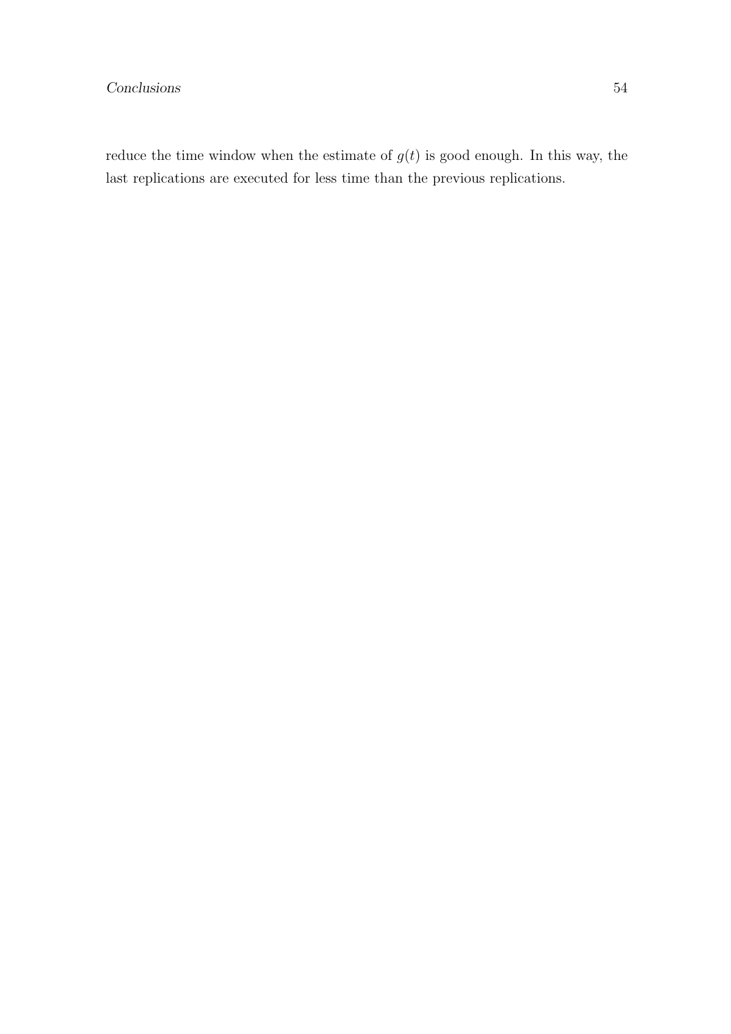reduce the time window when the estimate of $g(t)$ is good enough. In this way, the last replications are executed for less time than the previous replications.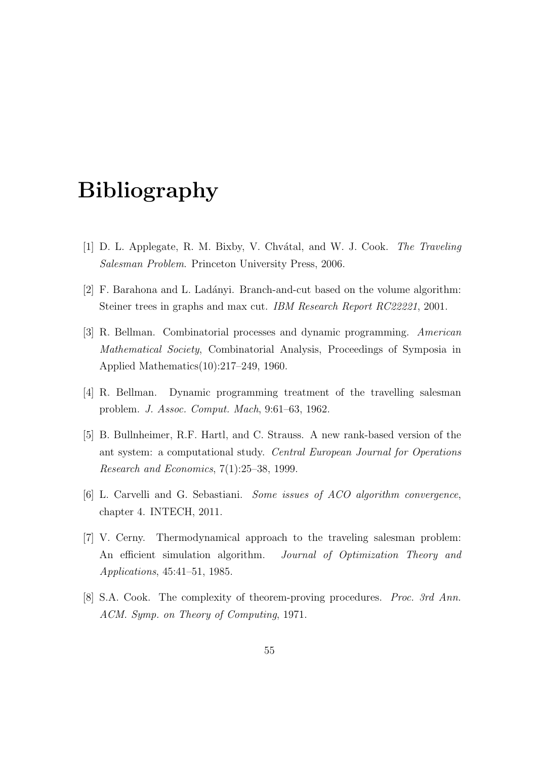# Bibliography

[1] D. L. Applegate, R. M. Bixby, V. Chvátal, and W. J. Cook. *The Traveling Salesman Problem*. Princeton University Press, 2006.

[2] F. Barahona and L. Ladányi. Branch-and-cut based on the volume algorithm: Steiner trees in graphs and max cut. *IBM Research Report RC22221*, 2001.

[3] R. Bellman. Combinatorial processes and dynamic programming. *American Mathematical Society*, Combinatorial Analysis, Proceedings of Symposia in Applied Mathematics(10):217–249, 1960.

[4] R. Bellman. Dynamic programming treatment of the travelling salesman problem. *J. Assoc. Comput. Mach*, 9:61–63, 1962.

[5] B. Bullnheimer, R.F. Hartl, and C. Strauss. A new rank-based version of the ant system: a computational study. *Central European Journal for Operations Research and Economics*, 7(1):25–38, 1999.

[6] L. Carvelli and G. Sebastiani. *Some issues of ACO algorithm convergence*, chapter 4. INTECH, 2011.

[7] V. Cerny. Thermodynamical approach to the traveling salesman problem: An efficient simulation algorithm. *Journal of Optimization Theory and Applications*, 45:41–51, 1985.

[8] S.A. Cook. The complexity of theorem-proving procedures. *Proc. 3rd Ann. ACM. Symp. on Theory of Computing*, 1971.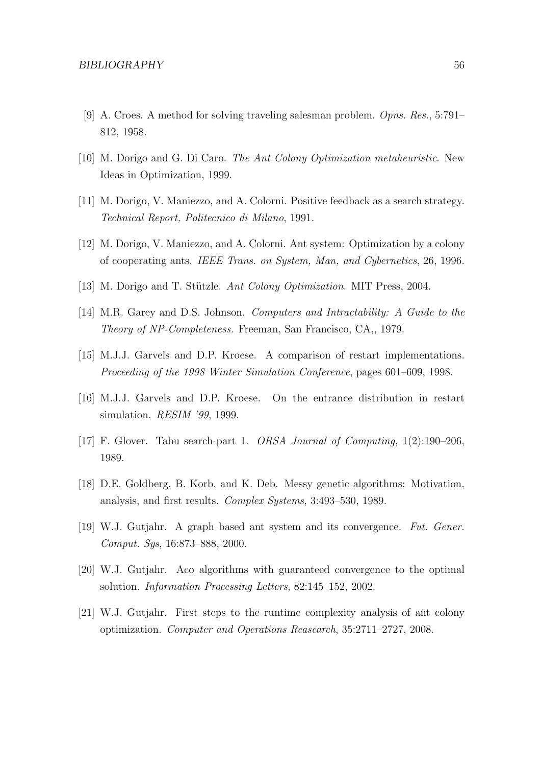[9] A. Croes. A method for solving traveling salesman problem. *Opns. Res.*, 5:791–812, 1958.

[10] M. Dorigo and G. Di Caro. *The Ant Colony Optimization metaheuristic*. New Ideas in Optimization, 1999.

[11] M. Dorigo, V. Maniezzo, and A. Colorni. Positive feedback as a search strategy. *Technical Report, Politecnico di Milano*, 1991.

[12] M. Dorigo, V. Maniezzo, and A. Colorni. Ant system: Optimization by a colony of cooperating ants. *IEEE Trans. on System, Man, and Cybernetics*, 26, 1996.

[13] M. Dorigo and T. Stützle. *Ant Colony Optimization*. MIT Press, 2004.

[14] M.R. Garey and D.S. Johnson. *Computers and Intractability: A Guide to the Theory of NP-Completeness.* Freeman, San Francisco, CA,, 1979.

[15] M.J.J. Garvels and D.P. Kroese. A comparison of restart implementations. *Proceeding of the 1998 Winter Simulation Conference*, pages 601–609, 1998.

[16] M.J.J. Garvels and D.P. Kroese. On the entrance distribution in restart simulation. *RESIM '99*, 1999.

[17] F. Glover. Tabu search-part 1. *ORSA Journal of Computing*, 1(2):190–206, 1989.

[18] D.E. Goldberg, B. Korb, and K. Deb. Messy genetic algorithms: Motivation, analysis, and first results. *Complex Systems*, 3:493–530, 1989.

[19] W.J. Gutjahr. A graph based ant system and its convergence. *Fut. Gener. Comput. Sys*, 16:873–888, 2000.

[20] W.J. Gutjahr. Aco algorithms with guaranteed convergence to the optimal solution. *Information Processing Letters*, 82:145–152, 2002.

[21] W.J. Gutjahr. First steps to the runtime complexity analysis of ant colony optimization. *Computer and Operations Reasearch*, 35:2711–2727, 2008.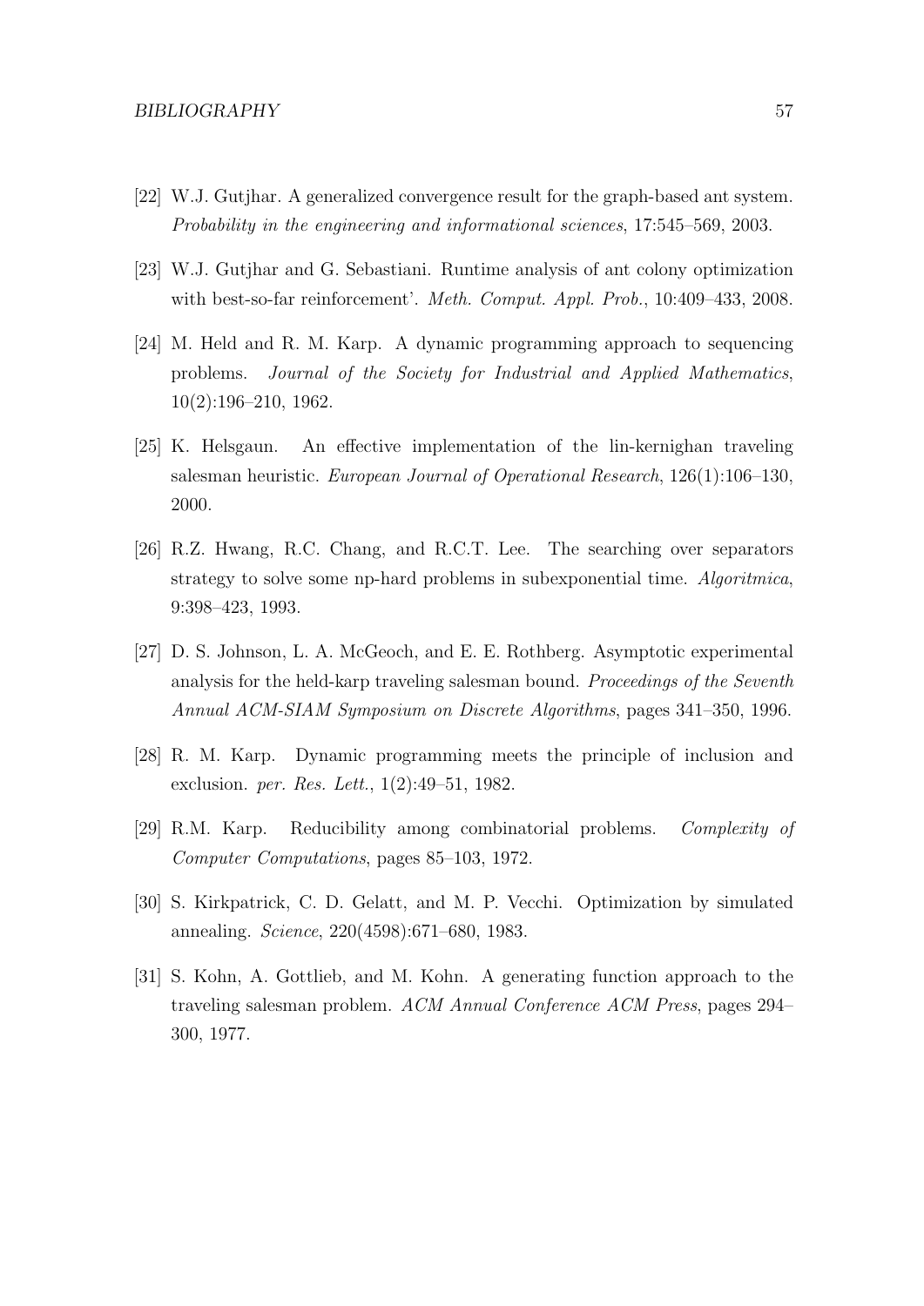[22] W.J. Gutjhar. A generalized convergence result for the graph-based ant system. *Probability in the engineering and informational sciences*, 17:545–569, 2003.

[23] W.J. Gutjhar and G. Sebastiani. Runtime analysis of ant colony optimization with best-so-far reinforcement'. *Meth. Comput. Appl. Prob.*, 10:409–433, 2008.

[24] M. Held and R. M. Karp. A dynamic programming approach to sequencing problems. *Journal of the Society for Industrial and Applied Mathematics*, 10(2):196–210, 1962.

[25] K. Helsgaun. An effective implementation of the lin-kernighan traveling salesman heuristic. *European Journal of Operational Research*, 126(1):106–130, 2000.

[26] R.Z. Hwang, R.C. Chang, and R.C.T. Lee. The searching over separators strategy to solve some np-hard problems in subexponential time. *Algoritmica*, 9:398–423, 1993.

[27] D. S. Johnson, L. A. McGeoch, and E. E. Rothberg. Asymptotic experimental analysis for the held-karp traveling salesman bound. *Proceedings of the Seventh Annual ACM-SIAM Symposium on Discrete Algorithms*, pages 341–350, 1996.

[28] R. M. Karp. Dynamic programming meets the principle of inclusion and exclusion. *per. Res. Lett.*, 1(2):49–51, 1982.

[29] R.M. Karp. Reducibility among combinatorial problems. *Complexity of Computer Computations*, pages 85–103, 1972.

[30] S. Kirkpatrick, C. D. Gelatt, and M. P. Vecchi. Optimization by simulated annealing. *Science*, 220(4598):671–680, 1983.

[31] S. Kohn, A. Gottlieb, and M. Kohn. A generating function approach to the traveling salesman problem. *ACM Annual Conference ACM Press*, pages 294–300, 1977.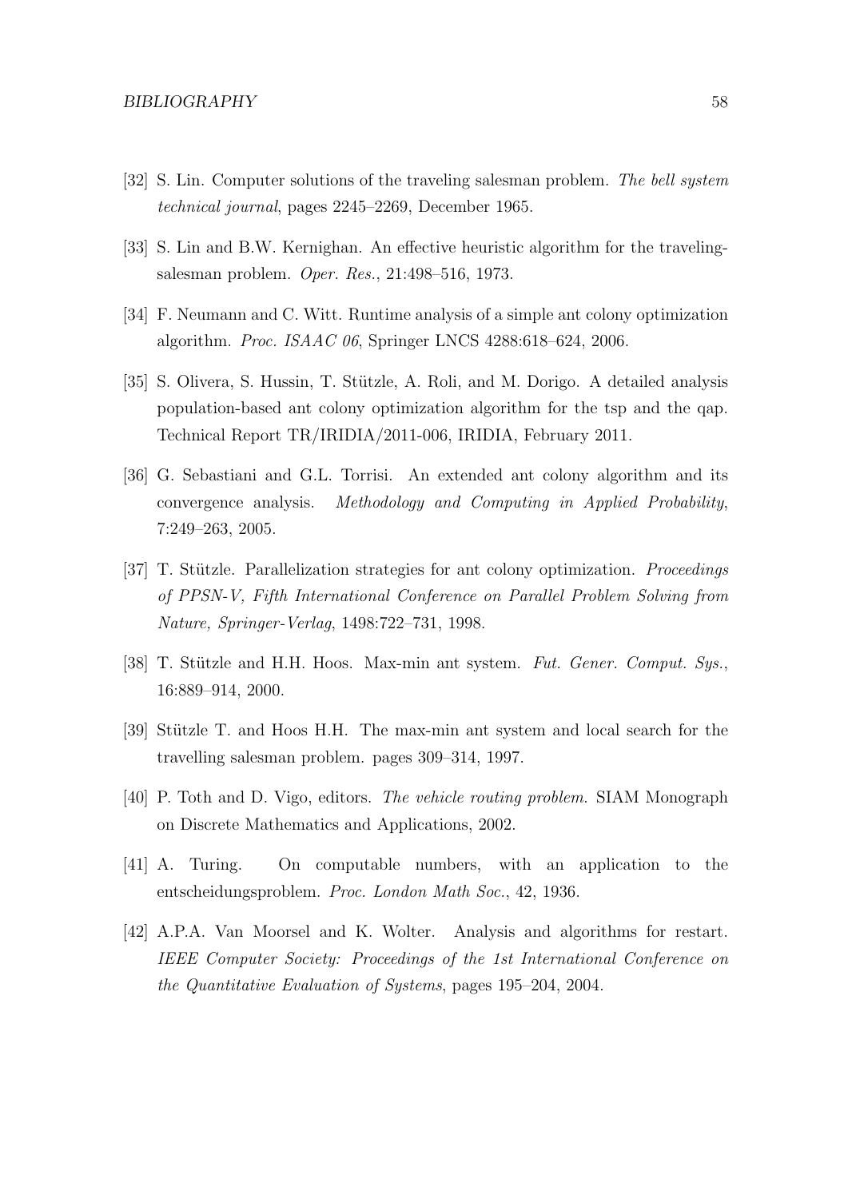[32] S. Lin. Computer solutions of the traveling salesman problem. *The bell system technical journal*, pages 2245–2269, December 1965.

[33] S. Lin and B.W. Kernighan. An effective heuristic algorithm for the traveling-salesman problem. *Oper. Res.*, 21:498–516, 1973.

[34] F. Neumann and C. Witt. Runtime analysis of a simple ant colony optimization algorithm. *Proc. ISAAC 06*, Springer LNCS 4288:618–624, 2006.

[35] S. Olivera, S. Hussin, T. Stützle, A. Roli, and M. Dorigo. A detailed analysis population-based ant colony optimization algorithm for the tsp and the qap. Technical Report TR/IRIDIA/2011-006, IRIDIA, February 2011.

[36] G. Sebastiani and G.L. Torrisi. An extended ant colony algorithm and its convergence analysis. *Methodology and Computing in Applied Probability*, 7:249–263, 2005.

[37] T. Stützle. Parallelization strategies for ant colony optimization. *Proceedings of PPSN-V, Fifth International Conference on Parallel Problem Solving from Nature, Springer-Verlag*, 1498:722–731, 1998.

[38] T. Stützle and H.H. Hoos. Max-min ant system. *Fut. Gener. Comput. Sys.*, 16:889–914, 2000.

[39] Stützle T. and Hoos H.H. The max-min ant system and local search for the travelling salesman problem. pages 309–314, 1997.

[40] P. Toth and D. Vigo, editors. *The vehicle routing problem*. SIAM Monograph on Discrete Mathematics and Applications, 2002.

[41] A. Turing. On computable numbers, with an application to the entscheidungsproblem. *Proc. London Math Soc.*, 42, 1936.

[42] A.P.A. Van Moorsel and K. Wolter. Analysis and algorithms for restart. *IEEE Computer Society: Proceedings of the 1st International Conference on the Quantitative Evaluation of Systems*, pages 195–204, 2004.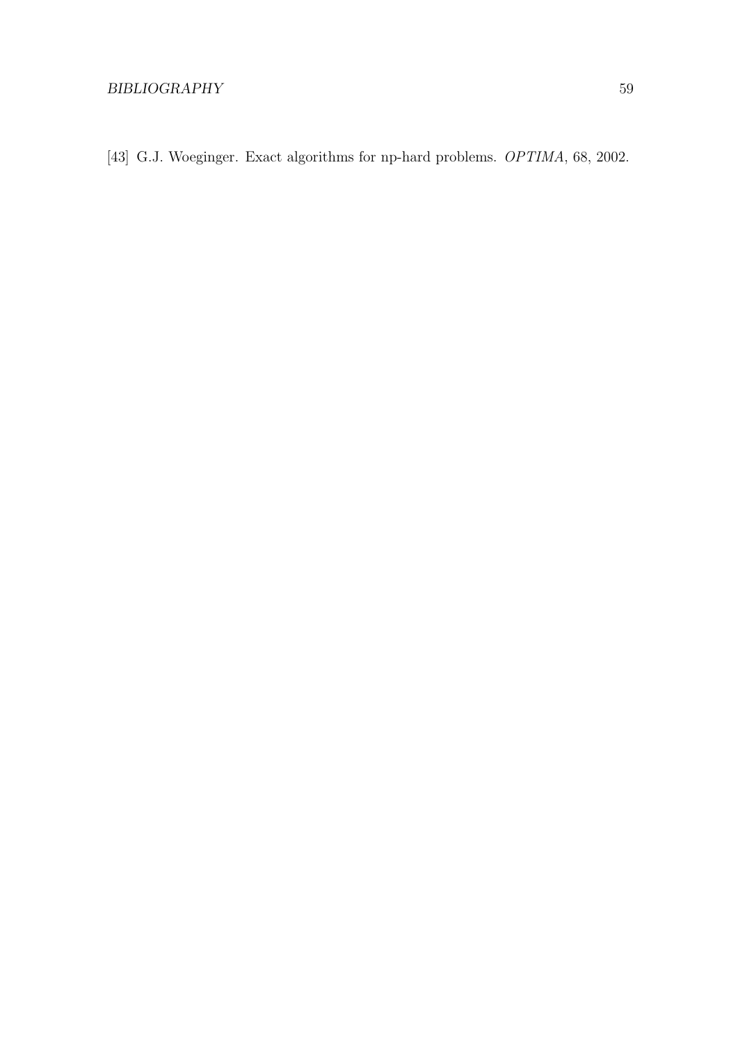[43] G.J. Woeginger. Exact algorithms for np-hard problems. *OPTIMA*, 68, 2002.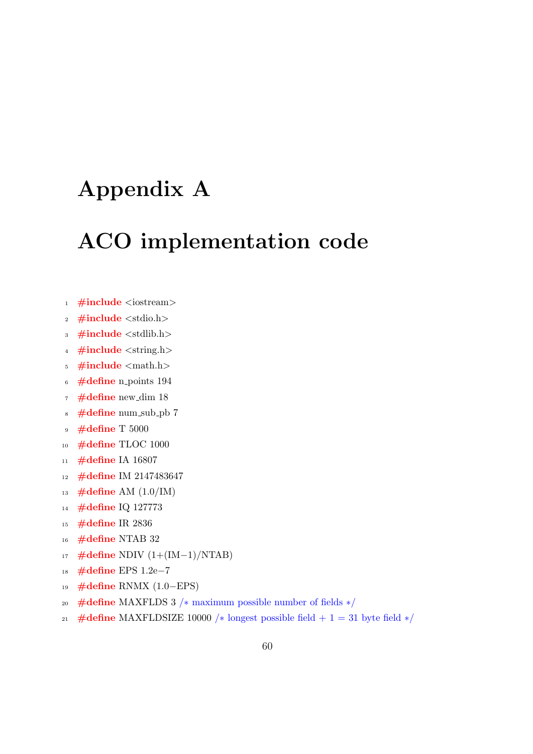# Appendix A

# ACO implementation code

```
#include <iostream>
#include <stdio.h>
#include <stdlib.h>
#include <string.h>
#include <math.h>
#define n_points 194
#define new_dim 18
#define num_sub_pb 7
#define T 5000
#define TLOC 1000
#define IA 16807
#define IM 2147483647
#define AM (1.0/IM)
#define IQ 127773
#define IR 2836
#define NTAB 32
#define NDIV (1+(IM-1)/NTAB)
#define EPS 1.2e-7
#define RNMX (1.0-EPS)
#define MAXFLDS 3 /* maximum possible number of fields */
#define MAXFLDSIZE 10000 /* longest possible field + 1 = 31 byte field */
```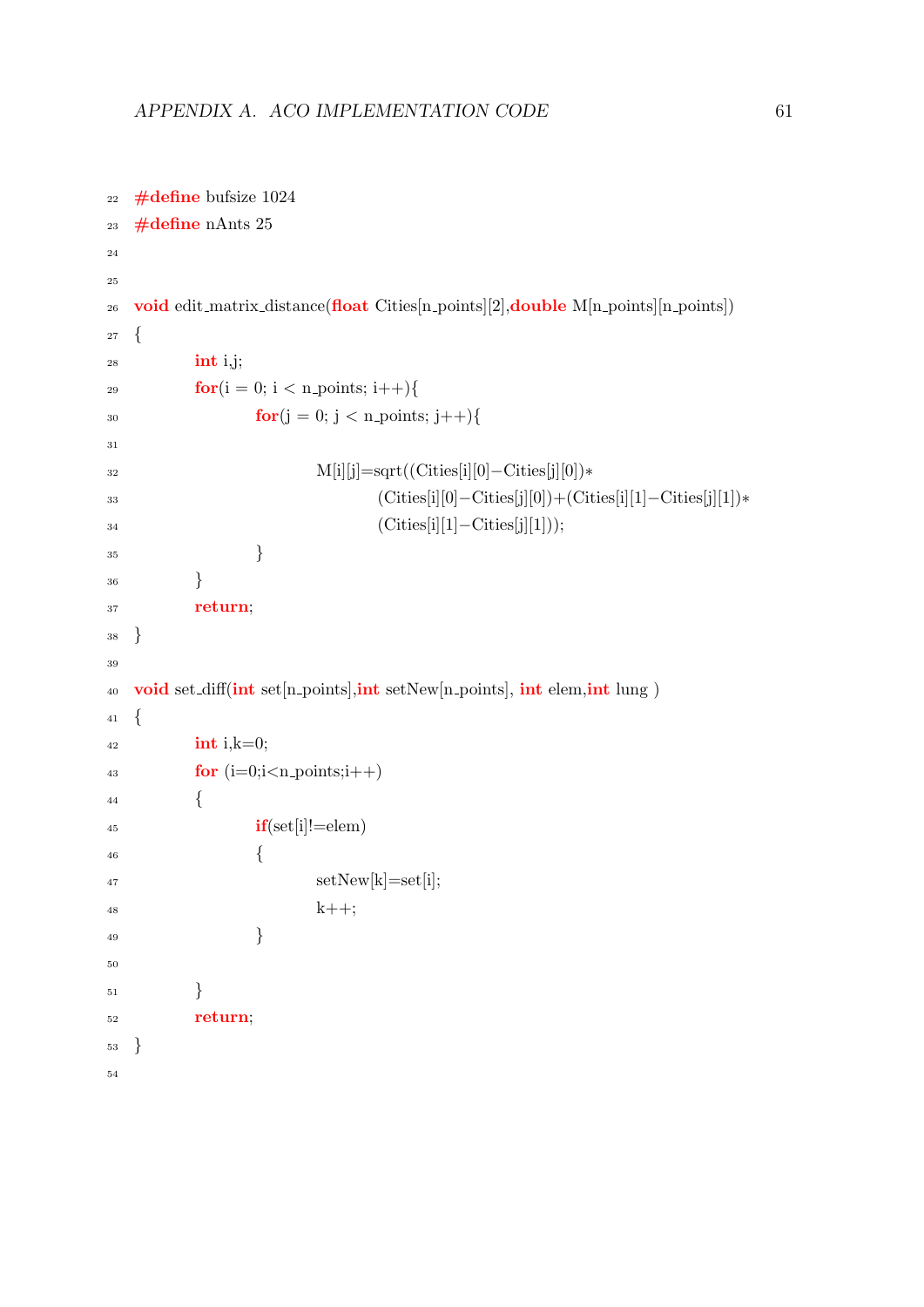```c
#define bufsize 1024
#define nAnts 25


void edit_matrix_distance(float Cities[n_points][2],double M[n_points][n_points])
{
	int i,j;
	for(i = 0; i < n_points; i++){
		for(j = 0; j < n_points; j++){

			M[i][j]=sqrt((Cities[i][0]-Cities[j][0])*
				(Cities[i][0]-Cities[j][0])+(Cities[i][1]-Cities[j][1])*
				(Cities[i][1]-Cities[j][1]));
		}
	}
	return;
}

void set_diff(int set[n_points],int setNew[n_points], int elem,int lung )
{
	int i,k=0;
	for (i=0;i<n_points;i++)
	{
		if(set[i]!=elem)
		{
			setNew[k]=set[i];
			k++;
		}

	}
	return;
}

```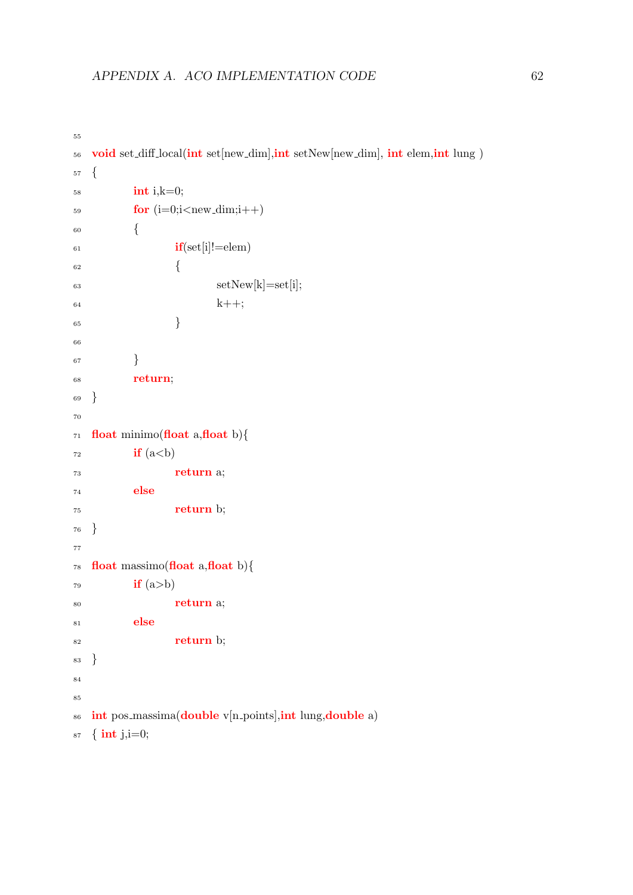```
void set_diff_local(int set[new_dim],int setNew[new_dim], int elem,int lung )
{
        int i,k=0;
        for (i=0;i<new_dim;i++)
        {
                if(set[i]!=elem)
                {
                        setNew[k]=set[i];
                        k++;
                }

        }
        return;
}

float minimo(float a,float b){
        if (a<b)
                return a;
        else
                return b;
}

float massimo(float a,float b){
        if (a>b)
                return a;
        else
                return b;
}


int pos_massima(double v[n_points],int lung,double a)
{ int j,i=0;
```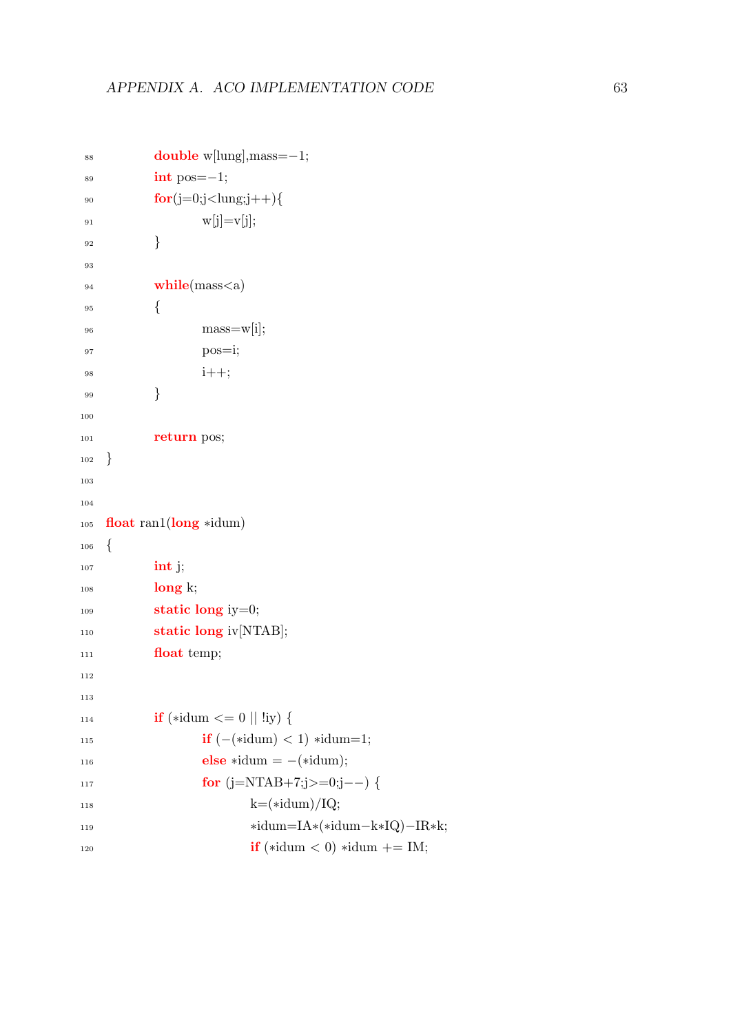```
88          double w[lung],mass=-1;
89          int pos=-1;
90          for(j=0;j<lung;j++){
91                  w[j]=v[j];
92          }
93
94          while(mass<a)
95          {
96                  mass=w[i];
97                  pos=i;
98                  i++;
99          }
100
101         return pos;
102 }
103
104
105 float ran1(long *idum)
106 {
107         int j;
108         long k;
109         static long iy=0;
110         static long iv[NTAB];
111         float temp;
112
113
114         if (*idum <= 0 || !iy) {
115                 if (-(*idum) < 1) *idum=1;
116                 else *idum = -(*idum);
117                 for (j=NTAB+7;j>=0;j--) {
118                         k=(*idum)/IQ;
119                         *idum=IA*(*idum-k*IQ)-IR*k;
120                         if (*idum < 0) *idum += IM;
```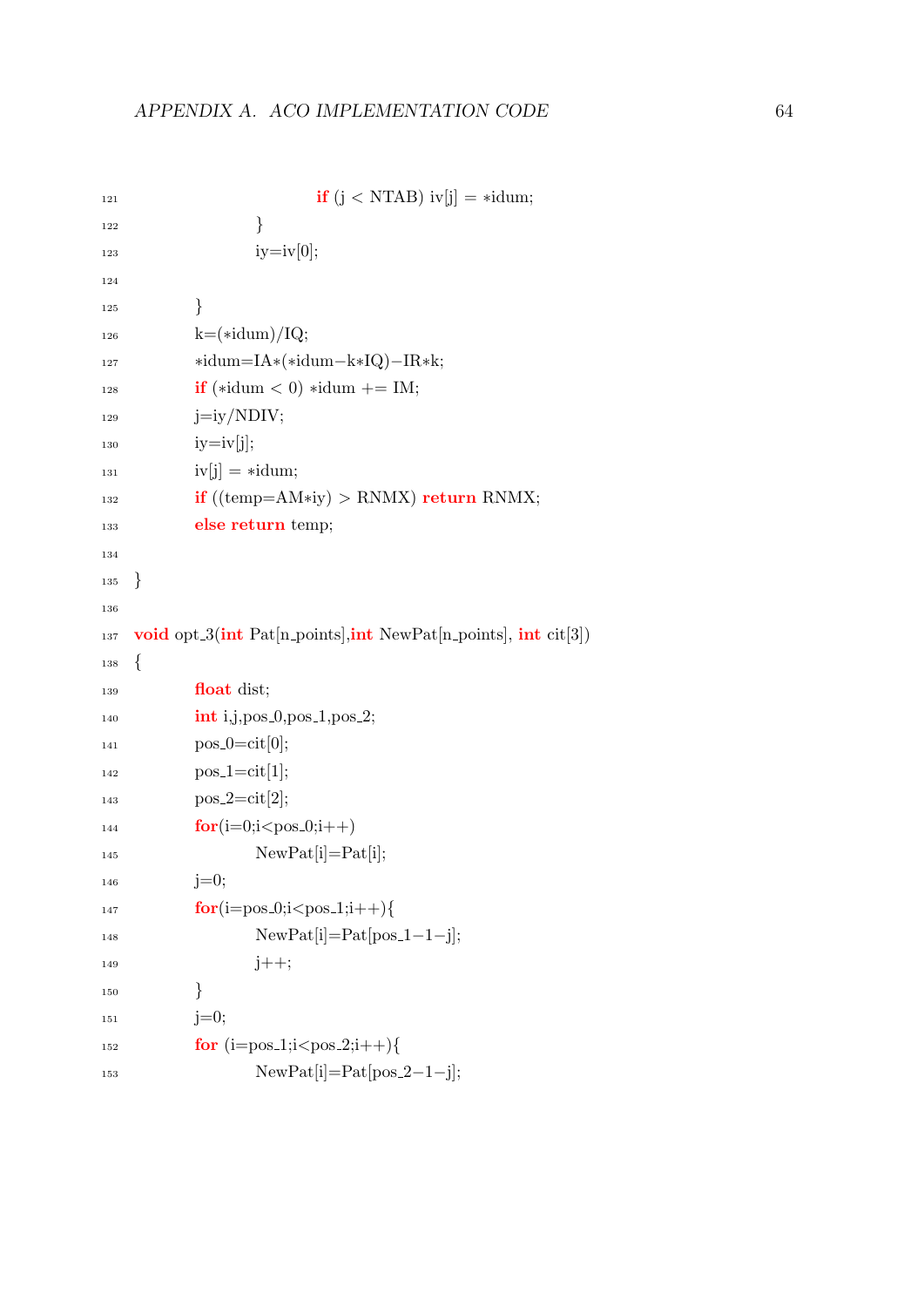```
121                 if (j < NTAB) iv[j] = *idum;
122             }
123             iy=iv[0];
124 
125     }
126     k=(*idum)/IQ;
127     *idum=IA*(*idum-k*IQ)-IR*k;
128     if (*idum < 0) *idum += IM;
129     j=iy/NDIV;
130     iy=iv[j];
131     iv[j] = *idum;
132     if ((temp=AM*iy) > RNMX) return RNMX;
133     else return temp;
134 
135 }
136 
137 void opt_3(int Pat[n_points],int NewPat[n_points], int cit[3])
138 {
139     float dist;
140     int i,j,pos_0,pos_1,pos_2;
141     pos_0=cit[0];
142     pos_1=cit[1];
143     pos_2=cit[2];
144     for(i=0;i<pos_0;i++)
145         NewPat[i]=Pat[i];
146     j=0;
147     for(i=pos_0;i<pos_1;i++){
148         NewPat[i]=Pat[pos_1-1-j];
149         j++;
150     }
151     j=0;
152     for (i=pos_1;i<pos_2;i++){
153         NewPat[i]=Pat[pos_2-1-j];
```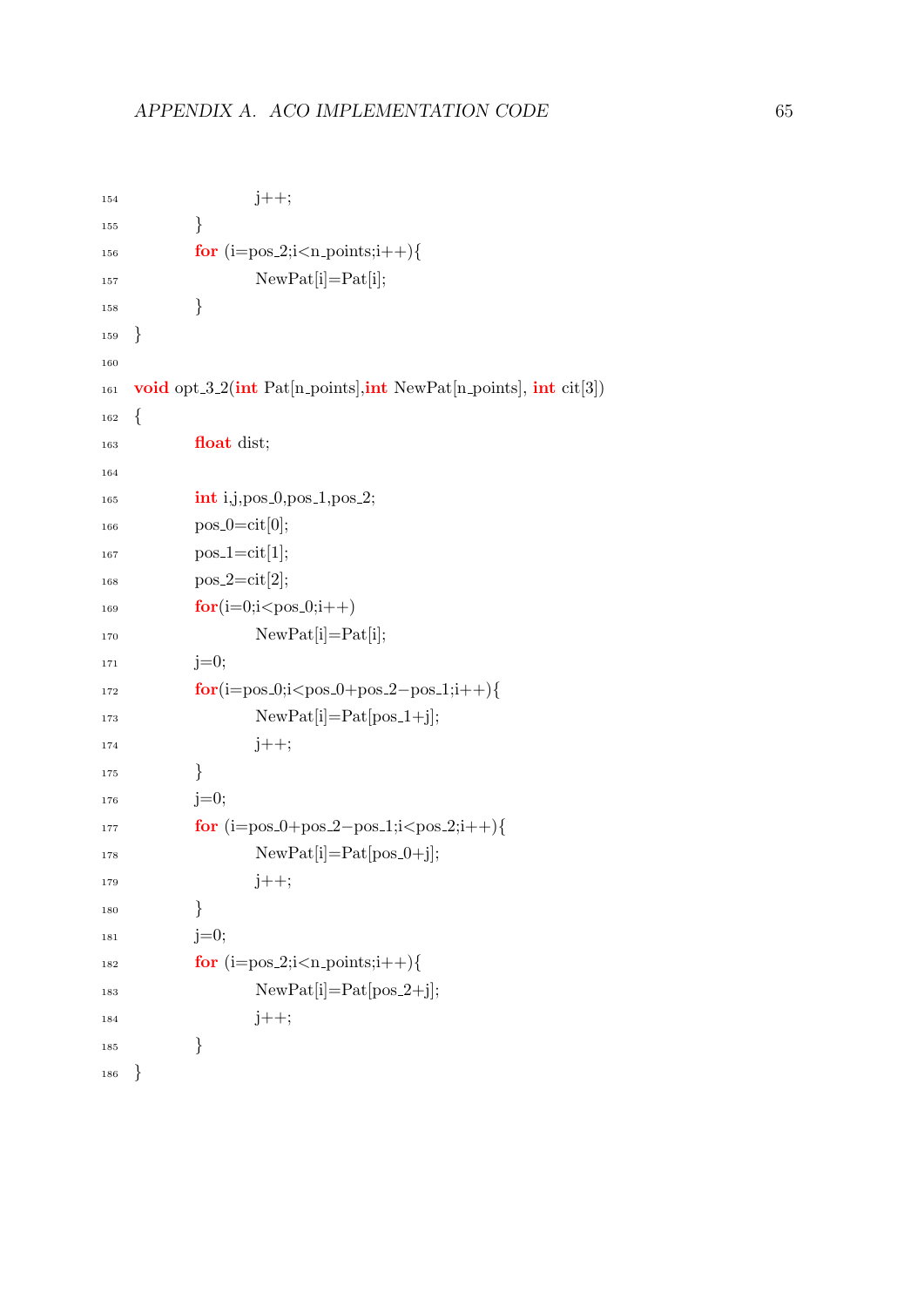```
                j++;
        }
        for (i=pos_2;i<n_points;i++){
                NewPat[i]=Pat[i];
        }
}

void opt_3_2(int Pat[n_points],int NewPat[n_points], int cit[3])
{
        float dist;

        int i,j,pos_0,pos_1,pos_2;
        pos_0=cit[0];
        pos_1=cit[1];
        pos_2=cit[2];
        for(i=0;i<pos_0;i++)
                NewPat[i]=Pat[i];
        j=0;
        for(i=pos_0;i<pos_0+pos_2-pos_1;i++){
                NewPat[i]=Pat[pos_1+j];
                j++;
        }
        j=0;
        for (i=pos_0+pos_2-pos_1;i<pos_2;i++){
                NewPat[i]=Pat[pos_0+j];
                j++;
        }
        j=0;
        for (i=pos_2;i<n_points;i++){
                NewPat[i]=Pat[pos_2+j];
                j++;
        }
}
```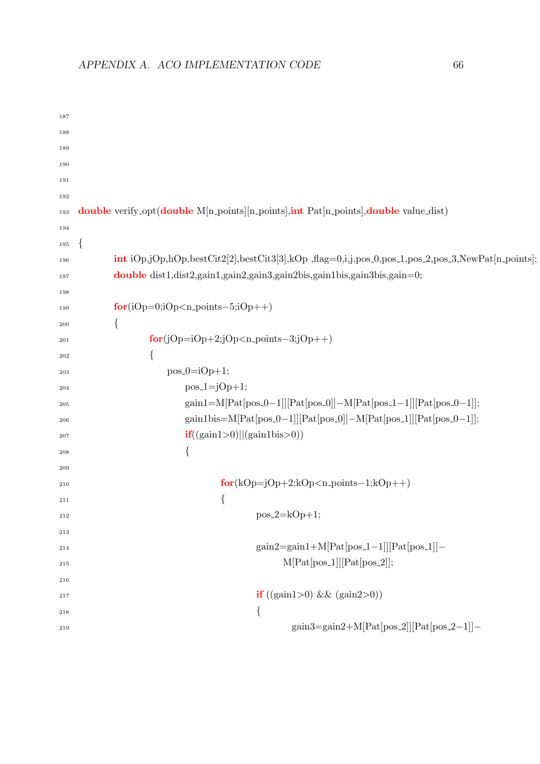```
double verify_opt(double M[n_points][n_points],int Pat[n_points],double value_dist)

{
        int iOp,jOp,hOp,bestCit2[2],bestCit3[3],kOp ,flag=0,i,j,pos_0,pos_1,pos_2,pos_3,NewPat[n_points];
        double dist1,dist2,gain1,gain2,gain3,gain2bis,gain1bis,gain3bis,gain=0;

        for(iOp=0;iOp<n_points-5;iOp++)
        {
                for(jOp=iOp+2;jOp<n_points-3;jOp++)
                {
                    pos_0=iOp+1;
                        pos_1=jOp+1;
                        gain1=M[Pat[pos_0-1]][Pat[pos_0]]-M[Pat[pos_1-1]][Pat[pos_0-1]];
                        gain1bis=M[Pat[pos_0-1]][Pat[pos_0]]-M[Pat[pos_1]][Pat[pos_0-1]];
                        if((gain1>0)||(gain1bis>0))
                        {

                                for(kOp=jOp+2;kOp<n_points-1;kOp++)
                                {
                                        pos_2=kOp+1;

                                        gain2=gain1+M[Pat[pos_1-1]][Pat[pos_1]]-
                                                M[Pat[pos_1]][Pat[pos_2]];

                                        if ((gain1>0) && (gain2>0))
                                        {
                                                gain3=gain2+M[Pat[pos_2]][Pat[pos_2-1]]-
```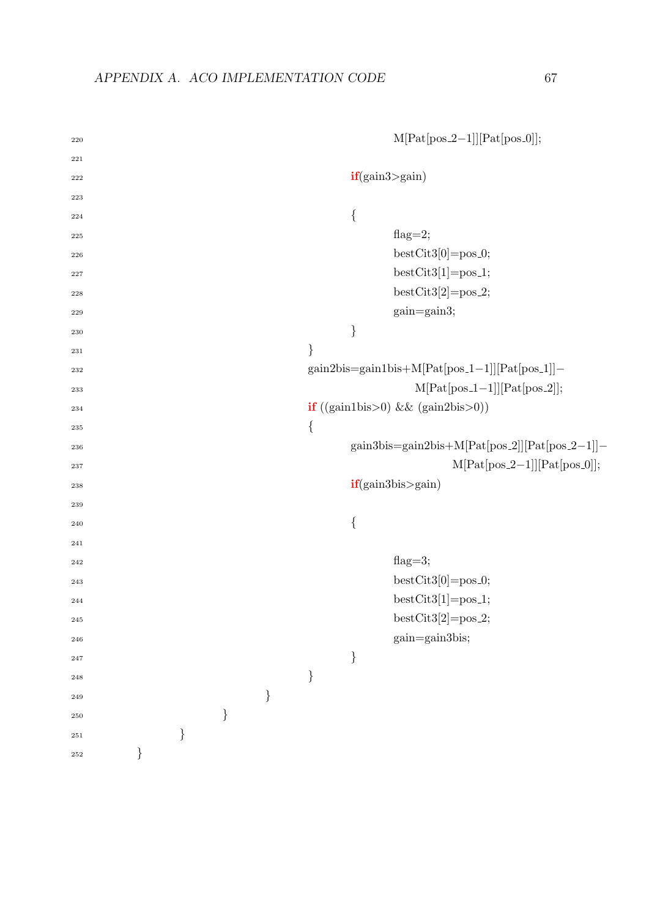```
220                                         M[Pat[pos_2-1]][Pat[pos_0]];
221
222                                 if(gain3>gain)
223
224                                 {
225                                         flag=2;
226                                         bestCit3[0]=pos_0;
227                                         bestCit3[1]=pos_1;
228                                         bestCit3[2]=pos_2;
229                                         gain=gain3;
230                                 }
231                         }
232                         gain2bis=gain1bis+M[Pat[pos_1-1]][Pat[pos_1]]-
233                                         M[Pat[pos_1-1]][Pat[pos_2]];
234                         if ((gain1bis>0) && (gain2bis>0))
235                         {
236                                 gain3bis=gain2bis+M[Pat[pos_2]][Pat[pos_2-1]]-
237                                                 M[Pat[pos_2-1]][Pat[pos_0]];
238                                 if(gain3bis>gain)
239
240                                 {
241
242                                         flag=3;
243                                         bestCit3[0]=pos_0;
244                                         bestCit3[1]=pos_1;
245                                         bestCit3[2]=pos_2;
246                                         gain=gain3bis;
247                                 }
248                         }
249                 }
250             }
251         }
252     }
```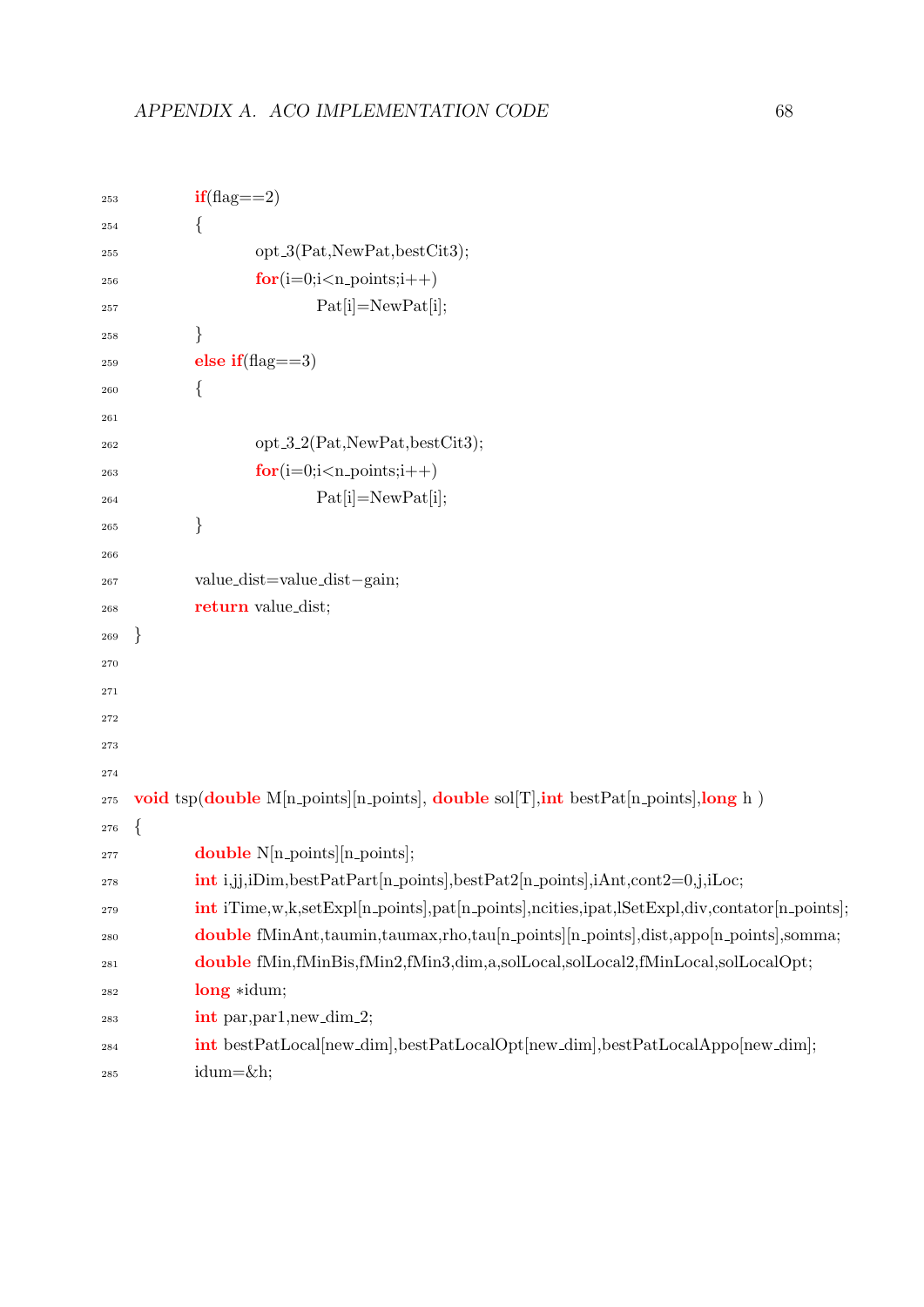```
253         if(flag==2)
254         {
255                 opt_3(Pat,NewPat,bestCit3);
256                 for(i=0;i<n_points;i++)
257                         Pat[i]=NewPat[i];
258         }
259         else if(flag==3)
260         {
261 
262                 opt_3_2(Pat,NewPat,bestCit3);
263                 for(i=0;i<n_points;i++)
264                         Pat[i]=NewPat[i];
265         }
266 
267         value_dist=value_dist-gain;
268         return value_dist;
269 }
270 
271 
272 
273 
274 
275 void tsp(double M[n_points][n_points], double sol[T],int bestPat[n_points],long h )
276 {
277         double N[n_points][n_points];
278         int i,jj,iDim,bestPatPart[n_points],bestPat2[n_points],iAnt,cont2=0,j,iLoc;
279         int iTime,w,k,setExpl[n_points],pat[n_points],ncities,ipat,lSetExpl,div,contator[n_points];
280         double fMinAnt,taumin,taumax,rho,tau[n_points][n_points],dist,appo[n_points],somma;
281         double fMin,fMinBis,fMin2,fMin3,dim,a,solLocal,solLocal2,fMinLocal,solLocalOpt;
282         long *idum;
283         int par,par1,new_dim_2;
284         int bestPatLocal[new_dim],bestPatLocalOpt[new_dim],bestPatLocalAppo[new_dim];
285         idum=&h;
```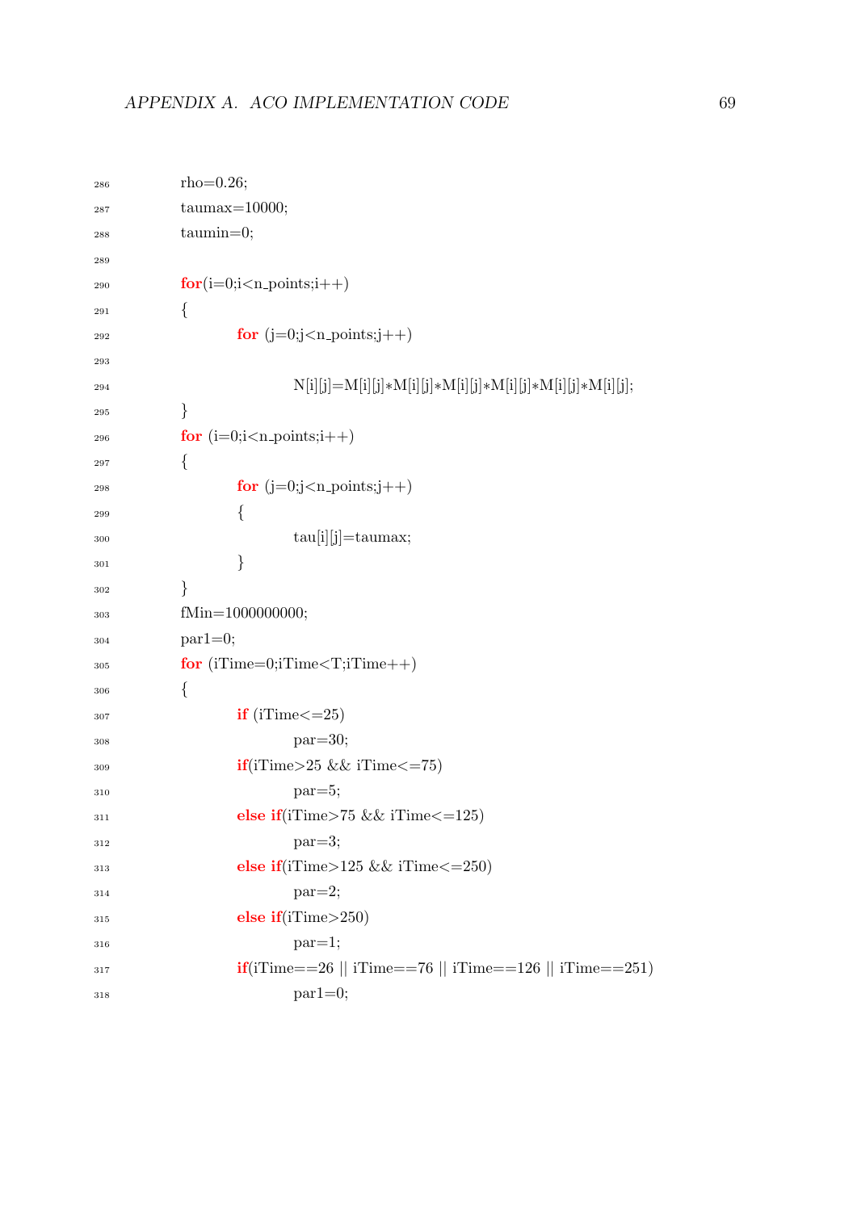```
286     rho=0.26;
287     taumax=10000;
288     taumin=0;
289 
290     for(i=0;i<n_points;i++)
291     {
292             for (j=0;j<n_points;j++)
293 
294                     N[i][j]=M[i][j]*M[i][j]*M[i][j]*M[i][j]*M[i][j]*M[i][j];
295     }
296     for (i=0;i<n_points;i++)
297     {
298             for (j=0;j<n_points;j++)
299             {
300                     tau[i][j]=taumax;
301             }
302     }
303     fMin=1000000000;
304     par1=0;
305     for (iTime=0;iTime<T;iTime++)
306     {
307             if (iTime<=25)
308                     par=30;
309             if(iTime>25 && iTime<=75)
310                     par=5;
311             else if(iTime>75 && iTime<=125)
312                     par=3;
313             else if(iTime>125 && iTime<=250)
314                     par=2;
315             else if(iTime>250)
316                     par=1;
317             if(iTime==26 || iTime==76 || iTime==126 || iTime==251)
318                     par1=0;
```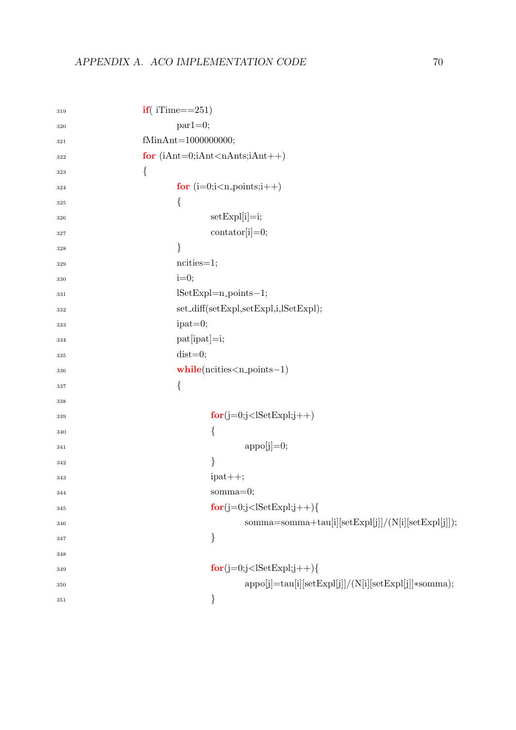```
if( iTime==251)
        par1=0;
fMinAnt=1000000000;
for (iAnt=0;iAnt<nAnts;iAnt++)
{
        for (i=0;i<n_points;i++)
        {
                setExpl[i]=i;
                contator[i]=0;
        }
        ncities=1;
        i=0;
        lSetExpl=n_points-1;
        set_diff(setExpl,setExpl,i,lSetExpl);
        ipat=0;
        pat[ipat]=i;
        dist=0;
        while(ncities<n_points-1)
        {

                for(j=0;j<lSetExpl;j++)
                {
                        appo[j]=0;
                }
                ipat++;
                somma=0;
                for(j=0;j<lSetExpl;j++){
                        somma=somma+tau[i][setExpl[j]]/(N[i][setExpl[j]]);
                }

                for(j=0;j<lSetExpl;j++){
                        appo[j]=tau[i][setExpl[j]]/(N[i][setExpl[j]]*somma);
                }
```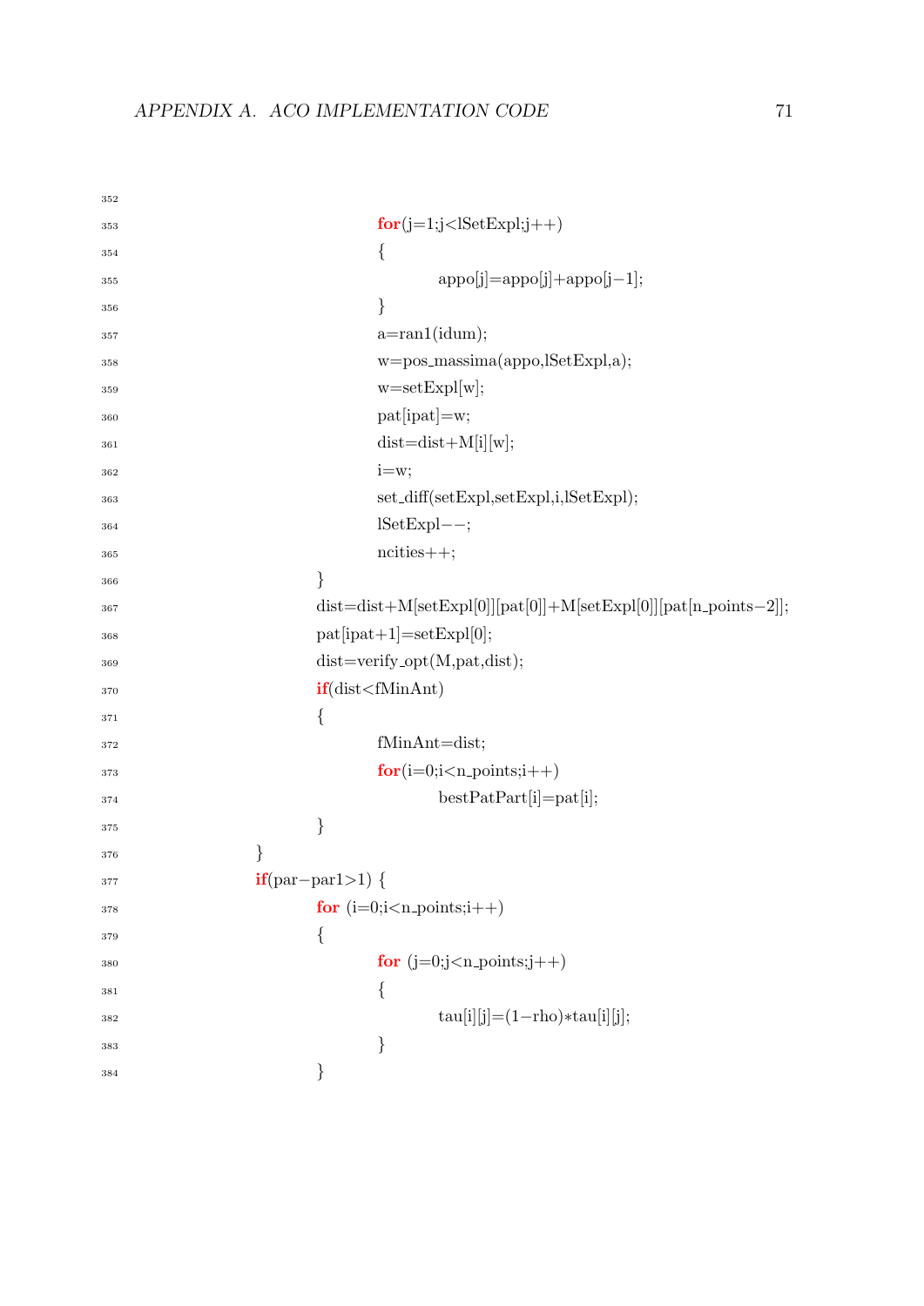```
352
353                         for(j=1;j<lSetExpl;j++)
354                         {
355                                 appo[j]=appo[j]+appo[j-1];
356                         }
357                         a=ran1(idum);
358                         w=pos_massima(appo,lSetExpl,a);
359                         w=setExpl[w];
360                         pat[ipat]=w;
361                         dist=dist+M[i][w];
362                         i=w;
363                         set_diff(setExpl,setExpl,i,lSetExpl);
364                         lSetExpl--;
365                         ncities++;
366                 }
367                 dist=dist+M[setExpl[0]][pat[0]]+M[setExpl[0]][pat[n_points-2]];
368                 pat[ipat+1]=setExpl[0];
369                 dist=verify_opt(M,pat,dist);
370                 if(dist<fMinAnt)
371                 {
372                         fMinAnt=dist;
373                         for(i=0;i<n_points;i++)
374                                 bestPatPart[i]=pat[i];
375                 }
376         }
377         if(par-par1>1) {
378                 for (i=0;i<n_points;i++)
379                 {
380                         for (j=0;j<n_points;j++)
381                         {
382                                 tau[i][j]=(1-rho)*tau[i][j];
383                         }
384                 }
```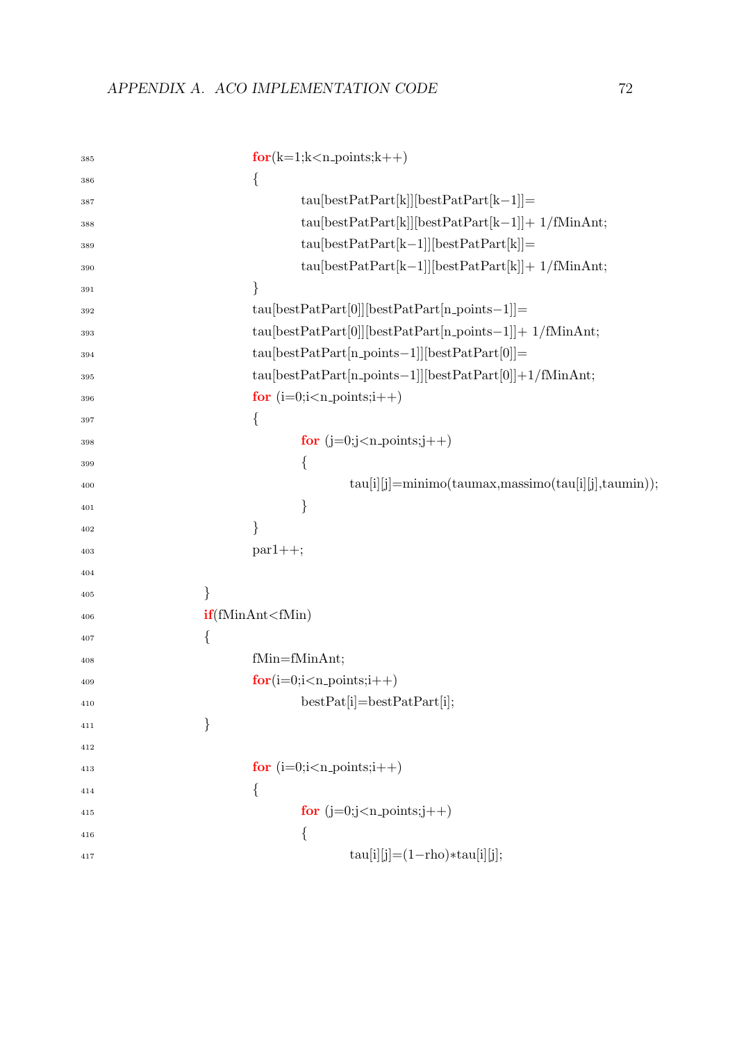```
385                 for(k=1;k<n_points;k++)
386                 {
387                     tau[bestPatPart[k]][bestPatPart[k-1]]=
388                     tau[bestPatPart[k]][bestPatPart[k-1]]+ 1/fMinAnt;
389                     tau[bestPatPart[k-1]][bestPatPart[k]]=
390                     tau[bestPatPart[k-1]][bestPatPart[k]]+ 1/fMinAnt;
391                 }
392                 tau[bestPatPart[0]][bestPatPart[n_points-1]]=
393                 tau[bestPatPart[0]][bestPatPart[n_points-1]]+ 1/fMinAnt;
394                 tau[bestPatPart[n_points-1]][bestPatPart[0]]=
395                 tau[bestPatPart[n_points-1]][bestPatPart[0]]+1/fMinAnt;
396                 for (i=0;i<n_points;i++)
397                 {
398                     for (j=0;j<n_points;j++)
399                     {
400                         tau[i][j]=minimo(taumax,massimo(tau[i][j],taumin));
401                     }
402                 }
403                 par1++;
404
405             }
406             if(fMinAnt<fMin)
407             {
408                 fMin=fMinAnt;
409                 for(i=0;i<n_points;i++)
410                     bestPat[i]=bestPatPart[i];
411             }
412
413                 for (i=0;i<n_points;i++)
414                 {
415                     for (j=0;j<n_points;j++)
416                     {
417                         tau[i][j]=(1-rho)*tau[i][j];
```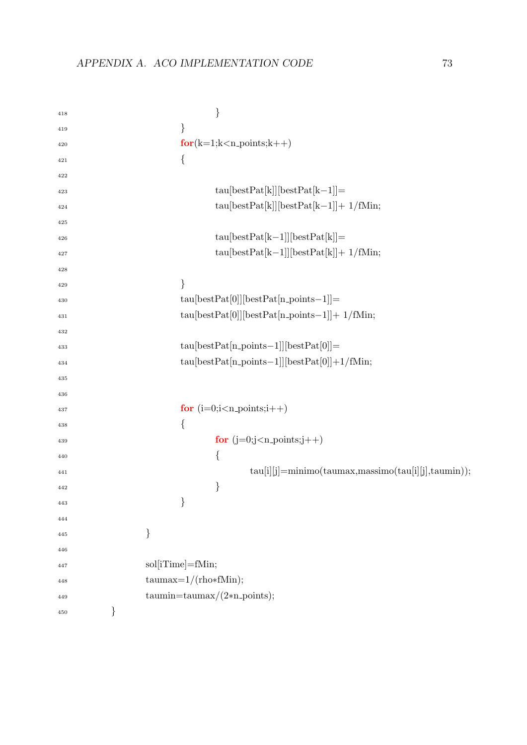```
418                     }
419             }
420             for(k=1;k<n_points;k++)
421             {
422 
423                     tau[bestPat[k]][bestPat[k-1]]=
424                     tau[bestPat[k]][bestPat[k-1]]+ 1/fMin;
425 
426                     tau[bestPat[k-1]][bestPat[k]]=
427                     tau[bestPat[k-1]][bestPat[k]]+ 1/fMin;
428 
429             }
430             tau[bestPat[0]][bestPat[n_points-1]]=
431             tau[bestPat[0]][bestPat[n_points-1]]+ 1/fMin;
432 
433             tau[bestPat[n_points-1]][bestPat[0]]=
434             tau[bestPat[n_points-1]][bestPat[0]]+1/fMin;
435 
436 
437             for (i=0;i<n_points;i++)
438             {
439                     for (j=0;j<n_points;j++)
440                     {
441                             tau[i][j]=minimo(taumax,massimo(tau[i][j],taumin));
442                     }
443             }
444 
445         }
446 
447         sol[iTime]=fMin;
448         taumax=1/(rho*fMin);
449         taumin=taumax/(2*n_points);
450 }
```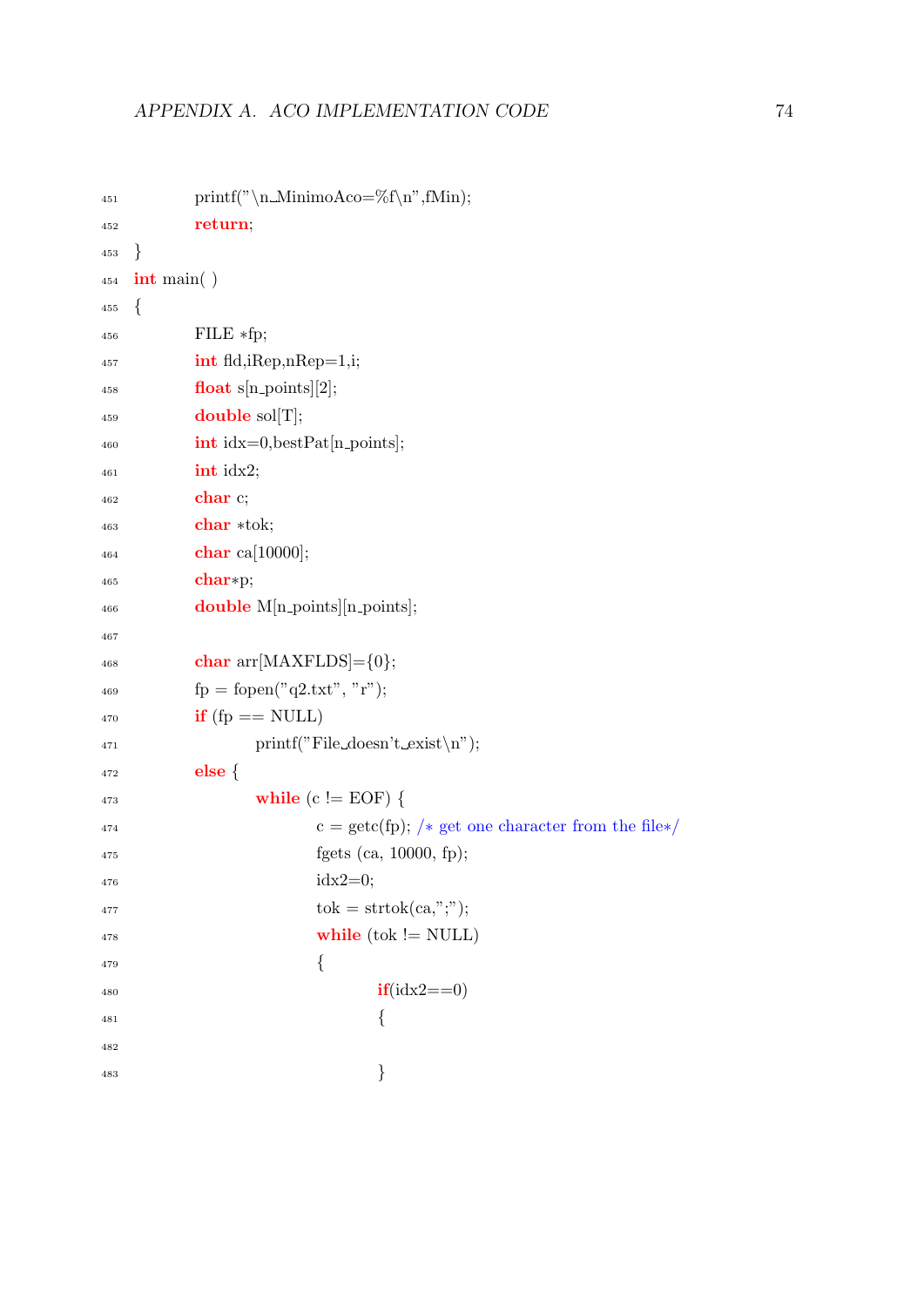```c
        printf("\n MinimoAco=%f\n",fMin);
        return;
}
int main( )
{
        FILE *fp;
        int fld,iRep,nRep=1,i;
        float s[n_points][2];
        double sol[T];
        int idx=0,bestPat[n_points];
        int idx2;
        char c;
        char *tok;
        char ca[10000];
        char*p;
        double M[n_points][n_points];

        char arr[MAXFLDS]={0};
        fp = fopen("q2.txt", "r");
        if (fp == NULL)
                printf("File doesn't exist\n");
        else {
                while (c != EOF) {
                        c = getc(fp); /* get one character from the file*/
                        fgets (ca, 10000, fp);
                        idx2=0;
                        tok = strtok(ca,";");
                        while (tok != NULL)
                        {
                                if(idx2==0)
                                {

                                }
```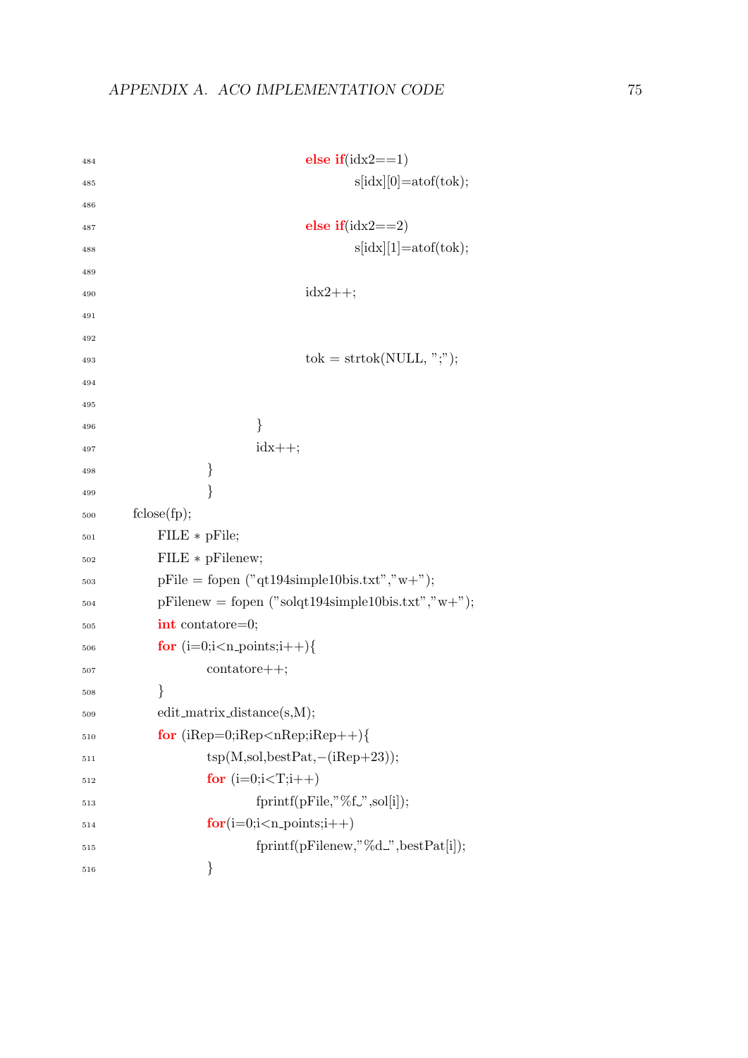```
484                                     else if(idx2==1)
485                                             s[idx][0]=atof(tok);
486
487                                     else if(idx2==2)
488                                             s[idx][1]=atof(tok);
489
490                                     idx2++;
491
492
493                                     tok = strtok(NULL, ";");
494
495
496                             }
497                             idx++;
498                     }
499                     }
500     fclose(fp);
501         FILE * pFile;
502         FILE * pFilenew;
503         pFile = fopen ("qt194simple10bis.txt","w+");
504         pFilenew = fopen ("solqt194simple10bis.txt","w+");
505         int contatore=0;
506         for (i=0;i<n_points;i++){
507                 contatore++;
508         }
509         edit_matrix_distance(s,M);
510         for (iRep=0;iRep<nRep;iRep++){
511                 tsp(M,sol,bestPat,-(iRep+23));
512                 for (i=0;i<T;i++)
513                         fprintf(pFile,"%f ",sol[i]);
514                 for(i=0;i<n_points;i++)
515                         fprintf(pFilenew,"%d ",bestPat[i]);
516                 }
```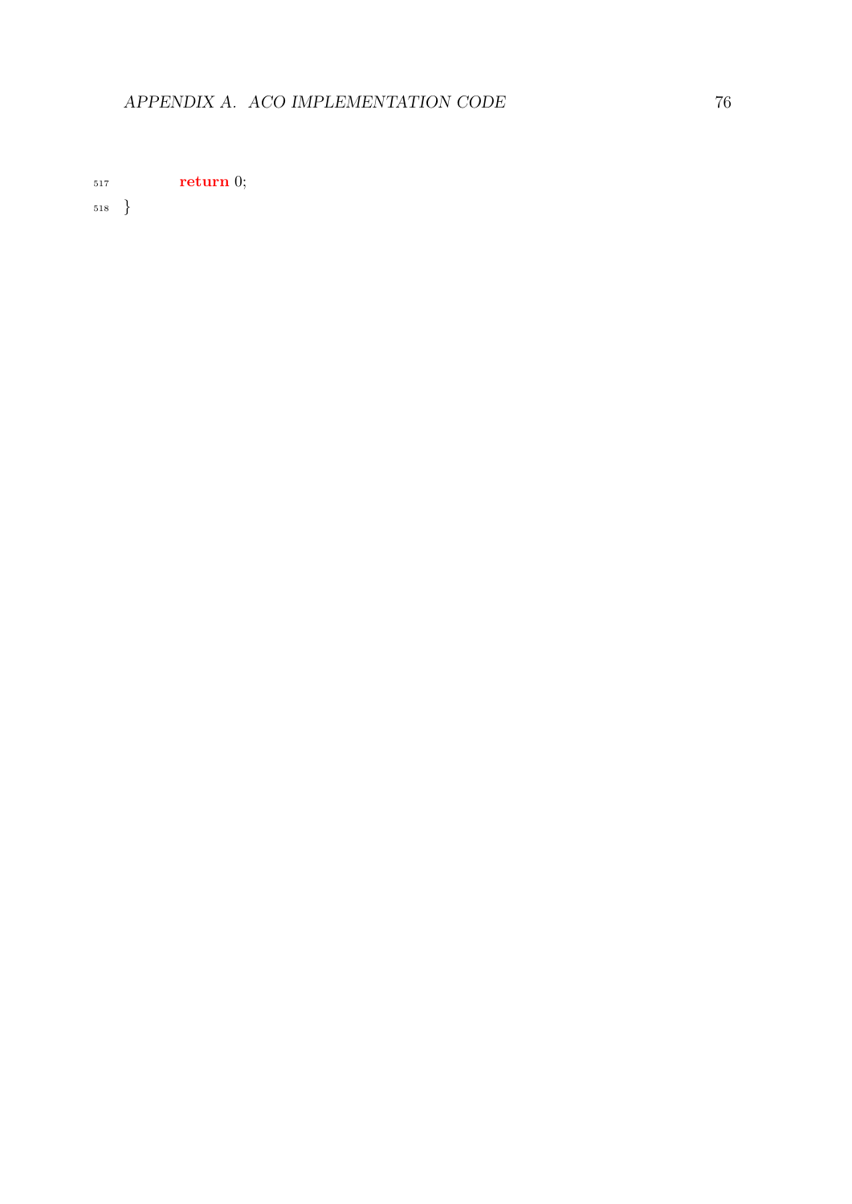```
        return 0;
}
```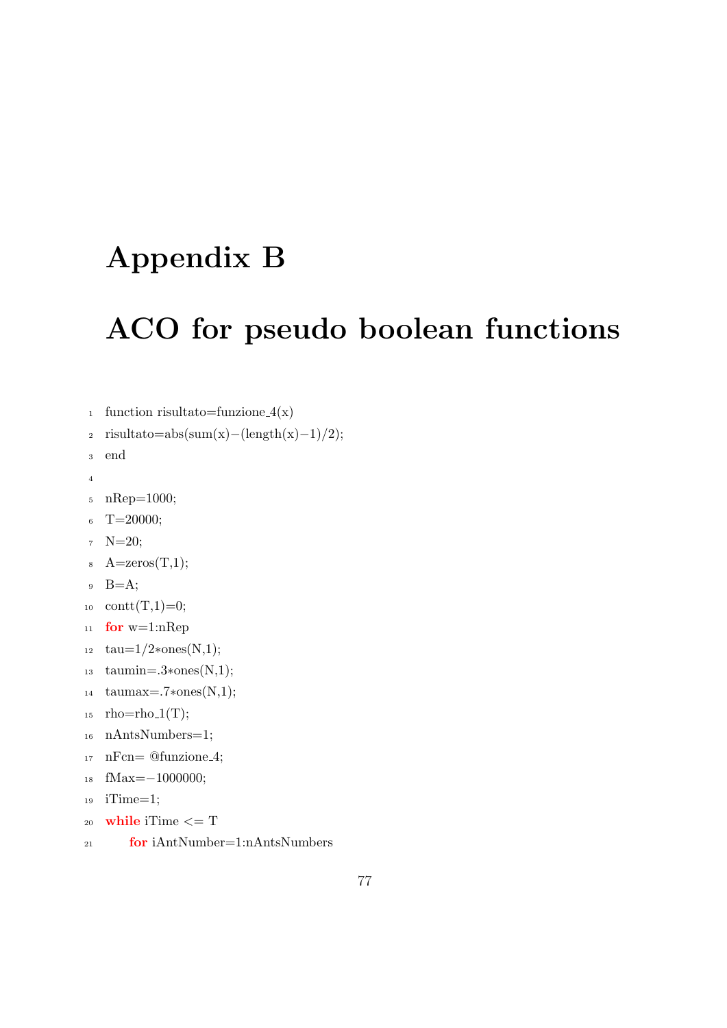# Appendix B

# ACO for pseudo boolean functions

```
function risultato=funzione_4(x)
risultato=abs(sum(x)-(length(x)-1)/2);
end

nRep=1000;
T=20000;
N=20;
A=zeros(T,1);
B=A;
contt(T,1)=0;
for w=1:nRep
tau=1/2*ones(N,1);
taumin=.3*ones(N,1);
taumax=.7*ones(N,1);
rho=rho_1(T);
nAntsNumbers=1;
nFcn= @funzione_4;
fMax=-1000000;
iTime=1;
while iTime <= T
    for iAntNumber=1:nAntsNumbers
```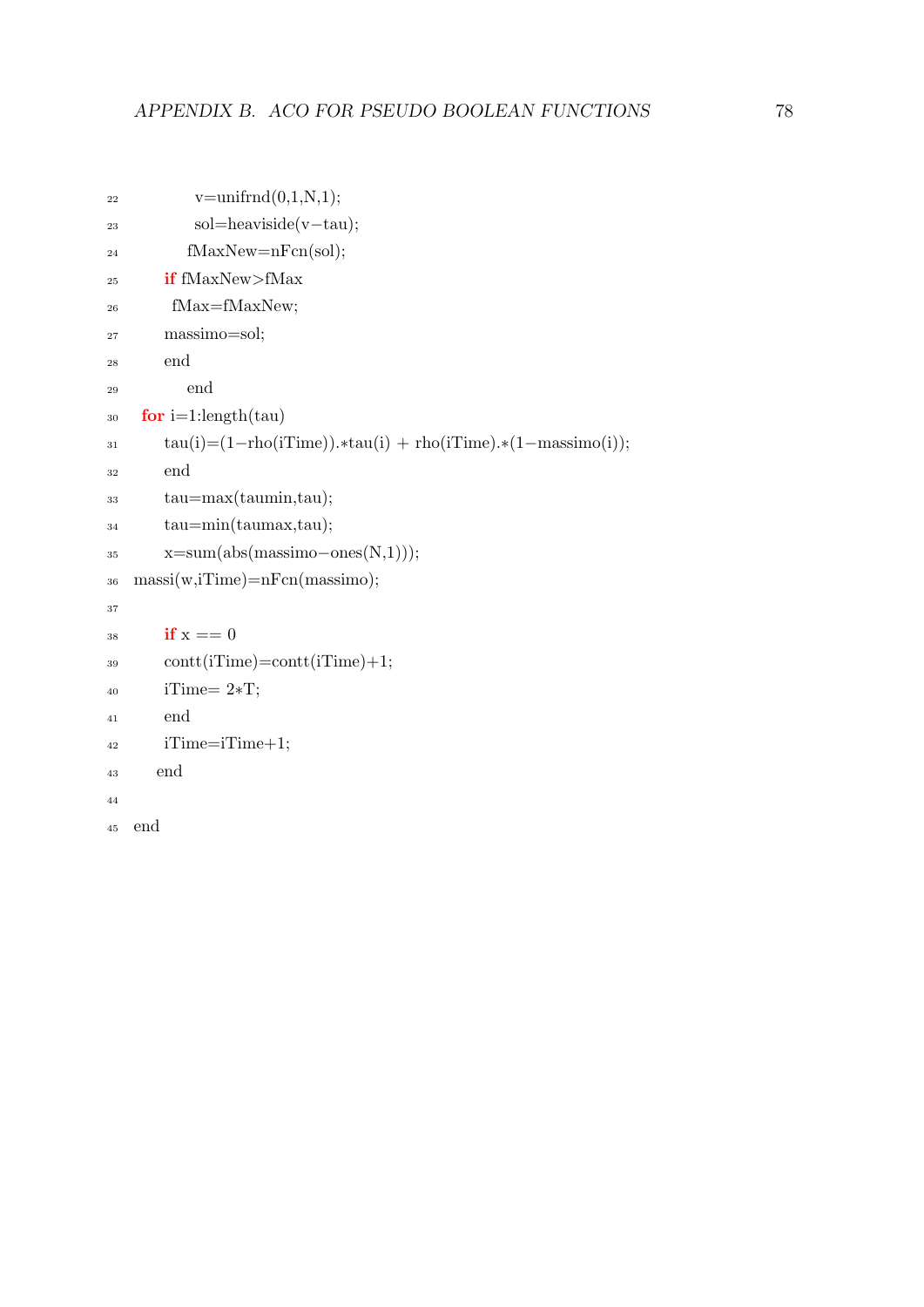```
22             v=unifrnd(0,1,N,1);
23             sol=heaviside(v-tau);
24            fMaxNew=nFcn(sol);
25        if fMaxNew>fMax
26         fMax=fMaxNew;
27        massimo=sol;
28        end
29            end
30  for i=1:length(tau)
31        tau(i)=(1-rho(iTime)).*tau(i) + rho(iTime).*(1-massimo(i));
32        end
33        tau=max(taumin,tau);
34        tau=min(taumax,tau);
35        x=sum(abs(massimo-ones(N,1)));
36 massi(w,iTime)=nFcn(massimo);
37
38        if x == 0
39        contt(iTime)=contt(iTime)+1;
40        iTime= 2*T;
41        end
42        iTime=iTime+1;
43      end
44
45 end
```